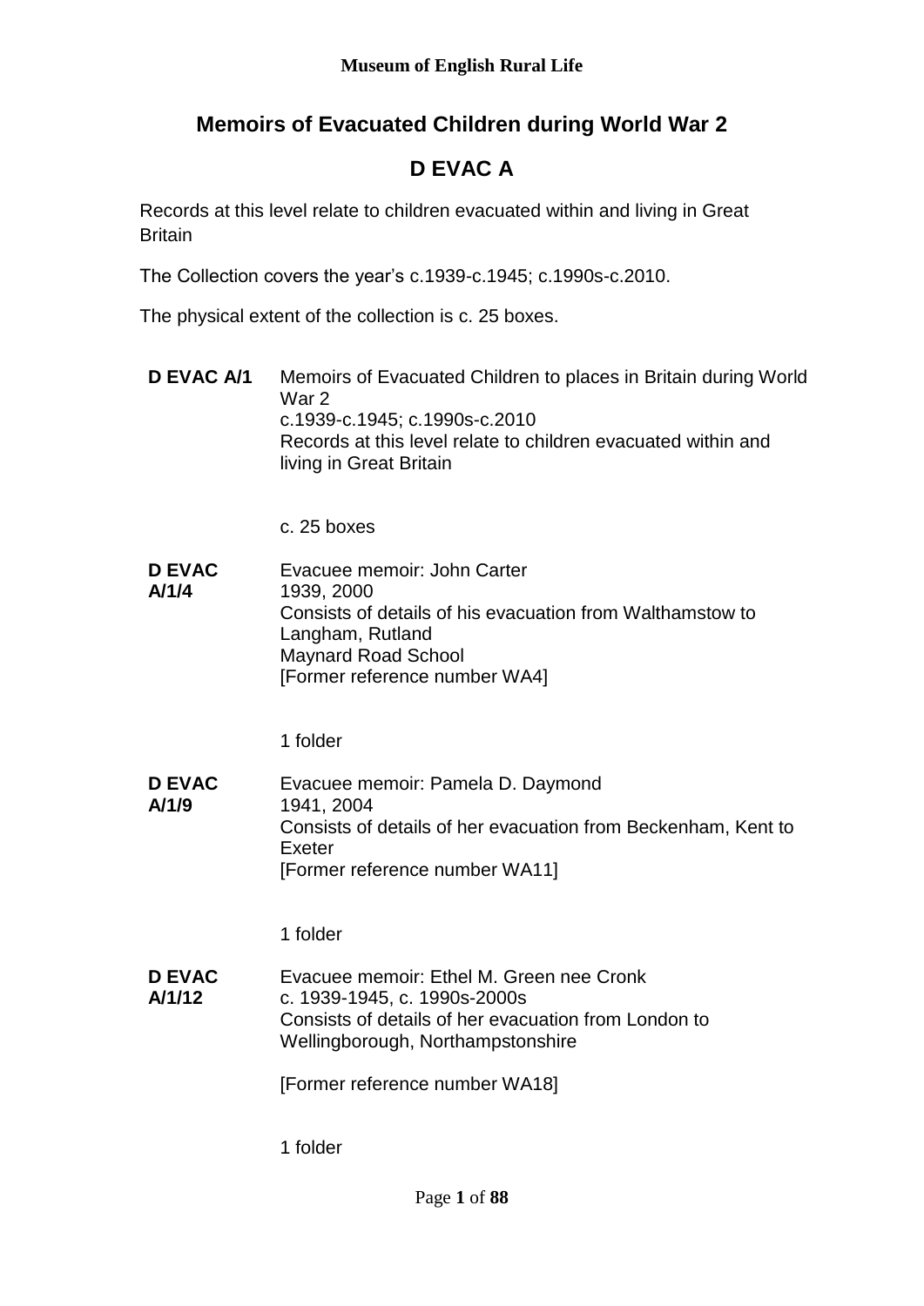**Museum of English Rural Life**

# Memoirs of Evacuated Children during World War 2

## D EVAC A

Records at this level relate to children evacuated within and living in Great Britain

The Collection covers the year's c.1939-c.1945; c.1990s-c.2010.

The physical extent of the collection is c. 25 boxes.

**D EVAC A/1** Memoirs of Evacuated Children to places in Britain during World War 2
c.1939-c.1945; c.1990s-c.2010
Records at this level relate to children evacuated within and living in Great Britain

c. 25 boxes

**D EVAC A/1/4** Evacuee memoir: John Carter
1939, 2000
Consists of details of his evacuation from Walthamstow to Langham, Rutland
Maynard Road School
[Former reference number WA4]

1 folder

**D EVAC A/1/9** Evacuee memoir: Pamela D. Daymond
1941, 2004
Consists of details of her evacuation from Beckenham, Kent to Exeter
[Former reference number WA11]

1 folder

**D EVAC A/1/12** Evacuee memoir: Ethel M. Green nee Cronk
c. 1939-1945, c. 1990s-2000s
Consists of details of her evacuation from London to Wellingborough, Northamptonshire

[Former reference number WA18]

1 folder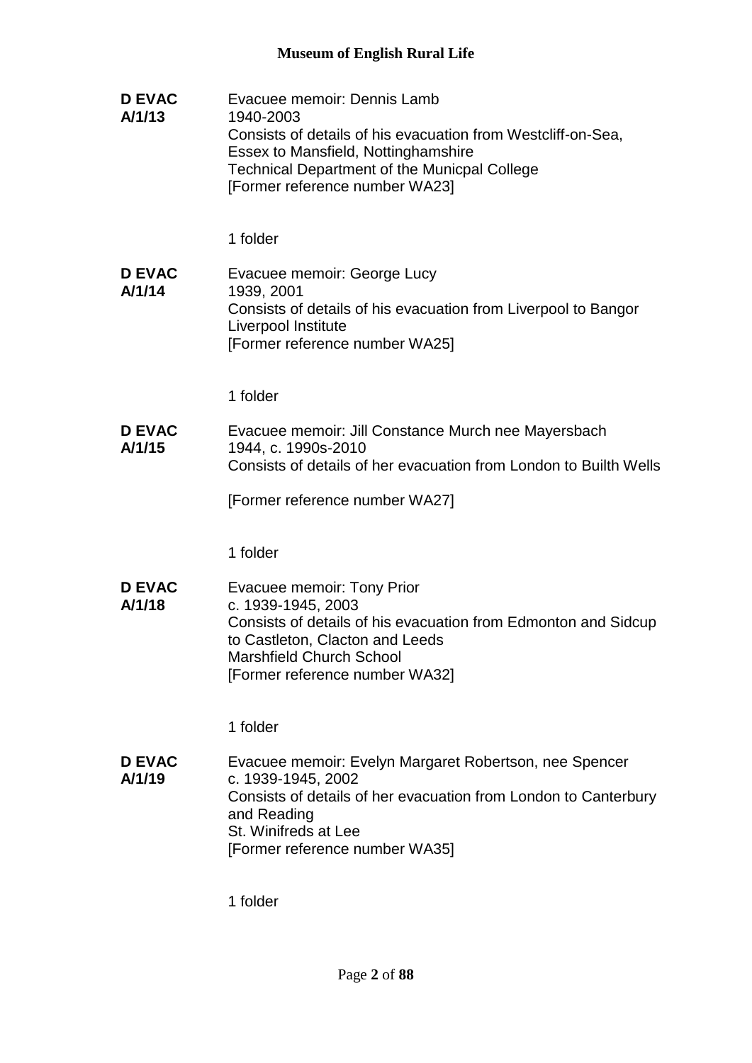**D EVAC A/1/13**

Evacuee memoir: Dennis Lamb
1940-2003
Consists of details of his evacuation from Westcliff-on-Sea, Essex to Mansfield, Nottinghamshire
Technical Department of the Municpal College
[Former reference number WA23]

1 folder

**D EVAC A/1/14**

Evacuee memoir: George Lucy
1939, 2001
Consists of details of his evacuation from Liverpool to Bangor
Liverpool Institute
[Former reference number WA25]

1 folder

**D EVAC A/1/15**

Evacuee memoir: Jill Constance Murch nee Mayersbach
1944, c. 1990s-2010
Consists of details of her evacuation from London to Builth Wells

[Former reference number WA27]

1 folder

**D EVAC A/1/18**

Evacuee memoir: Tony Prior
c. 1939-1945, 2003
Consists of details of his evacuation from Edmonton and Sidcup to Castleton, Clacton and Leeds
Marshfield Church School
[Former reference number WA32]

1 folder

**D EVAC A/1/19**

Evacuee memoir: Evelyn Margaret Robertson, nee Spencer
c. 1939-1945, 2002
Consists of details of her evacuation from London to Canterbury and Reading
St. Winifreds at Lee
[Former reference number WA35]

1 folder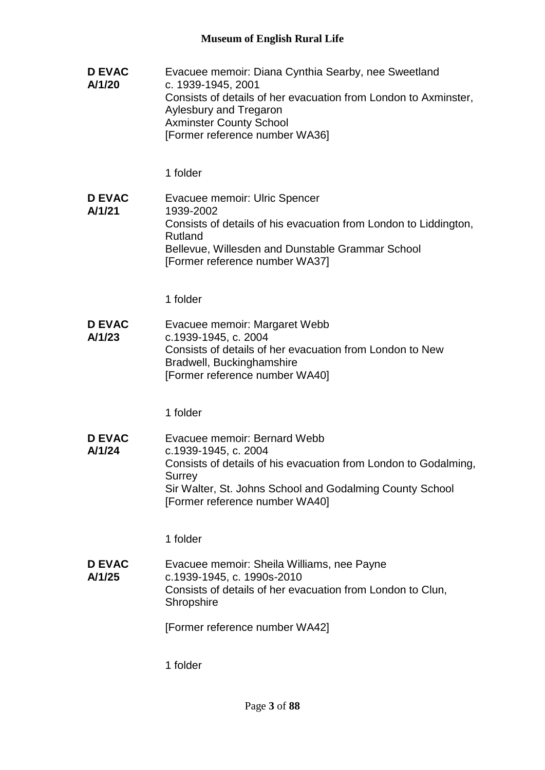**D EVAC A/1/20**

Evacuee memoir: Diana Cynthia Searby, nee Sweetland
c. 1939-1945, 2001
Consists of details of her evacuation from London to Axminster, Aylesbury and Tregaron
Axminster County School
[Former reference number WA36]

1 folder

**D EVAC A/1/21**

Evacuee memoir: Ulric Spencer
1939-2002
Consists of details of his evacuation from London to Liddington, Rutland
Bellevue, Willesden and Dunstable Grammar School
[Former reference number WA37]

1 folder

**D EVAC A/1/23**

Evacuee memoir: Margaret Webb
c.1939-1945, c. 2004
Consists of details of her evacuation from London to New Bradwell, Buckinghamshire
[Former reference number WA40]

1 folder

**D EVAC A/1/24**

Evacuee memoir: Bernard Webb
c.1939-1945, c. 2004
Consists of details of his evacuation from London to Godalming, Surrey
Sir Walter, St. Johns School and Godalming County School
[Former reference number WA40]

1 folder

**D EVAC A/1/25**

Evacuee memoir: Sheila Williams, nee Payne
c.1939-1945, c. 1990s-2010
Consists of details of her evacuation from London to Clun, Shropshire

[Former reference number WA42]

1 folder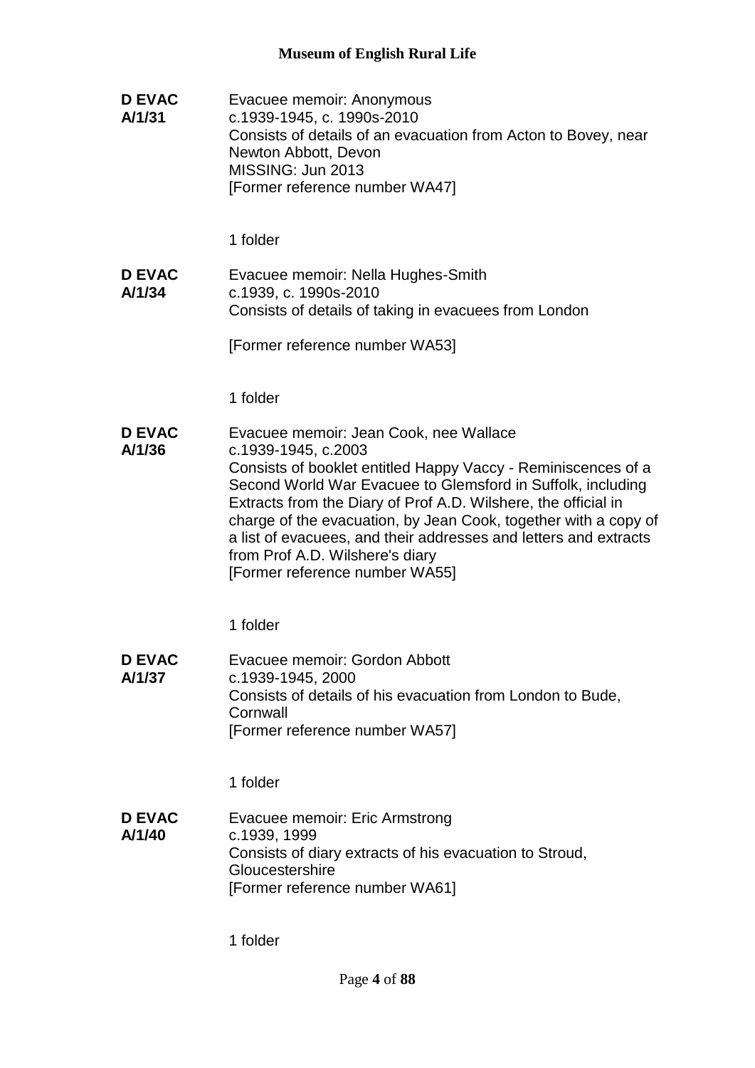**D EVAC A/1/31**

Evacuee memoir: Anonymous
c.1939-1945, c. 1990s-2010
Consists of details of an evacuation from Acton to Bovey, near Newton Abbott, Devon
MISSING: Jun 2013
[Former reference number WA47]

1 folder

**D EVAC A/1/34**

Evacuee memoir: Nella Hughes-Smith
c.1939, c. 1990s-2010
Consists of details of taking in evacuees from London

[Former reference number WA53]

1 folder

**D EVAC A/1/36**

Evacuee memoir: Jean Cook, nee Wallace
c.1939-1945, c.2003
Consists of booklet entitled Happy Vaccy - Reminiscences of a Second World War Evacuee to Glemsford in Suffolk, including Extracts from the Diary of Prof A.D. Wilshere, the official in charge of the evacuation, by Jean Cook, together with a copy of a list of evacuees, and their addresses and letters and extracts from Prof A.D. Wilshere's diary
[Former reference number WA55]

1 folder

**D EVAC A/1/37**

Evacuee memoir: Gordon Abbott
c.1939-1945, 2000
Consists of details of his evacuation from London to Bude, Cornwall
[Former reference number WA57]

1 folder

**D EVAC A/1/40**

Evacuee memoir: Eric Armstrong
c.1939, 1999
Consists of diary extracts of his evacuation to Stroud, Gloucestershire
[Former reference number WA61]

1 folder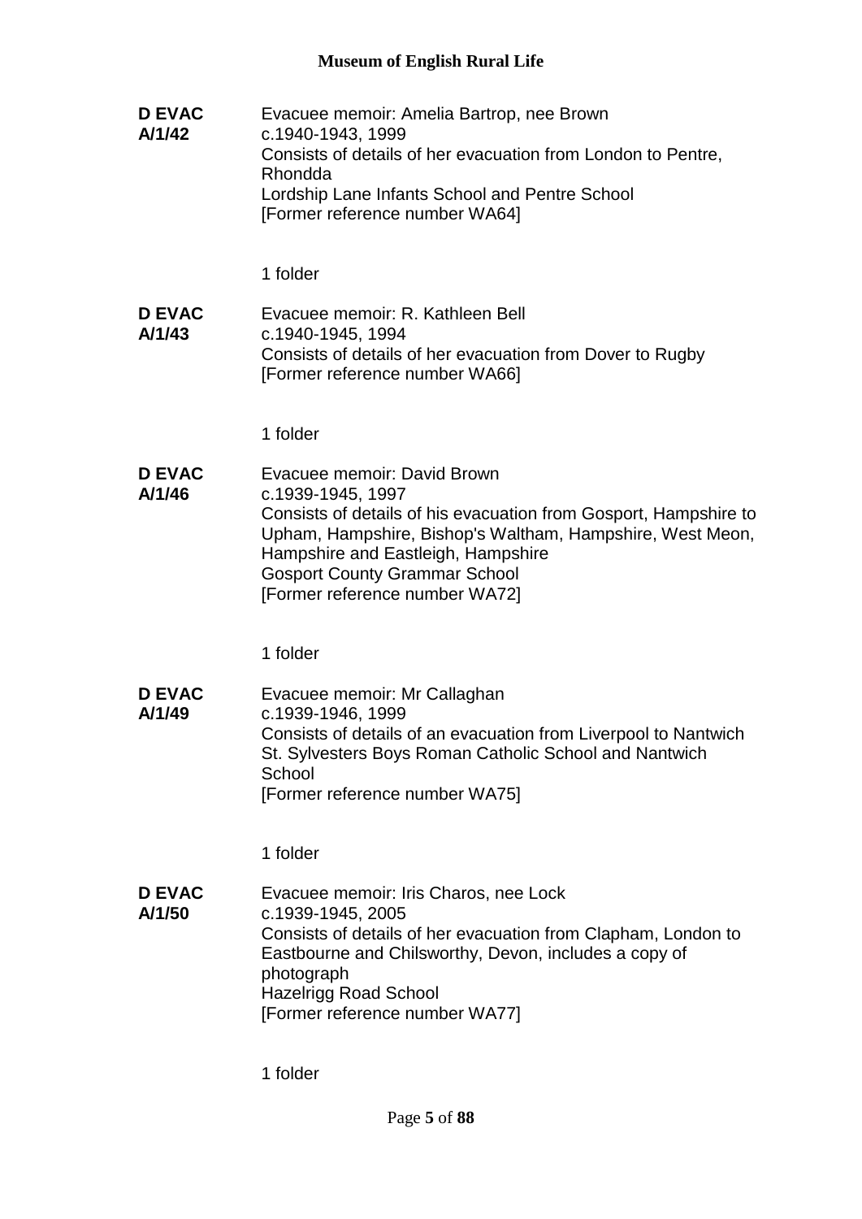**D EVAC A/1/42**

Evacuee memoir: Amelia Bartrop, nee Brown
c.1940-1943, 1999
Consists of details of her evacuation from London to Pentre, Rhondda
Lordship Lane Infants School and Pentre School
[Former reference number WA64]

1 folder

**D EVAC A/1/43**

Evacuee memoir: R. Kathleen Bell
c.1940-1945, 1994
Consists of details of her evacuation from Dover to Rugby
[Former reference number WA66]

1 folder

**D EVAC A/1/46**

Evacuee memoir: David Brown
c.1939-1945, 1997
Consists of details of his evacuation from Gosport, Hampshire to Upham, Hampshire, Bishop's Waltham, Hampshire, West Meon, Hampshire and Eastleigh, Hampshire
Gosport County Grammar School
[Former reference number WA72]

1 folder

**D EVAC A/1/49**

Evacuee memoir: Mr Callaghan
c.1939-1946, 1999
Consists of details of an evacuation from Liverpool to Nantwich
St. Sylvesters Boys Roman Catholic School and Nantwich School
[Former reference number WA75]

1 folder

**D EVAC A/1/50**

Evacuee memoir: Iris Charos, nee Lock
c.1939-1945, 2005
Consists of details of her evacuation from Clapham, London to Eastbourne and Chilsworthy, Devon, includes a copy of photograph
Hazelrigg Road School
[Former reference number WA77]

1 folder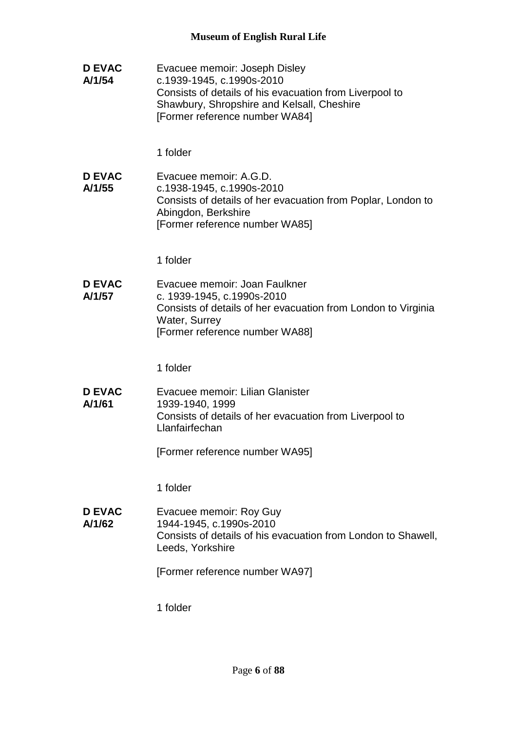**D EVAC A/1/54**

Evacuee memoir: Joseph Disley
c.1939-1945, c.1990s-2010
Consists of details of his evacuation from Liverpool to Shawbury, Shropshire and Kelsall, Cheshire
[Former reference number WA84]

1 folder

**D EVAC A/1/55**

Evacuee memoir: A.G.D.
c.1938-1945, c.1990s-2010
Consists of details of her evacuation from Poplar, London to Abingdon, Berkshire
[Former reference number WA85]

1 folder

**D EVAC A/1/57**

Evacuee memoir: Joan Faulkner
c. 1939-1945, c.1990s-2010
Consists of details of her evacuation from London to Virginia Water, Surrey
[Former reference number WA88]

1 folder

**D EVAC A/1/61**

Evacuee memoir: Lilian Glanister
1939-1940, 1999
Consists of details of her evacuation from Liverpool to Llanfairfechan

[Former reference number WA95]

1 folder

**D EVAC A/1/62**

Evacuee memoir: Roy Guy
1944-1945, c.1990s-2010
Consists of details of his evacuation from London to Shawell, Leeds, Yorkshire

[Former reference number WA97]

1 folder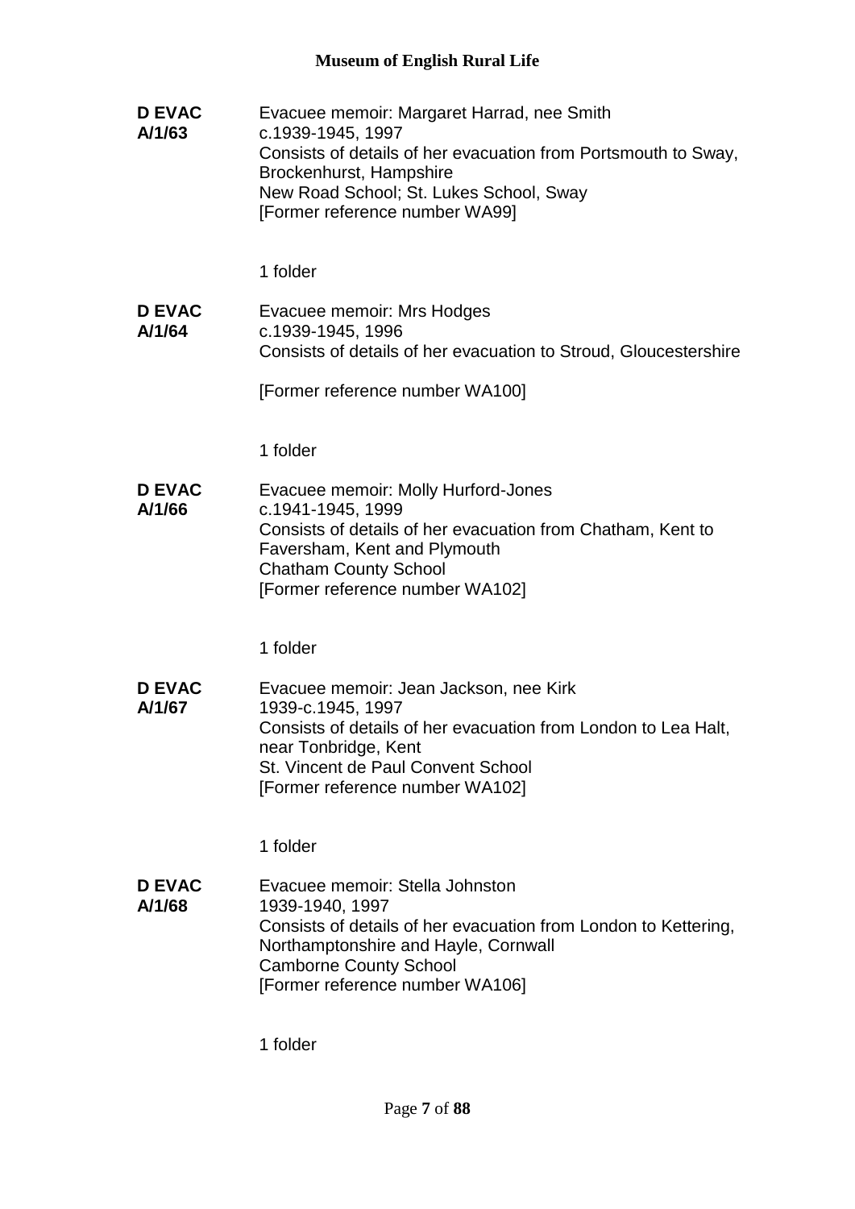**D EVAC A/1/63**

Evacuee memoir: Margaret Harrad, nee Smith
c.1939-1945, 1997
Consists of details of her evacuation from Portsmouth to Sway, Brockenhurst, Hampshire
New Road School; St. Lukes School, Sway
[Former reference number WA99]

1 folder

**D EVAC A/1/64**

Evacuee memoir: Mrs Hodges
c.1939-1945, 1996
Consists of details of her evacuation to Stroud, Gloucestershire

[Former reference number WA100]

1 folder

**D EVAC A/1/66**

Evacuee memoir: Molly Hurford-Jones
c.1941-1945, 1999
Consists of details of her evacuation from Chatham, Kent to Faversham, Kent and Plymouth
Chatham County School
[Former reference number WA102]

1 folder

**D EVAC A/1/67**

Evacuee memoir: Jean Jackson, nee Kirk
1939-c.1945, 1997
Consists of details of her evacuation from London to Lea Halt, near Tonbridge, Kent
St. Vincent de Paul Convent School
[Former reference number WA102]

1 folder

**D EVAC A/1/68**

Evacuee memoir: Stella Johnston
1939-1940, 1997
Consists of details of her evacuation from London to Kettering, Northamptonshire and Hayle, Cornwall
Camborne County School
[Former reference number WA106]

1 folder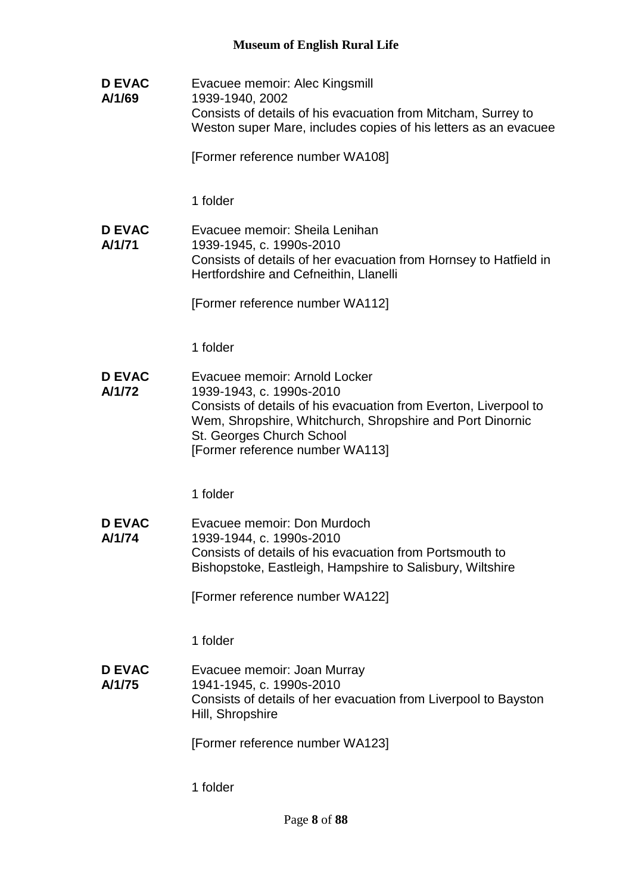**D EVAC A/1/69**

Evacuee memoir: Alec Kingsmill
1939-1940, 2002
Consists of details of his evacuation from Mitcham, Surrey to Weston super Mare, includes copies of his letters as an evacuee

[Former reference number WA108]

1 folder

**D EVAC A/1/71**

Evacuee memoir: Sheila Lenihan
1939-1945, c. 1990s-2010
Consists of details of her evacuation from Hornsey to Hatfield in Hertfordshire and Cefneithin, Llanelli

[Former reference number WA112]

1 folder

**D EVAC A/1/72**

Evacuee memoir: Arnold Locker
1939-1943, c. 1990s-2010
Consists of details of his evacuation from Everton, Liverpool to Wem, Shropshire, Whitchurch, Shropshire and Port Dinornic St. Georges Church School
[Former reference number WA113]

1 folder

**D EVAC A/1/74**

Evacuee memoir: Don Murdoch
1939-1944, c. 1990s-2010
Consists of details of his evacuation from Portsmouth to Bishopstoke, Eastleigh, Hampshire to Salisbury, Wiltshire

[Former reference number WA122]

1 folder

**D EVAC A/1/75**

Evacuee memoir: Joan Murray
1941-1945, c. 1990s-2010
Consists of details of her evacuation from Liverpool to Bayston Hill, Shropshire

[Former reference number WA123]

1 folder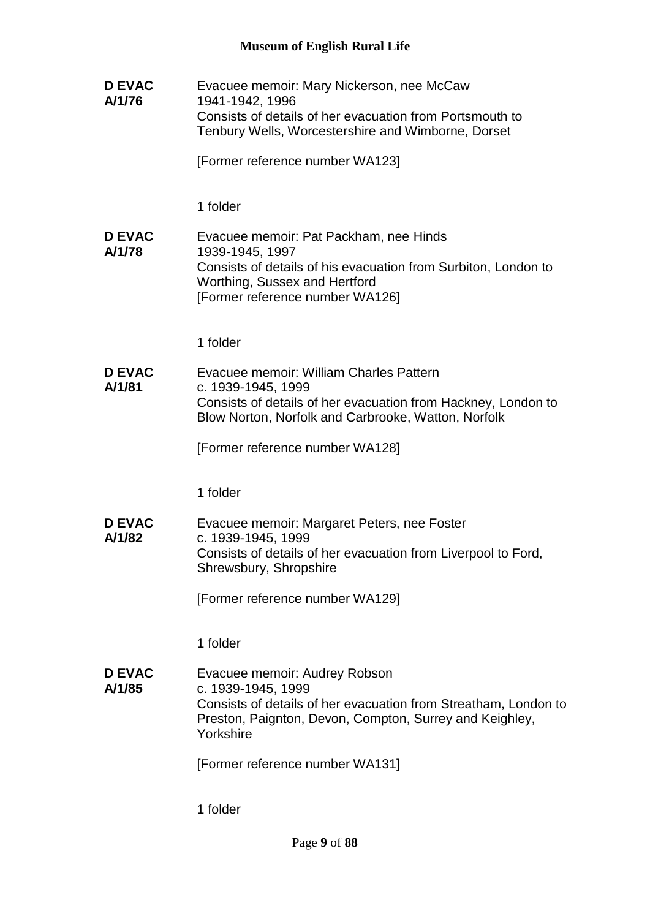**D EVAC A/1/76**

Evacuee memoir: Mary Nickerson, nee McCaw
1941-1942, 1996
Consists of details of her evacuation from Portsmouth to Tenbury Wells, Worcestershire and Wimborne, Dorset

[Former reference number WA123]

1 folder

**D EVAC A/1/78**

Evacuee memoir: Pat Packham, nee Hinds
1939-1945, 1997
Consists of details of his evacuation from Surbiton, London to Worthing, Sussex and Hertford
[Former reference number WA126]

1 folder

**D EVAC A/1/81**

Evacuee memoir: William Charles Pattern
c. 1939-1945, 1999
Consists of details of her evacuation from Hackney, London to Blow Norton, Norfolk and Carbrooke, Watton, Norfolk

[Former reference number WA128]

1 folder

**D EVAC A/1/82**

Evacuee memoir: Margaret Peters, nee Foster
c. 1939-1945, 1999
Consists of details of her evacuation from Liverpool to Ford, Shrewsbury, Shropshire

[Former reference number WA129]

1 folder

**D EVAC A/1/85**

Evacuee memoir: Audrey Robson
c. 1939-1945, 1999
Consists of details of her evacuation from Streatham, London to Preston, Paignton, Devon, Compton, Surrey and Keighley, Yorkshire

[Former reference number WA131]

1 folder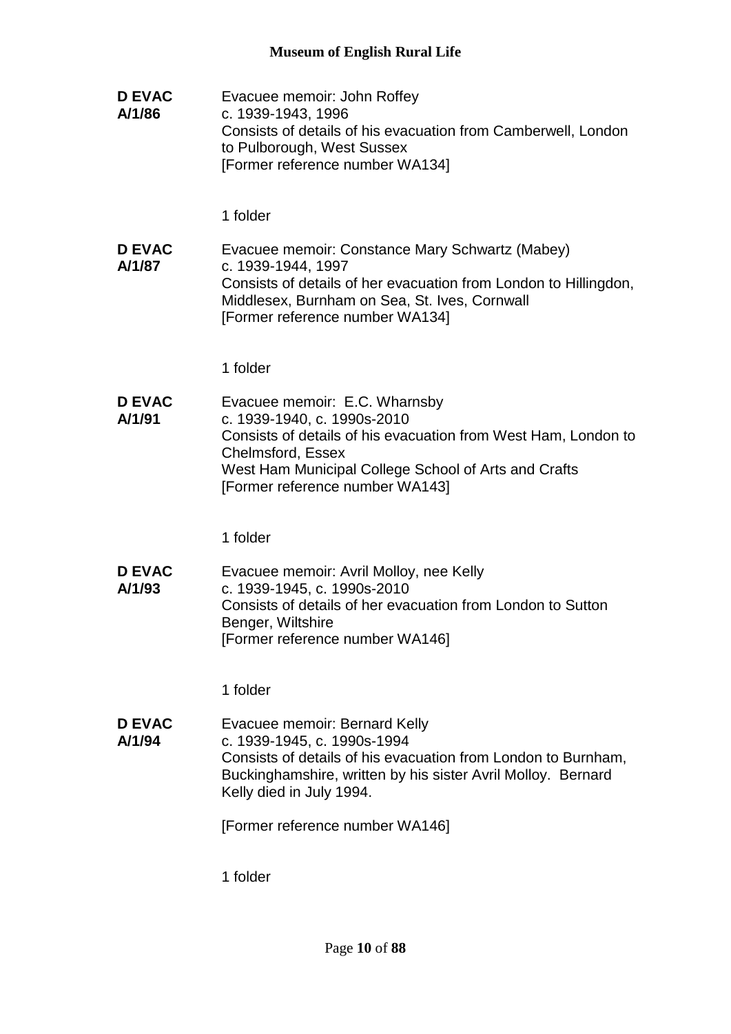**D EVAC A/1/86**

Evacuee memoir: John Roffey
c. 1939-1943, 1996
Consists of details of his evacuation from Camberwell, London to Pulborough, West Sussex
[Former reference number WA134]

1 folder

**D EVAC A/1/87**

Evacuee memoir: Constance Mary Schwartz (Mabey)
c. 1939-1944, 1997
Consists of details of her evacuation from London to Hillingdon, Middlesex, Burnham on Sea, St. Ives, Cornwall
[Former reference number WA134]

1 folder

**D EVAC A/1/91**

Evacuee memoir: E.C. Wharnsby
c. 1939-1940, c. 1990s-2010
Consists of details of his evacuation from West Ham, London to Chelmsford, Essex
West Ham Municipal College School of Arts and Crafts
[Former reference number WA143]

1 folder

**D EVAC A/1/93**

Evacuee memoir: Avril Molloy, nee Kelly
c. 1939-1945, c. 1990s-2010
Consists of details of her evacuation from London to Sutton Benger, Wiltshire
[Former reference number WA146]

1 folder

**D EVAC A/1/94**

Evacuee memoir: Bernard Kelly
c. 1939-1945, c. 1990s-1994
Consists of details of his evacuation from London to Burnham, Buckinghamshire, written by his sister Avril Molloy. Bernard Kelly died in July 1994.

[Former reference number WA146]

1 folder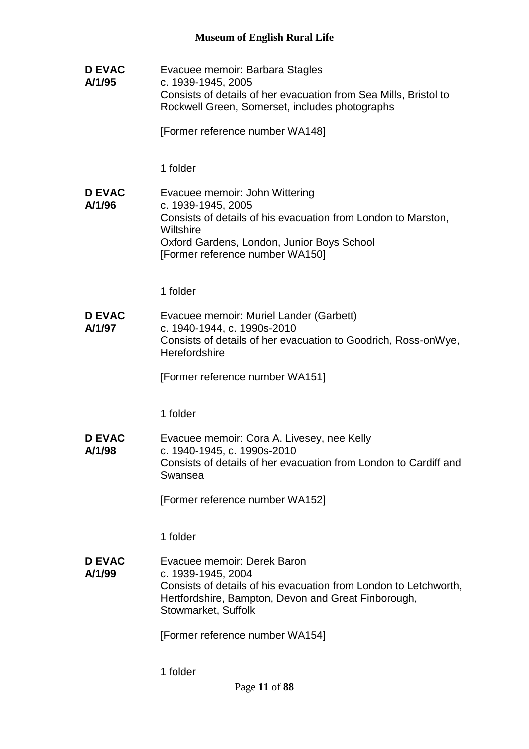**D EVAC A/1/95**

Evacuee memoir: Barbara Stagles
c. 1939-1945, 2005
Consists of details of her evacuation from Sea Mills, Bristol to Rockwell Green, Somerset, includes photographs

[Former reference number WA148]

1 folder

**D EVAC A/1/96**

Evacuee memoir: John Wittering
c. 1939-1945, 2005
Consists of details of his evacuation from London to Marston, Wiltshire
Oxford Gardens, London, Junior Boys School
[Former reference number WA150]

1 folder

**D EVAC A/1/97**

Evacuee memoir: Muriel Lander (Garbett)
c. 1940-1944, c. 1990s-2010
Consists of details of her evacuation to Goodrich, Ross-onWye, Herefordshire

[Former reference number WA151]

1 folder

**D EVAC A/1/98**

Evacuee memoir: Cora A. Livesey, nee Kelly
c. 1940-1945, c. 1990s-2010
Consists of details of her evacuation from London to Cardiff and Swansea

[Former reference number WA152]

1 folder

**D EVAC A/1/99**

Evacuee memoir: Derek Baron
c. 1939-1945, 2004
Consists of details of his evacuation from London to Letchworth, Hertfordshire, Bampton, Devon and Great Finborough, Stowmarket, Suffolk

[Former reference number WA154]

1 folder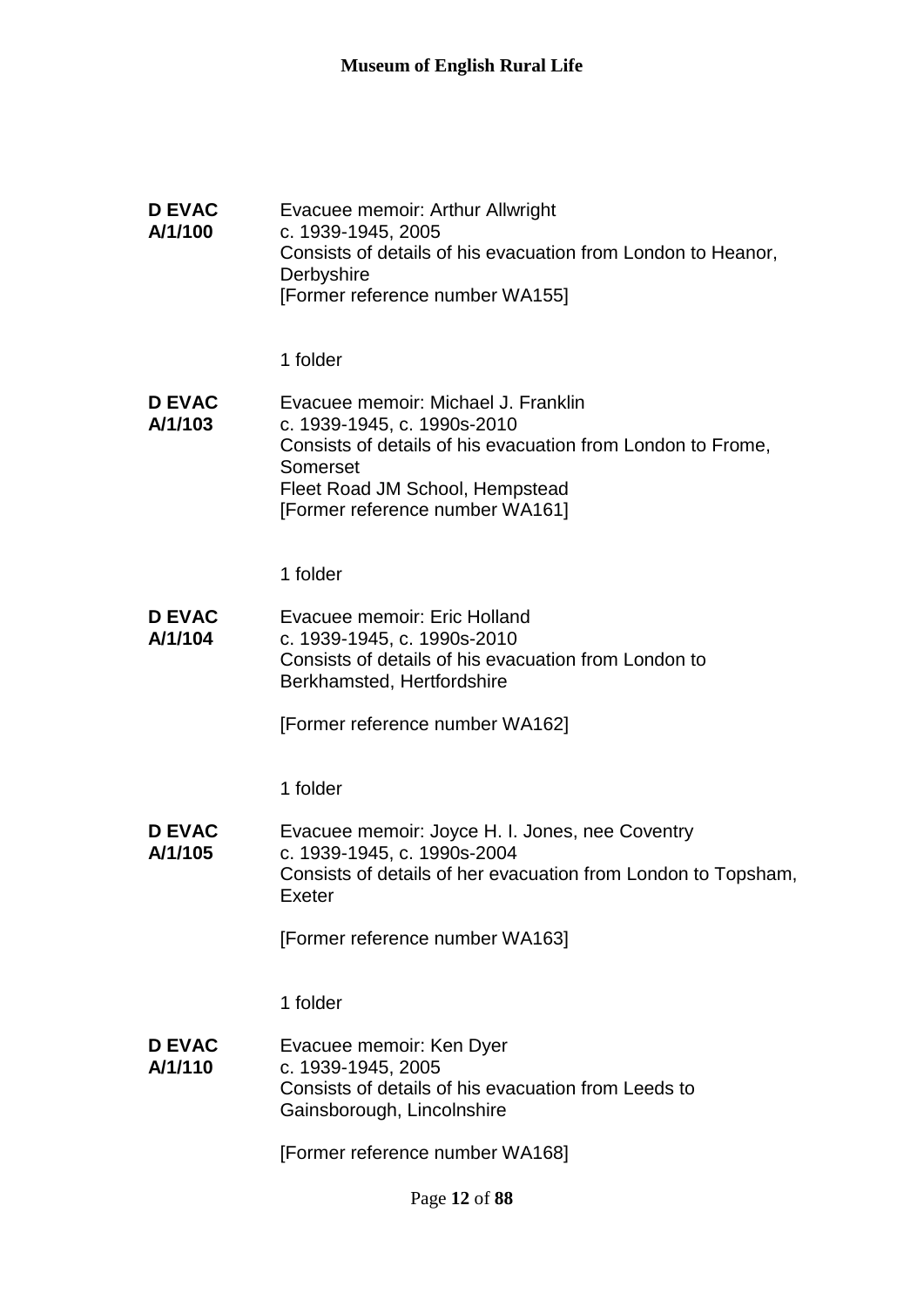**D EVAC A/1/100**

Evacuee memoir: Arthur Allwright
c. 1939-1945, 2005
Consists of details of his evacuation from London to Heanor, Derbyshire
[Former reference number WA155]

1 folder

**D EVAC A/1/103**

Evacuee memoir: Michael J. Franklin
c. 1939-1945, c. 1990s-2010
Consists of details of his evacuation from London to Frome, Somerset
Fleet Road JM School, Hempstead
[Former reference number WA161]

1 folder

**D EVAC A/1/104**

Evacuee memoir: Eric Holland
c. 1939-1945, c. 1990s-2010
Consists of details of his evacuation from London to Berkhamsted, Hertfordshire

[Former reference number WA162]

1 folder

**D EVAC A/1/105**

Evacuee memoir: Joyce H. I. Jones, nee Coventry
c. 1939-1945, c. 1990s-2004
Consists of details of her evacuation from London to Topsham, Exeter

[Former reference number WA163]

1 folder

**D EVAC A/1/110**

Evacuee memoir: Ken Dyer
c. 1939-1945, 2005
Consists of details of his evacuation from Leeds to Gainsborough, Lincolnshire

[Former reference number WA168]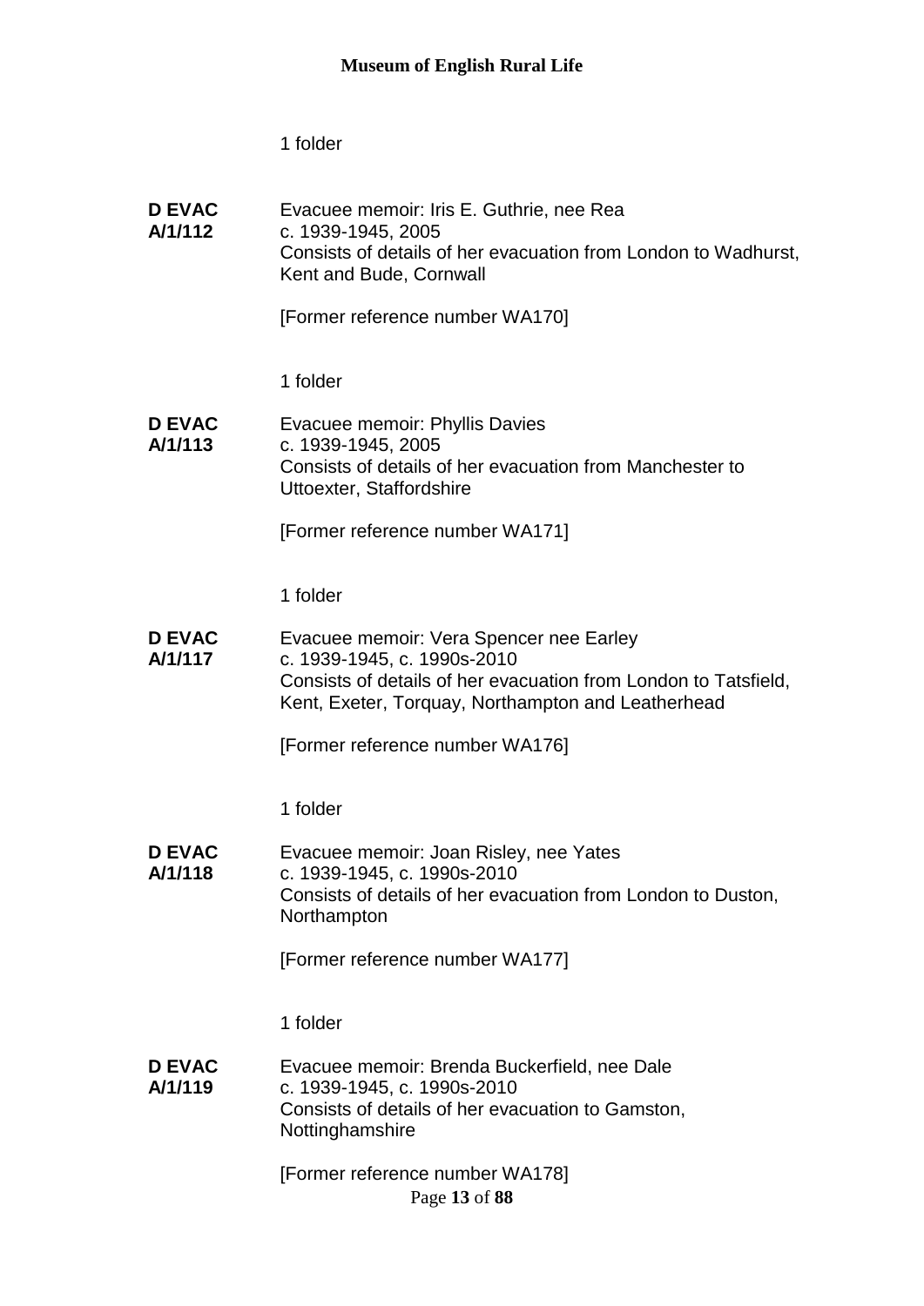1 folder

**D EVAC A/1/112** Evacuee memoir: Iris E. Guthrie, nee Rea
c. 1939-1945, 2005
Consists of details of her evacuation from London to Wadhurst, Kent and Bude, Cornwall

[Former reference number WA170]

1 folder

**D EVAC A/1/113** Evacuee memoir: Phyllis Davies
c. 1939-1945, 2005
Consists of details of her evacuation from Manchester to Uttoexter, Staffordshire

[Former reference number WA171]

1 folder

**D EVAC A/1/117** Evacuee memoir: Vera Spencer nee Earley
c. 1939-1945, c. 1990s-2010
Consists of details of her evacuation from London to Tatsfield, Kent, Exeter, Torquay, Northampton and Leatherhead

[Former reference number WA176]

1 folder

**D EVAC A/1/118** Evacuee memoir: Joan Risley, nee Yates
c. 1939-1945, c. 1990s-2010
Consists of details of her evacuation from London to Duston, Northampton

[Former reference number WA177]

1 folder

**D EVAC A/1/119** Evacuee memoir: Brenda Buckerfield, nee Dale
c. 1939-1945, c. 1990s-2010
Consists of details of her evacuation to Gamston, Nottinghamshire

[Former reference number WA178]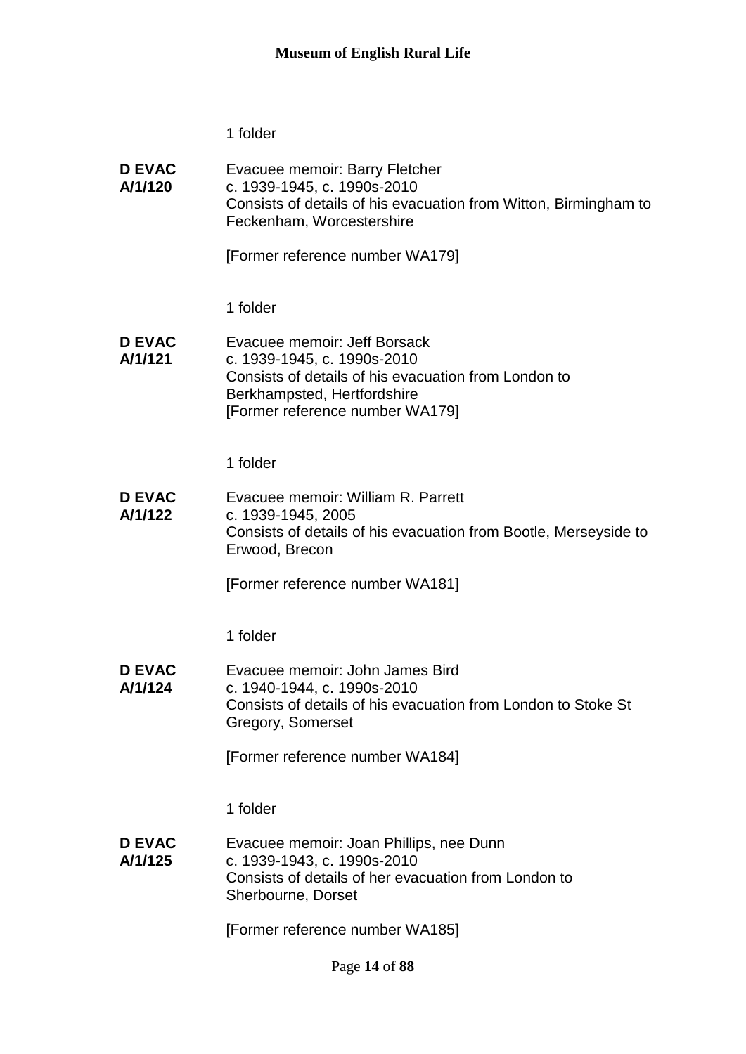1 folder

**D EVAC A/1/120** Evacuee memoir: Barry Fletcher
c. 1939-1945, c. 1990s-2010
Consists of details of his evacuation from Witton, Birmingham to Feckenham, Worcestershire

[Former reference number WA179]

1 folder

**D EVAC A/1/121** Evacuee memoir: Jeff Borsack
c. 1939-1945, c. 1990s-2010
Consists of details of his evacuation from London to Berkhampsted, Hertfordshire
[Former reference number WA179]

1 folder

**D EVAC A/1/122** Evacuee memoir: William R. Parrett
c. 1939-1945, 2005
Consists of details of his evacuation from Bootle, Merseyside to Erwood, Brecon

[Former reference number WA181]

1 folder

**D EVAC A/1/124** Evacuee memoir: John James Bird
c. 1940-1944, c. 1990s-2010
Consists of details of his evacuation from London to Stoke St Gregory, Somerset

[Former reference number WA184]

1 folder

**D EVAC A/1/125** Evacuee memoir: Joan Phillips, nee Dunn
c. 1939-1943, c. 1990s-2010
Consists of details of her evacuation from London to Sherbourne, Dorset

[Former reference number WA185]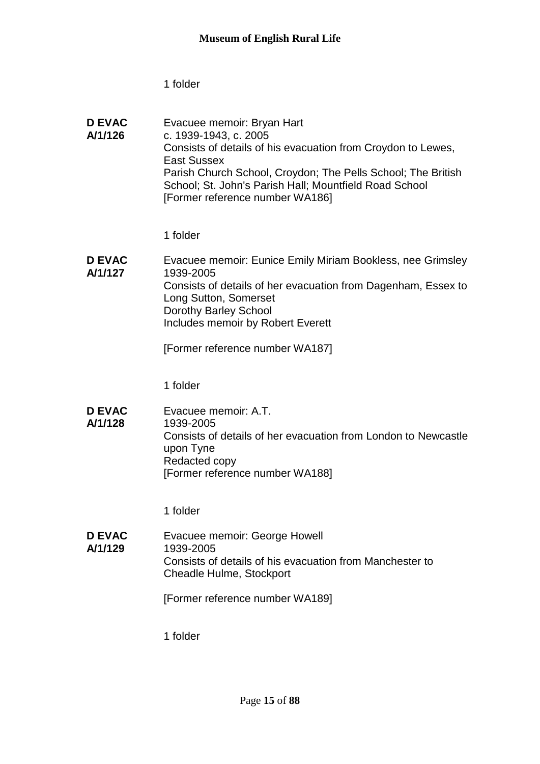1 folder

**D EVAC A/1/126**

Evacuee memoir: Bryan Hart
c. 1939-1943, c. 2005
Consists of details of his evacuation from Croydon to Lewes, East Sussex
Parish Church School, Croydon; The Pells School; The British School; St. John's Parish Hall; Mountfield Road School
[Former reference number WA186]

1 folder

**D EVAC A/1/127**

Evacuee memoir: Eunice Emily Miriam Bookless, nee Grimsley
1939-2005
Consists of details of her evacuation from Dagenham, Essex to Long Sutton, Somerset
Dorothy Barley School
Includes memoir by Robert Everett

[Former reference number WA187]

1 folder

**D EVAC A/1/128**

Evacuee memoir: A.T.
1939-2005
Consists of details of her evacuation from London to Newcastle upon Tyne
Redacted copy
[Former reference number WA188]

1 folder

**D EVAC A/1/129**

Evacuee memoir: George Howell
1939-2005
Consists of details of his evacuation from Manchester to Cheadle Hulme, Stockport

[Former reference number WA189]

1 folder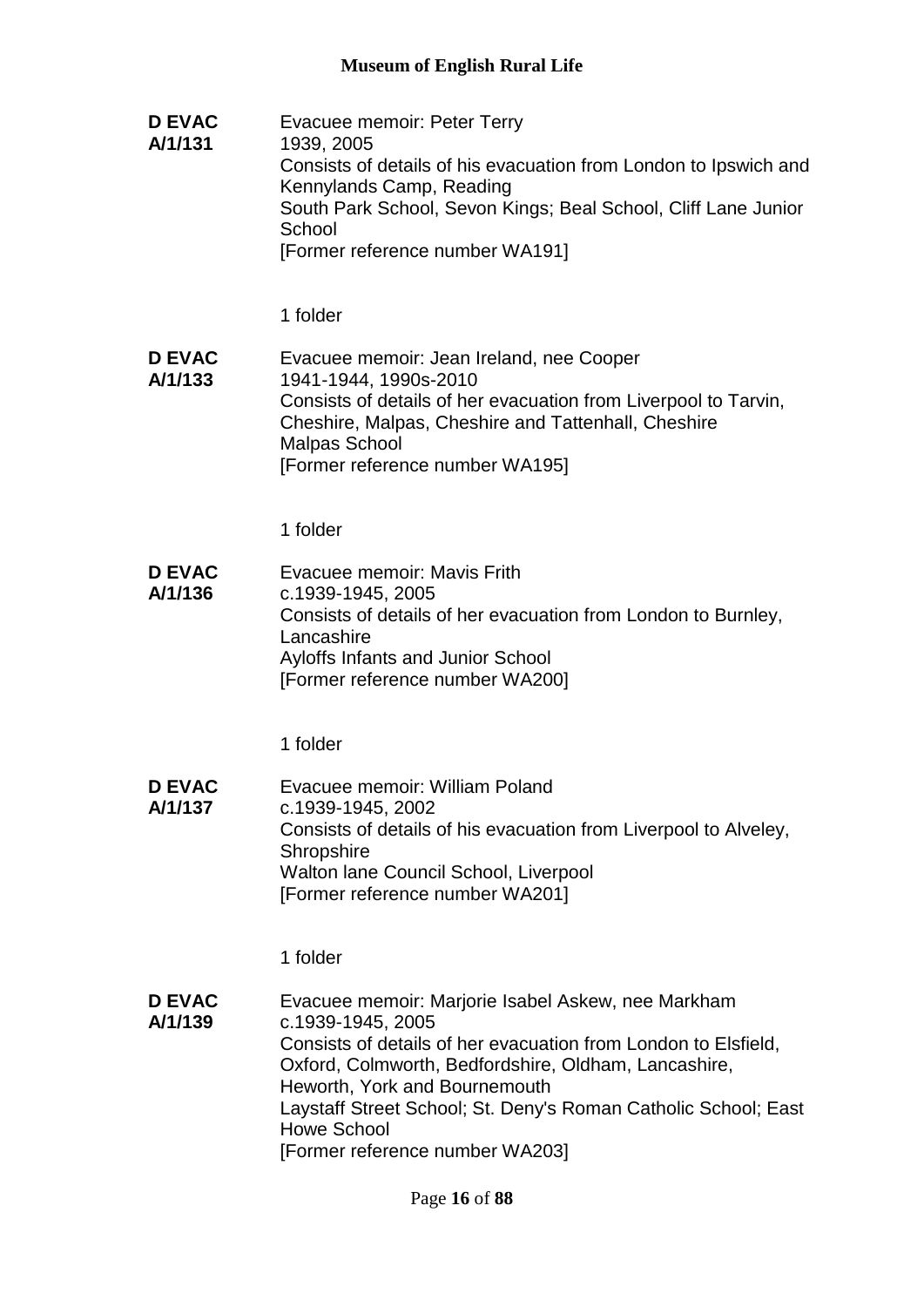**D EVAC A/1/131**

Evacuee memoir: Peter Terry
1939, 2005
Consists of details of his evacuation from London to Ipswich and Kennylands Camp, Reading
South Park School, Sevon Kings; Beal School, Cliff Lane Junior School
[Former reference number WA191]

1 folder

**D EVAC A/1/133**

Evacuee memoir: Jean Ireland, nee Cooper
1941-1944, 1990s-2010
Consists of details of her evacuation from Liverpool to Tarvin, Cheshire, Malpas, Cheshire and Tattenhall, Cheshire
Malpas School
[Former reference number WA195]

1 folder

**D EVAC A/1/136**

Evacuee memoir: Mavis Frith
c.1939-1945, 2005
Consists of details of her evacuation from London to Burnley, Lancashire
Ayloffs Infants and Junior School
[Former reference number WA200]

1 folder

**D EVAC A/1/137**

Evacuee memoir: William Poland
c.1939-1945, 2002
Consists of details of his evacuation from Liverpool to Alveley, Shropshire
Walton lane Council School, Liverpool
[Former reference number WA201]

1 folder

**D EVAC A/1/139**

Evacuee memoir: Marjorie Isabel Askew, nee Markham
c.1939-1945, 2005
Consists of details of her evacuation from London to Elsfield, Oxford, Colmworth, Bedfordshire, Oldham, Lancashire, Heworth, York and Bournemouth
Laystaff Street School; St. Deny's Roman Catholic School; East Howe School
[Former reference number WA203]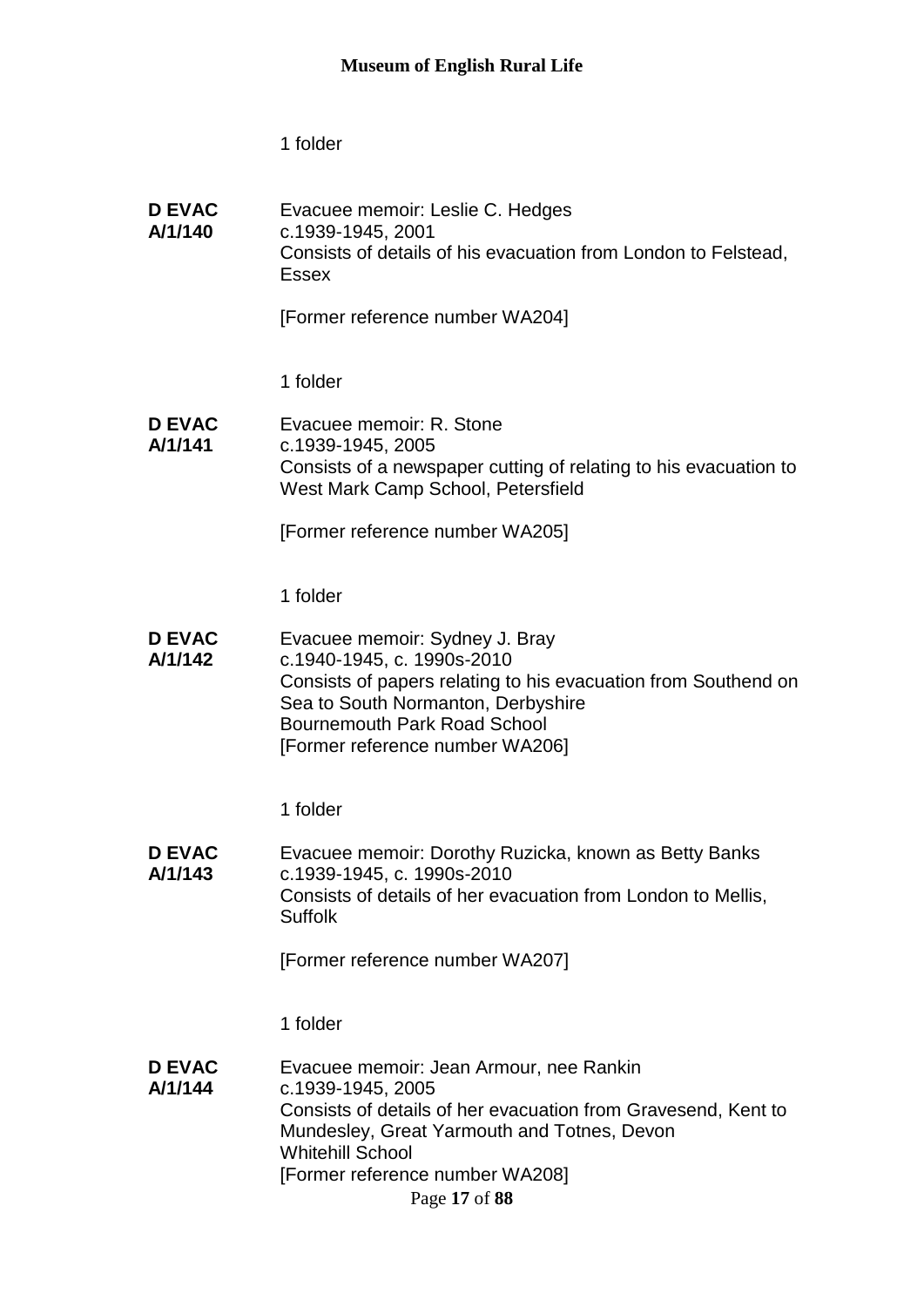1 folder

**D EVAC A/1/140**

Evacuee memoir: Leslie C. Hedges
c.1939-1945, 2001
Consists of details of his evacuation from London to Felstead, Essex

[Former reference number WA204]

1 folder

**D EVAC A/1/141**

Evacuee memoir: R. Stone
c.1939-1945, 2005
Consists of a newspaper cutting of relating to his evacuation to West Mark Camp School, Petersfield

[Former reference number WA205]

1 folder

**D EVAC A/1/142**

Evacuee memoir: Sydney J. Bray
c.1940-1945, c. 1990s-2010
Consists of papers relating to his evacuation from Southend on Sea to South Normanton, Derbyshire
Bournemouth Park Road School
[Former reference number WA206]

1 folder

**D EVAC A/1/143**

Evacuee memoir: Dorothy Ruzicka, known as Betty Banks
c.1939-1945, c. 1990s-2010
Consists of details of her evacuation from London to Mellis, Suffolk

[Former reference number WA207]

1 folder

**D EVAC A/1/144**

Evacuee memoir: Jean Armour, nee Rankin
c.1939-1945, 2005
Consists of details of her evacuation from Gravesend, Kent to Mundesley, Great Yarmouth and Totnes, Devon
Whitehill School
[Former reference number WA208]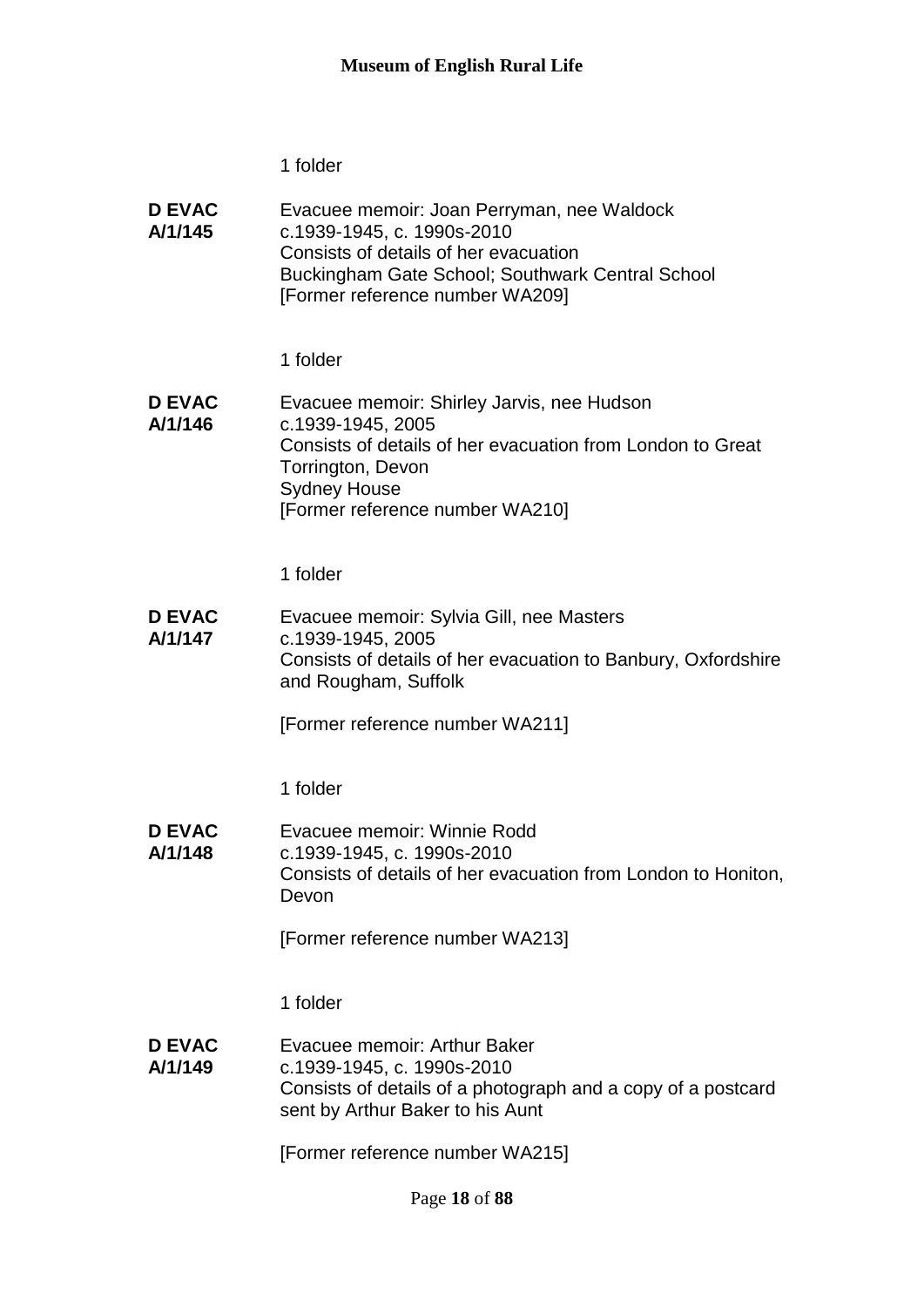1 folder

**D EVAC A/1/145**
Evacuee memoir: Joan Perryman, nee Waldock
c.1939-1945, c. 1990s-2010
Consists of details of her evacuation
Buckingham Gate School; Southwark Central School
[Former reference number WA209]

1 folder

**D EVAC A/1/146**
Evacuee memoir: Shirley Jarvis, nee Hudson
c.1939-1945, 2005
Consists of details of her evacuation from London to Great Torrington, Devon
Sydney House
[Former reference number WA210]

1 folder

**D EVAC A/1/147**
Evacuee memoir: Sylvia Gill, nee Masters
c.1939-1945, 2005
Consists of details of her evacuation to Banbury, Oxfordshire and Rougham, Suffolk

[Former reference number WA211]

1 folder

**D EVAC A/1/148**
Evacuee memoir: Winnie Rodd
c.1939-1945, c. 1990s-2010
Consists of details of her evacuation from London to Honiton, Devon

[Former reference number WA213]

1 folder

**D EVAC A/1/149**
Evacuee memoir: Arthur Baker
c.1939-1945, c. 1990s-2010
Consists of details of a photograph and a copy of a postcard sent by Arthur Baker to his Aunt

[Former reference number WA215]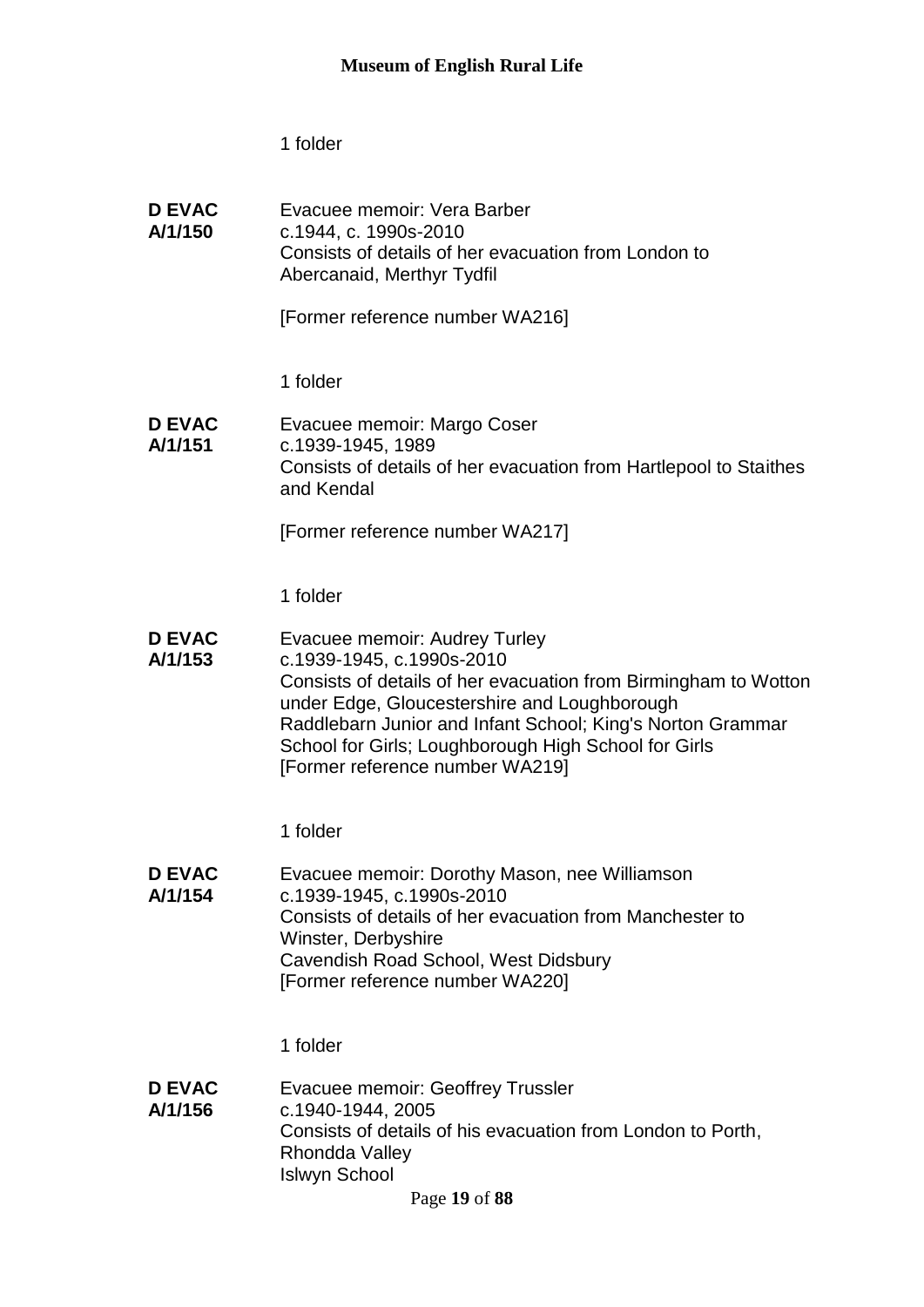1 folder

**D EVAC A/1/150**

Evacuee memoir: Vera Barber
c.1944, c. 1990s-2010
Consists of details of her evacuation from London to Abercanaid, Merthyr Tydfil

[Former reference number WA216]

1 folder

**D EVAC A/1/151**

Evacuee memoir: Margo Coser
c.1939-1945, 1989
Consists of details of her evacuation from Hartlepool to Staithes and Kendal

[Former reference number WA217]

1 folder

**D EVAC A/1/153**

Evacuee memoir: Audrey Turley
c.1939-1945, c.1990s-2010
Consists of details of her evacuation from Birmingham to Wotton under Edge, Gloucestershire and Loughborough
Raddlebarn Junior and Infant School; King's Norton Grammar School for Girls; Loughborough High School for Girls
[Former reference number WA219]

1 folder

**D EVAC A/1/154**

Evacuee memoir: Dorothy Mason, nee Williamson
c.1939-1945, c.1990s-2010
Consists of details of her evacuation from Manchester to Winster, Derbyshire
Cavendish Road School, West Didsbury
[Former reference number WA220]

1 folder

**D EVAC A/1/156**

Evacuee memoir: Geoffrey Trussler
c.1940-1944, 2005
Consists of details of his evacuation from London to Porth, Rhondda Valley
Islwyn School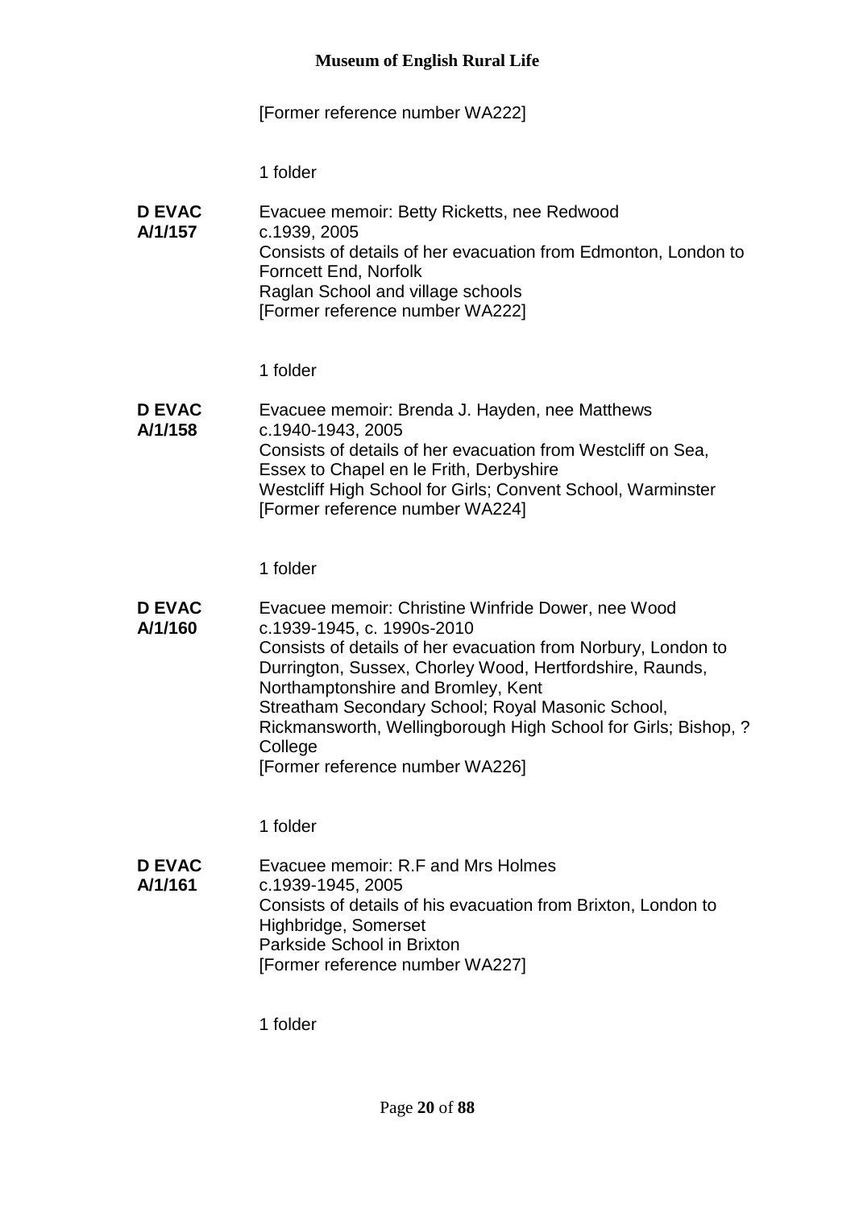[Former reference number WA222]

1 folder

**D EVAC A/1/157**

Evacuee memoir: Betty Ricketts, nee Redwood
c.1939, 2005
Consists of details of her evacuation from Edmonton, London to Forncett End, Norfolk
Raglan School and village schools
[Former reference number WA222]

1 folder

**D EVAC A/1/158**

Evacuee memoir: Brenda J. Hayden, nee Matthews
c.1940-1943, 2005
Consists of details of her evacuation from Westcliff on Sea, Essex to Chapel en le Frith, Derbyshire
Westcliff High School for Girls; Convent School, Warminster
[Former reference number WA224]

1 folder

**D EVAC A/1/160**

Evacuee memoir: Christine Winfride Dower, nee Wood
c.1939-1945, c. 1990s-2010
Consists of details of her evacuation from Norbury, London to Durrington, Sussex, Chorley Wood, Hertfordshire, Raunds, Northamptonshire and Bromley, Kent
Streatham Secondary School; Royal Masonic School, Rickmansworth, Wellingborough High School for Girls; Bishop, ? College
[Former reference number WA226]

1 folder

**D EVAC A/1/161**

Evacuee memoir: R.F and Mrs Holmes
c.1939-1945, 2005
Consists of details of his evacuation from Brixton, London to Highbridge, Somerset
Parkside School in Brixton
[Former reference number WA227]

1 folder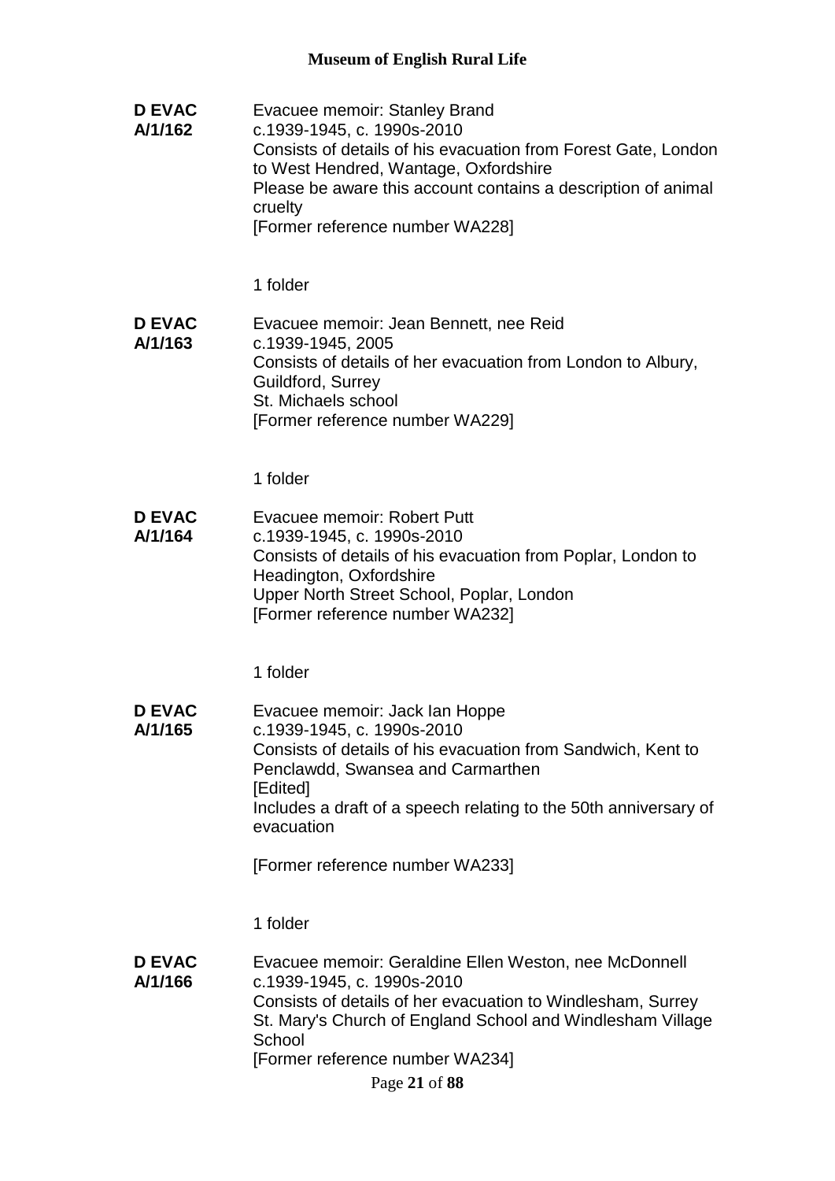**D EVAC A/1/162**

Evacuee memoir: Stanley Brand
c.1939-1945, c. 1990s-2010
Consists of details of his evacuation from Forest Gate, London to West Hendred, Wantage, Oxfordshire
Please be aware this account contains a description of animal cruelty
[Former reference number WA228]

1 folder

**D EVAC A/1/163**

Evacuee memoir: Jean Bennett, nee Reid
c.1939-1945, 2005
Consists of details of her evacuation from London to Albury, Guildford, Surrey
St. Michaels school
[Former reference number WA229]

1 folder

**D EVAC A/1/164**

Evacuee memoir: Robert Putt
c.1939-1945, c. 1990s-2010
Consists of details of his evacuation from Poplar, London to Headington, Oxfordshire
Upper North Street School, Poplar, London
[Former reference number WA232]

1 folder

**D EVAC A/1/165**

Evacuee memoir: Jack Ian Hoppe
c.1939-1945, c. 1990s-2010
Consists of details of his evacuation from Sandwich, Kent to Penclawdd, Swansea and Carmarthen
[Edited]
Includes a draft of a speech relating to the 50th anniversary of evacuation

[Former reference number WA233]

1 folder

**D EVAC A/1/166**

Evacuee memoir: Geraldine Ellen Weston, nee McDonnell
c.1939-1945, c. 1990s-2010
Consists of details of her evacuation to Windlesham, Surrey
St. Mary's Church of England School and Windlesham Village School
[Former reference number WA234]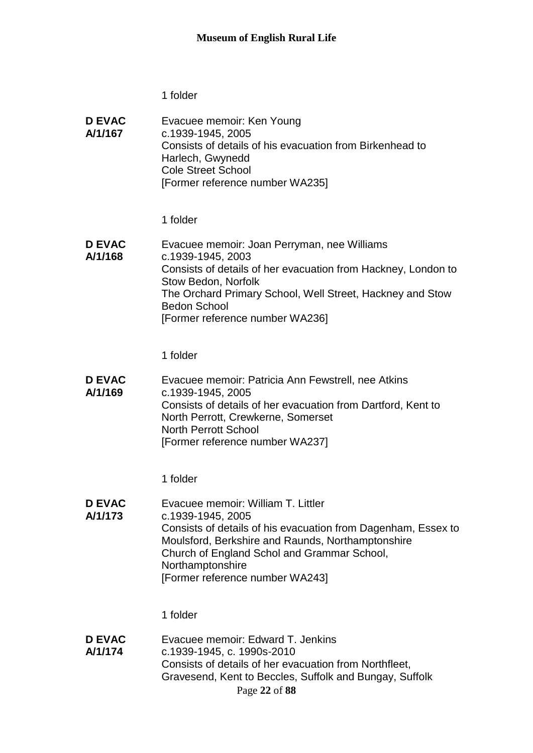1 folder

**D EVAC A/1/167** Evacuee memoir: Ken Young
c.1939-1945, 2005
Consists of details of his evacuation from Birkenhead to Harlech, Gwynedd
Cole Street School
[Former reference number WA235]

1 folder

**D EVAC A/1/168** Evacuee memoir: Joan Perryman, nee Williams
c.1939-1945, 2003
Consists of details of her evacuation from Hackney, London to Stow Bedon, Norfolk
The Orchard Primary School, Well Street, Hackney and Stow Bedon School
[Former reference number WA236]

1 folder

**D EVAC A/1/169** Evacuee memoir: Patricia Ann Fewstrell, nee Atkins
c.1939-1945, 2005
Consists of details of her evacuation from Dartford, Kent to North Perrott, Crewkerne, Somerset
North Perrott School
[Former reference number WA237]

1 folder

**D EVAC A/1/173** Evacuee memoir: William T. Littler
c.1939-1945, 2005
Consists of details of his evacuation from Dagenham, Essex to Moulsford, Berkshire and Raunds, Northamptonshire
Church of England Schol and Grammar School, Northamptonshire
[Former reference number WA243]

1 folder

**D EVAC A/1/174** Evacuee memoir: Edward T. Jenkins
c.1939-1945, c. 1990s-2010
Consists of details of her evacuation from Northfleet, Gravesend, Kent to Beccles, Suffolk and Bungay, Suffolk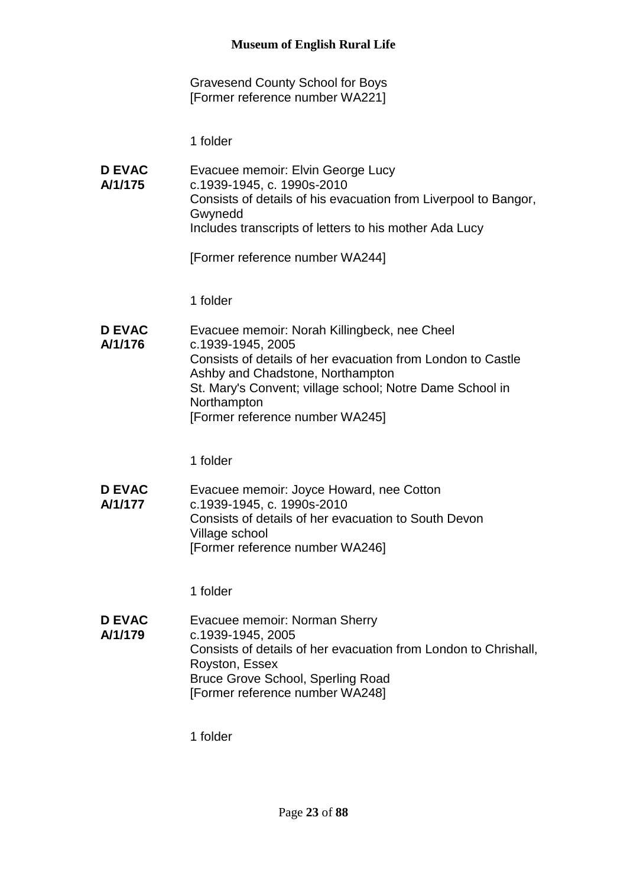Gravesend County School for Boys
[Former reference number WA221]

1 folder

**D EVAC A/1/175**

Evacuee memoir: Elvin George Lucy
c.1939-1945, c. 1990s-2010
Consists of details of his evacuation from Liverpool to Bangor, Gwynedd
Includes transcripts of letters to his mother Ada Lucy

[Former reference number WA244]

1 folder

**D EVAC A/1/176**

Evacuee memoir: Norah Killingbeck, nee Cheel
c.1939-1945, 2005
Consists of details of her evacuation from London to Castle Ashby and Chadstone, Northampton
St. Mary's Convent; village school; Notre Dame School in Northampton
[Former reference number WA245]

1 folder

**D EVAC A/1/177**

Evacuee memoir: Joyce Howard, nee Cotton
c.1939-1945, c. 1990s-2010
Consists of details of her evacuation to South Devon
Village school
[Former reference number WA246]

1 folder

**D EVAC A/1/179**

Evacuee memoir: Norman Sherry
c.1939-1945, 2005
Consists of details of her evacuation from London to Chrishall, Royston, Essex
Bruce Grove School, Sperling Road
[Former reference number WA248]

1 folder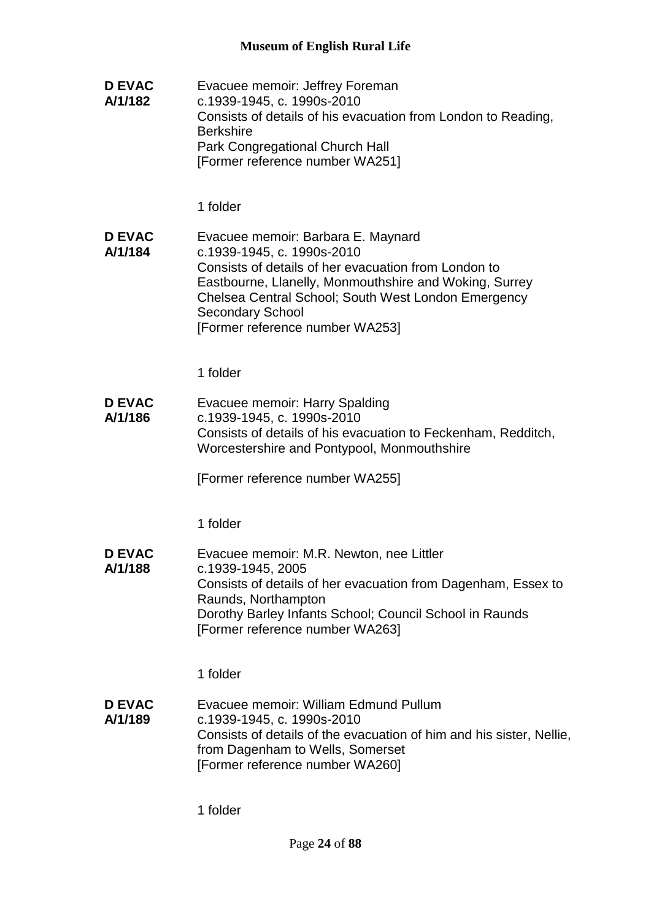**D EVAC A/1/182**

Evacuee memoir: Jeffrey Foreman
c.1939-1945, c. 1990s-2010
Consists of details of his evacuation from London to Reading, Berkshire
Park Congregational Church Hall
[Former reference number WA251]

1 folder

**D EVAC A/1/184**

Evacuee memoir: Barbara E. Maynard
c.1939-1945, c. 1990s-2010
Consists of details of her evacuation from London to Eastbourne, Llanelly, Monmouthshire and Woking, Surrey
Chelsea Central School; South West London Emergency Secondary School
[Former reference number WA253]

1 folder

**D EVAC A/1/186**

Evacuee memoir: Harry Spalding
c.1939-1945, c. 1990s-2010
Consists of details of his evacuation to Feckenham, Redditch, Worcestershire and Pontypool, Monmouthshire

[Former reference number WA255]

1 folder

**D EVAC A/1/188**

Evacuee memoir: M.R. Newton, nee Littler
c.1939-1945, 2005
Consists of details of her evacuation from Dagenham, Essex to Raunds, Northampton
Dorothy Barley Infants School; Council School in Raunds
[Former reference number WA263]

1 folder

**D EVAC A/1/189**

Evacuee memoir: William Edmund Pullum
c.1939-1945, c. 1990s-2010
Consists of details of the evacuation of him and his sister, Nellie, from Dagenham to Wells, Somerset
[Former reference number WA260]

1 folder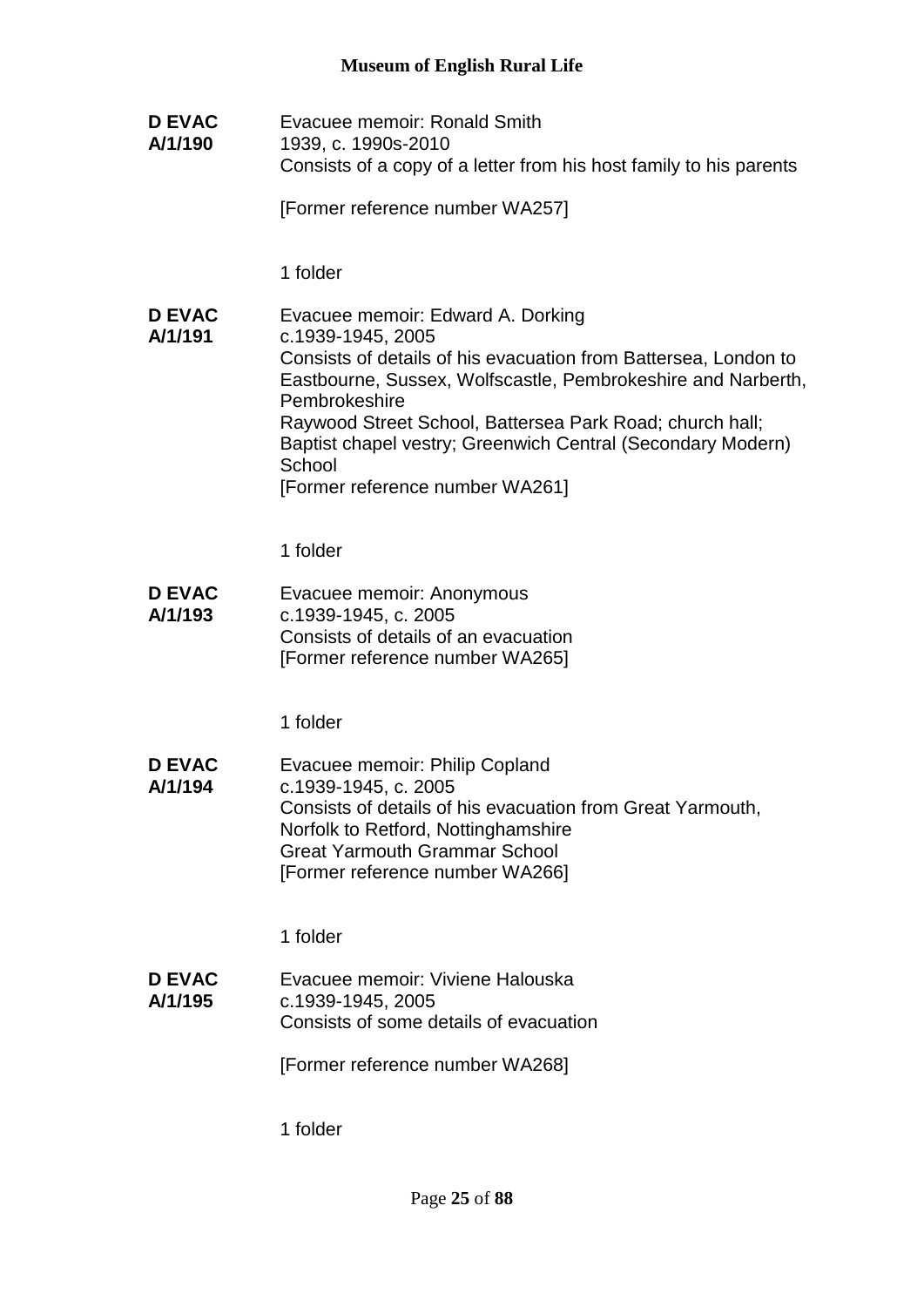**D EVAC A/1/190**

Evacuee memoir: Ronald Smith
1939, c. 1990s-2010
Consists of a copy of a letter from his host family to his parents

[Former reference number WA257]

1 folder

**D EVAC A/1/191**

Evacuee memoir: Edward A. Dorking
c.1939-1945, 2005
Consists of details of his evacuation from Battersea, London to Eastbourne, Sussex, Wolfscastle, Pembrokeshire and Narberth, Pembrokeshire
Raywood Street School, Battersea Park Road; church hall; Baptist chapel vestry; Greenwich Central (Secondary Modern) School
[Former reference number WA261]

1 folder

**D EVAC A/1/193**

Evacuee memoir: Anonymous
c.1939-1945, c. 2005
Consists of details of an evacuation
[Former reference number WA265]

1 folder

**D EVAC A/1/194**

Evacuee memoir: Philip Copland
c.1939-1945, c. 2005
Consists of details of his evacuation from Great Yarmouth, Norfolk to Retford, Nottinghamshire
Great Yarmouth Grammar School
[Former reference number WA266]

1 folder

**D EVAC A/1/195**

Evacuee memoir: Viviene Halouska
c.1939-1945, 2005
Consists of some details of evacuation

[Former reference number WA268]

1 folder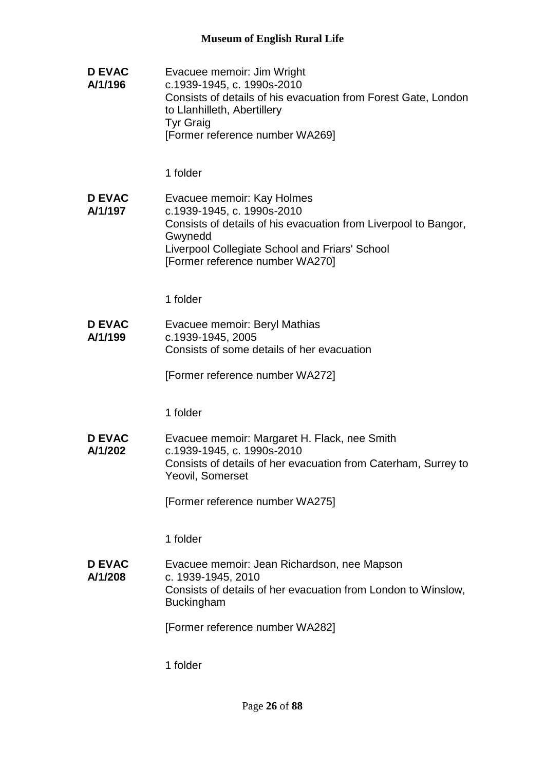**D EVAC A/1/196**

Evacuee memoir: Jim Wright
c.1939-1945, c. 1990s-2010
Consists of details of his evacuation from Forest Gate, London to Llanhilleth, Abertillery
Tyr Graig
[Former reference number WA269]

1 folder

**D EVAC A/1/197**

Evacuee memoir: Kay Holmes
c.1939-1945, c. 1990s-2010
Consists of details of his evacuation from Liverpool to Bangor, Gwynedd
Liverpool Collegiate School and Friars' School
[Former reference number WA270]

1 folder

**D EVAC A/1/199**

Evacuee memoir: Beryl Mathias
c.1939-1945, 2005
Consists of some details of her evacuation

[Former reference number WA272]

1 folder

**D EVAC A/1/202**

Evacuee memoir: Margaret H. Flack, nee Smith
c.1939-1945, c. 1990s-2010
Consists of details of her evacuation from Caterham, Surrey to Yeovil, Somerset

[Former reference number WA275]

1 folder

**D EVAC A/1/208**

Evacuee memoir: Jean Richardson, nee Mapson
c. 1939-1945, 2010
Consists of details of her evacuation from London to Winslow, Buckingham

[Former reference number WA282]

1 folder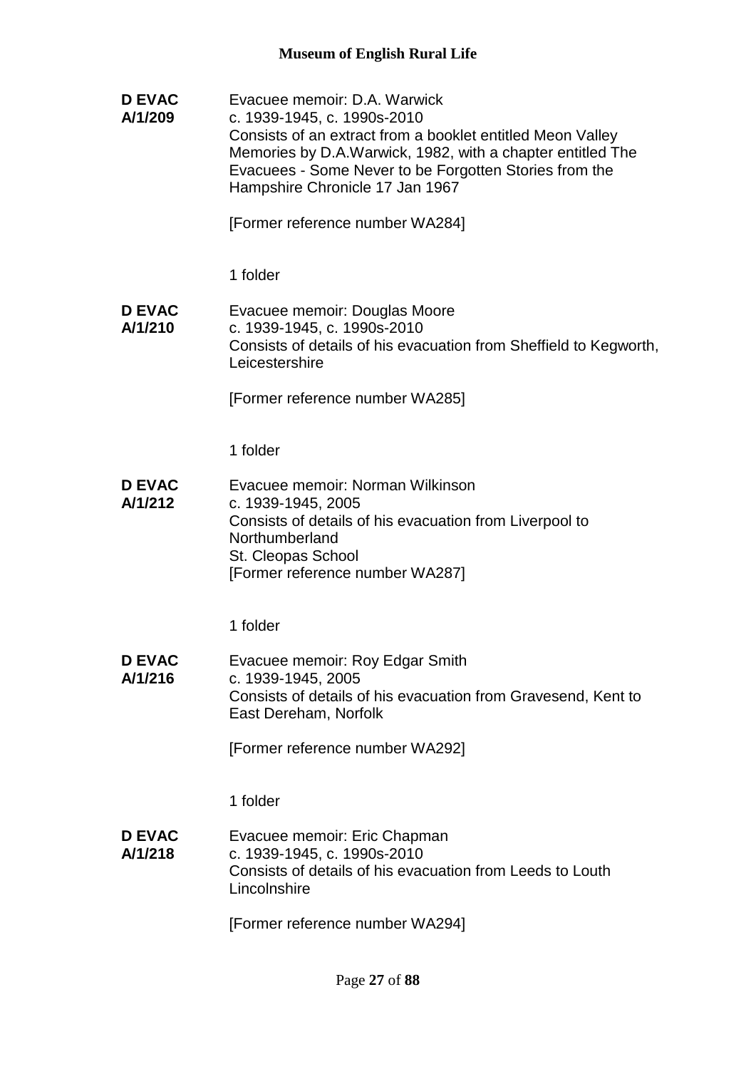**D EVAC A/1/209**

Evacuee memoir: D.A. Warwick
c. 1939-1945, c. 1990s-2010
Consists of an extract from a booklet entitled Meon Valley Memories by D.A.Warwick, 1982, with a chapter entitled The Evacuees - Some Never to be Forgotten Stories from the Hampshire Chronicle 17 Jan 1967

[Former reference number WA284]

1 folder

**D EVAC A/1/210**

Evacuee memoir: Douglas Moore
c. 1939-1945, c. 1990s-2010
Consists of details of his evacuation from Sheffield to Kegworth, Leicestershire

[Former reference number WA285]

1 folder

**D EVAC A/1/212**

Evacuee memoir: Norman Wilkinson
c. 1939-1945, 2005
Consists of details of his evacuation from Liverpool to Northumberland
St. Cleopas School
[Former reference number WA287]

1 folder

**D EVAC A/1/216**

Evacuee memoir: Roy Edgar Smith
c. 1939-1945, 2005
Consists of details of his evacuation from Gravesend, Kent to East Dereham, Norfolk

[Former reference number WA292]

1 folder

**D EVAC A/1/218**

Evacuee memoir: Eric Chapman
c. 1939-1945, c. 1990s-2010
Consists of details of his evacuation from Leeds to Louth Lincolnshire

[Former reference number WA294]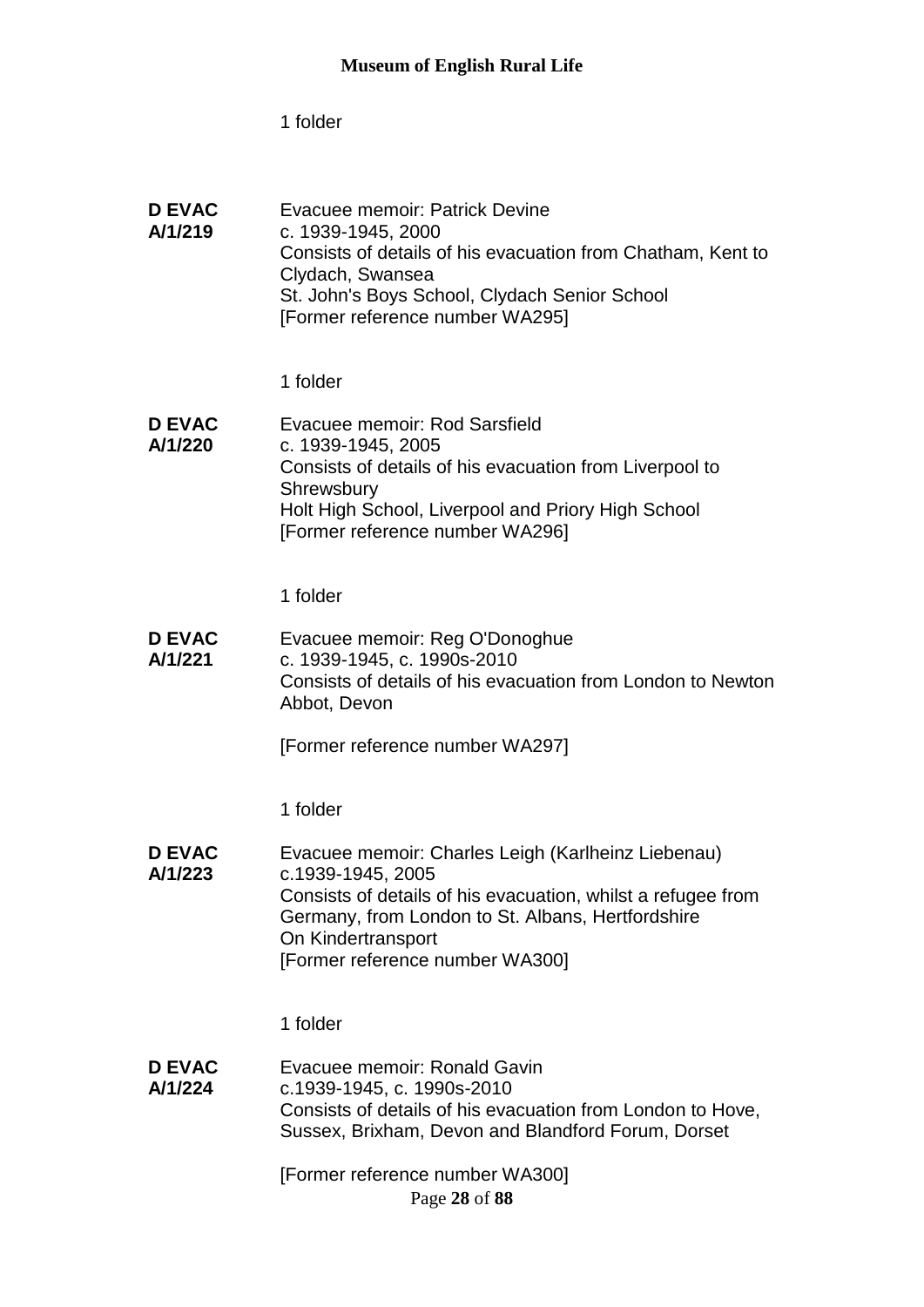1 folder

**D EVAC A/1/219**

Evacuee memoir: Patrick Devine
c. 1939-1945, 2000
Consists of details of his evacuation from Chatham, Kent to Clydach, Swansea
St. John's Boys School, Clydach Senior School
[Former reference number WA295]

1 folder

**D EVAC A/1/220**

Evacuee memoir: Rod Sarsfield
c. 1939-1945, 2005
Consists of details of his evacuation from Liverpool to Shrewsbury
Holt High School, Liverpool and Priory High School
[Former reference number WA296]

1 folder

**D EVAC A/1/221**

Evacuee memoir: Reg O'Donoghue
c. 1939-1945, c. 1990s-2010
Consists of details of his evacuation from London to Newton Abbot, Devon

[Former reference number WA297]

1 folder

**D EVAC A/1/223**

Evacuee memoir: Charles Leigh (Karlheinz Liebenau)
c.1939-1945, 2005
Consists of details of his evacuation, whilst a refugee from Germany, from London to St. Albans, Hertfordshire
On Kindertransport
[Former reference number WA300]

1 folder

**D EVAC A/1/224**

Evacuee memoir: Ronald Gavin
c.1939-1945, c. 1990s-2010
Consists of details of his evacuation from London to Hove, Sussex, Brixham, Devon and Blandford Forum, Dorset

[Former reference number WA300]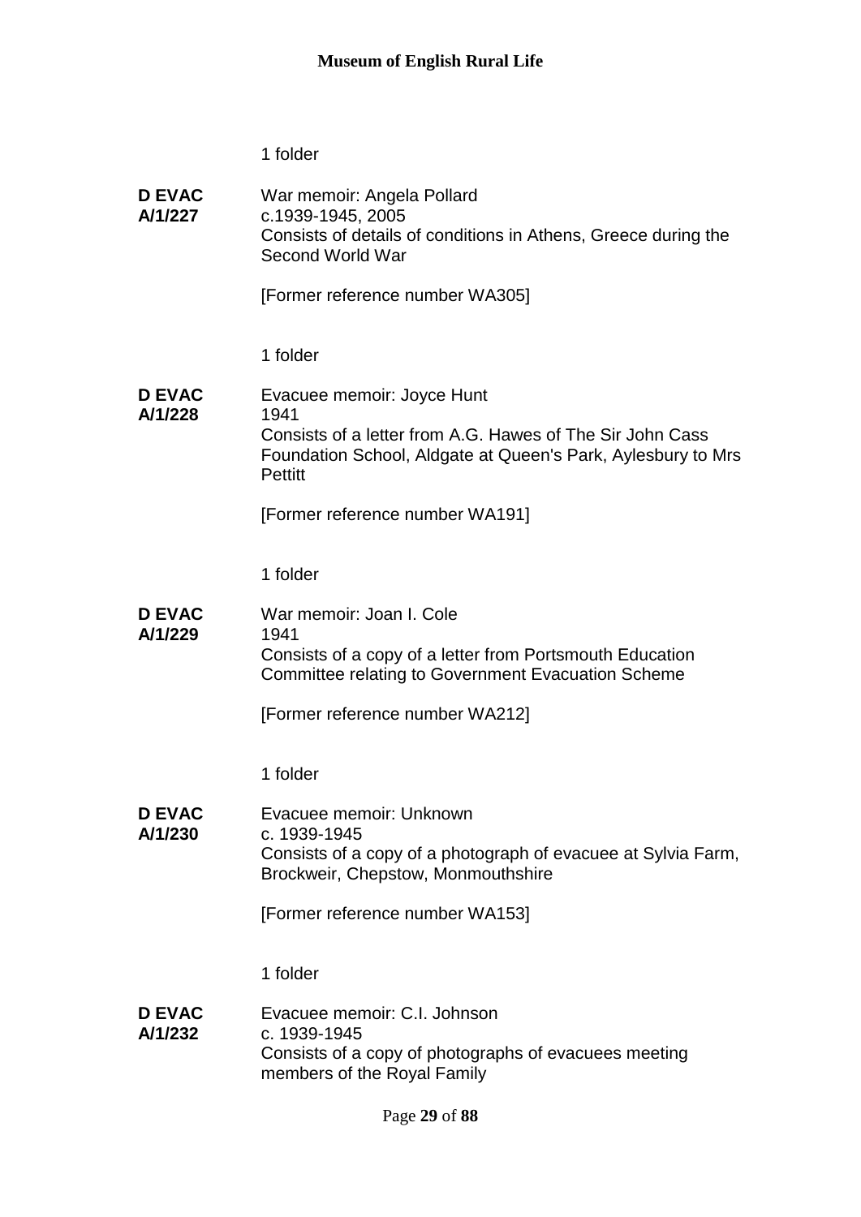1 folder

**D EVAC A/1/227** War memoir: Angela Pollard
c.1939-1945, 2005
Consists of details of conditions in Athens, Greece during the Second World War

[Former reference number WA305]

1 folder

**D EVAC A/1/228** Evacuee memoir: Joyce Hunt
1941
Consists of a letter from A.G. Hawes of The Sir John Cass Foundation School, Aldgate at Queen's Park, Aylesbury to Mrs Pettitt

[Former reference number WA191]

1 folder

**D EVAC A/1/229** War memoir: Joan I. Cole
1941
Consists of a copy of a letter from Portsmouth Education Committee relating to Government Evacuation Scheme

[Former reference number WA212]

1 folder

**D EVAC A/1/230** Evacuee memoir: Unknown
c. 1939-1945
Consists of a copy of a photograph of evacuee at Sylvia Farm, Brockweir, Chepstow, Monmouthshire

[Former reference number WA153]

1 folder

**D EVAC A/1/232** Evacuee memoir: C.I. Johnson
c. 1939-1945
Consists of a copy of photographs of evacuees meeting members of the Royal Family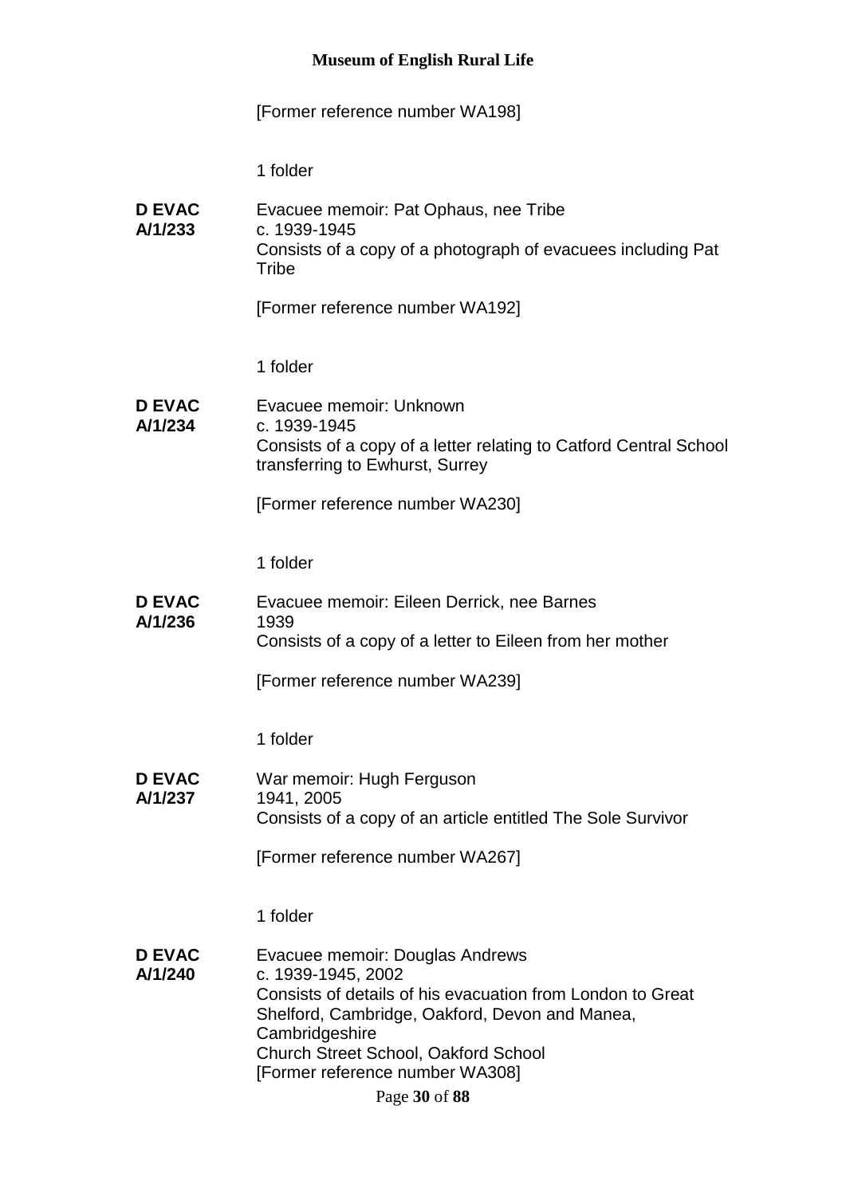[Former reference number WA198]

1 folder

**D EVAC A/1/233**

Evacuee memoir: Pat Ophaus, nee Tribe
c. 1939-1945
Consists of a copy of a photograph of evacuees including Pat Tribe

[Former reference number WA192]

1 folder

**D EVAC A/1/234**

Evacuee memoir: Unknown
c. 1939-1945
Consists of a copy of a letter relating to Catford Central School transferring to Ewhurst, Surrey

[Former reference number WA230]

1 folder

**D EVAC A/1/236**

Evacuee memoir: Eileen Derrick, nee Barnes
1939
Consists of a copy of a letter to Eileen from her mother

[Former reference number WA239]

1 folder

**D EVAC A/1/237**

War memoir: Hugh Ferguson
1941, 2005
Consists of a copy of an article entitled The Sole Survivor

[Former reference number WA267]

1 folder

**D EVAC A/1/240**

Evacuee memoir: Douglas Andrews
c. 1939-1945, 2002
Consists of details of his evacuation from London to Great Shelford, Cambridge, Oakford, Devon and Manea, Cambridgeshire
Church Street School, Oakford School
[Former reference number WA308]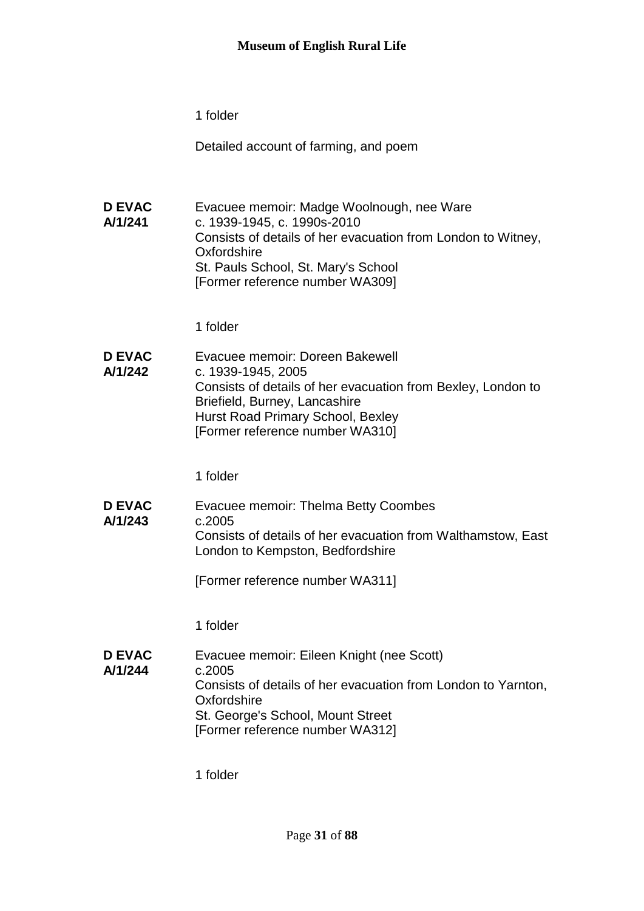1 folder

Detailed account of farming, and poem

**D EVAC A/1/241**

Evacuee memoir: Madge Woolnough, nee Ware
c. 1939-1945, c. 1990s-2010
Consists of details of her evacuation from London to Witney, Oxfordshire
St. Pauls School, St. Mary's School
[Former reference number WA309]

1 folder

**D EVAC A/1/242**

Evacuee memoir: Doreen Bakewell
c. 1939-1945, 2005
Consists of details of her evacuation from Bexley, London to Briefield, Burney, Lancashire
Hurst Road Primary School, Bexley
[Former reference number WA310]

1 folder

**D EVAC A/1/243**

Evacuee memoir: Thelma Betty Coombes
c.2005
Consists of details of her evacuation from Walthamstow, East London to Kempston, Bedfordshire

[Former reference number WA311]

1 folder

**D EVAC A/1/244**

Evacuee memoir: Eileen Knight (nee Scott)
c.2005
Consists of details of her evacuation from London to Yarnton, Oxfordshire
St. George's School, Mount Street
[Former reference number WA312]

1 folder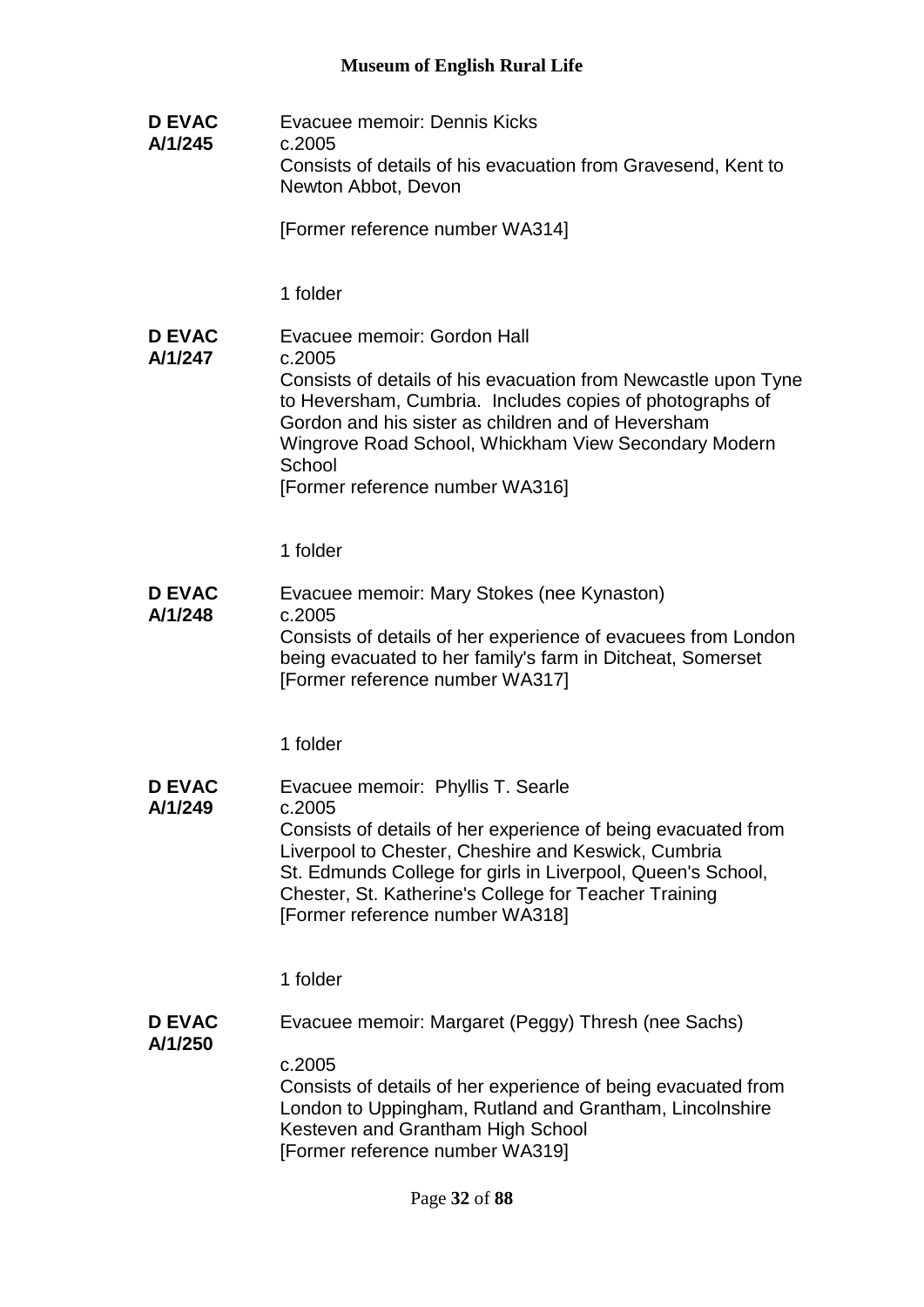**D EVAC A/1/245**

Evacuee memoir: Dennis Kicks
c.2005
Consists of details of his evacuation from Gravesend, Kent to Newton Abbot, Devon

[Former reference number WA314]

1 folder

**D EVAC A/1/247**

Evacuee memoir: Gordon Hall
c.2005
Consists of details of his evacuation from Newcastle upon Tyne to Heversham, Cumbria. Includes copies of photographs of Gordon and his sister as children and of Heversham
Wingrove Road School, Whickham View Secondary Modern School
[Former reference number WA316]

1 folder

**D EVAC A/1/248**

Evacuee memoir: Mary Stokes (nee Kynaston)
c.2005
Consists of details of her experience of evacuees from London being evacuated to her family's farm in Ditcheat, Somerset
[Former reference number WA317]

1 folder

**D EVAC A/1/249**

Evacuee memoir: Phyllis T. Searle
c.2005
Consists of details of her experience of being evacuated from Liverpool to Chester, Cheshire and Keswick, Cumbria
St. Edmunds College for girls in Liverpool, Queen's School, Chester, St. Katherine's College for Teacher Training
[Former reference number WA318]

1 folder

**D EVAC A/1/250**

Evacuee memoir: Margaret (Peggy) Thresh (nee Sachs)

c.2005
Consists of details of her experience of being evacuated from London to Uppingham, Rutland and Grantham, Lincolnshire
Kesteven and Grantham High School
[Former reference number WA319]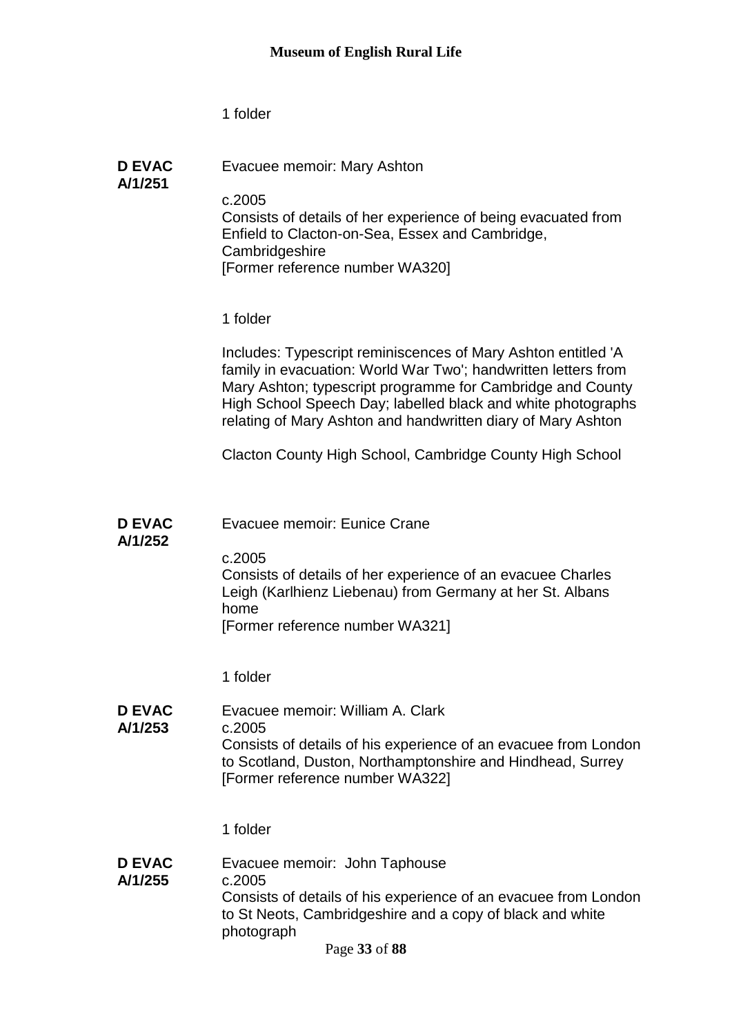1 folder

**D EVAC A/1/251** Evacuee memoir: Mary Ashton

c.2005

Consists of details of her experience of being evacuated from Enfield to Clacton-on-Sea, Essex and Cambridge, Cambridgeshire

[Former reference number WA320]

1 folder

Includes: Typescript reminiscences of Mary Ashton entitled 'A family in evacuation: World War Two'; handwritten letters from Mary Ashton; typescript programme for Cambridge and County High School Speech Day; labelled black and white photographs relating of Mary Ashton and handwritten diary of Mary Ashton

Clacton County High School, Cambridge County High School

**D EVAC A/1/252** Evacuee memoir: Eunice Crane

c.2005

Consists of details of her experience of an evacuee Charles Leigh (Karlhienz Liebenau) from Germany at her St. Albans home

[Former reference number WA321]

1 folder

**D EVAC A/1/253** Evacuee memoir: William A. Clark

c.2005

Consists of details of his experience of an evacuee from London to Scotland, Duston, Northamptonshire and Hindhead, Surrey

[Former reference number WA322]

1 folder

**D EVAC A/1/255** Evacuee memoir: John Taphouse

c.2005

Consists of details of his experience of an evacuee from London to St Neots, Cambridgeshire and a copy of black and white photograph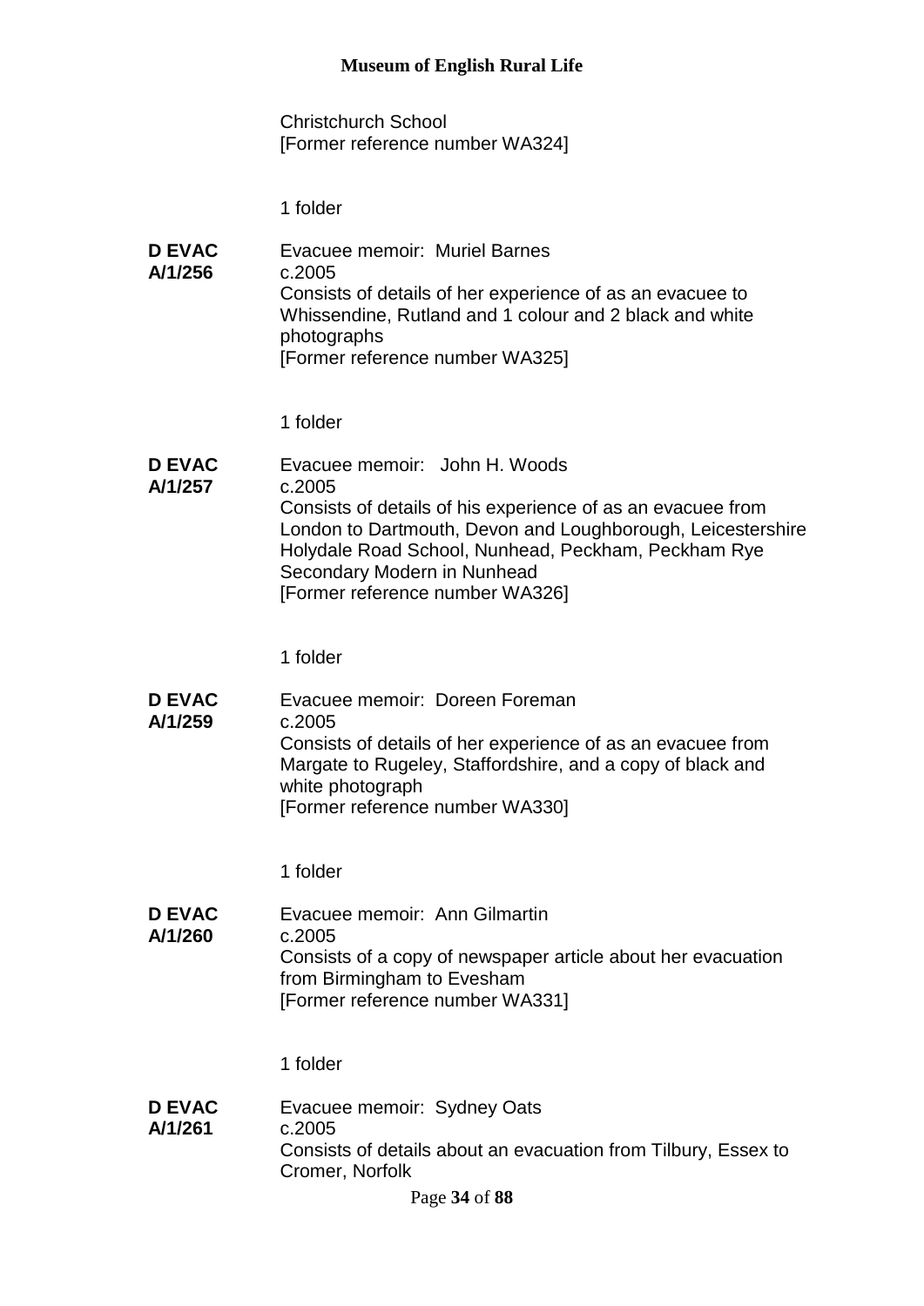Christchurch School
[Former reference number WA324]

1 folder

**D EVAC A/1/256**
Evacuee memoir: Muriel Barnes
c.2005
Consists of details of her experience of as an evacuee to Whissendine, Rutland and 1 colour and 2 black and white photographs
[Former reference number WA325]

1 folder

**D EVAC A/1/257**
Evacuee memoir: John H. Woods
c.2005
Consists of details of his experience of as an evacuee from London to Dartmouth, Devon and Loughborough, Leicestershire Holydale Road School, Nunhead, Peckham, Peckham Rye Secondary Modern in Nunhead
[Former reference number WA326]

1 folder

**D EVAC A/1/259**
Evacuee memoir: Doreen Foreman
c.2005
Consists of details of her experience of as an evacuee from Margate to Rugeley, Staffordshire, and a copy of black and white photograph
[Former reference number WA330]

1 folder

**D EVAC A/1/260**
Evacuee memoir: Ann Gilmartin
c.2005
Consists of a copy of newspaper article about her evacuation from Birmingham to Evesham
[Former reference number WA331]

1 folder

**D EVAC A/1/261**
Evacuee memoir: Sydney Oats
c.2005
Consists of details about an evacuation from Tilbury, Essex to Cromer, Norfolk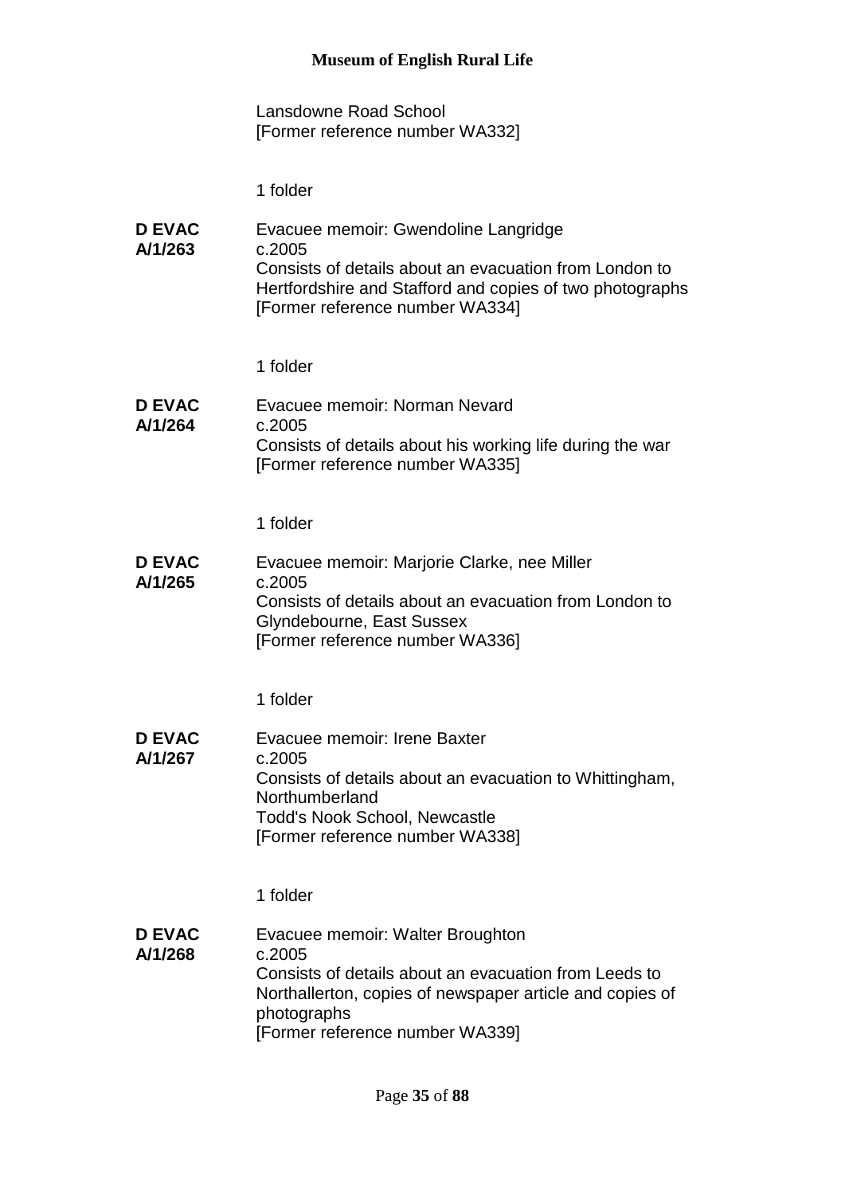Lansdowne Road School
[Former reference number WA332]

1 folder

**D EVAC A/1/263**

Evacuee memoir: Gwendoline Langridge
c.2005
Consists of details about an evacuation from London to Hertfordshire and Stafford and copies of two photographs
[Former reference number WA334]

1 folder

**D EVAC A/1/264**

Evacuee memoir: Norman Nevard
c.2005
Consists of details about his working life during the war
[Former reference number WA335]

1 folder

**D EVAC A/1/265**

Evacuee memoir: Marjorie Clarke, nee Miller
c.2005
Consists of details about an evacuation from London to Glyndebourne, East Sussex
[Former reference number WA336]

1 folder

**D EVAC A/1/267**

Evacuee memoir: Irene Baxter
c.2005
Consists of details about an evacuation to Whittingham, Northumberland
Todd's Nook School, Newcastle
[Former reference number WA338]

1 folder

**D EVAC A/1/268**

Evacuee memoir: Walter Broughton
c.2005
Consists of details about an evacuation from Leeds to Northallerton, copies of newspaper article and copies of photographs
[Former reference number WA339]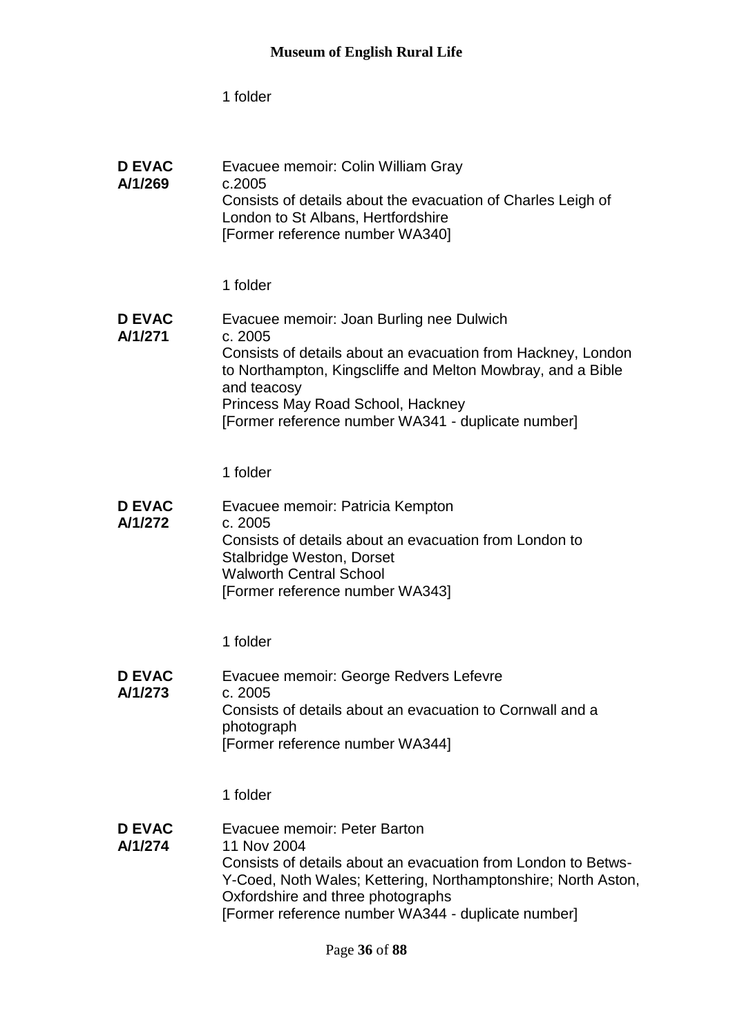1 folder

**D EVAC A/1/269**

Evacuee memoir: Colin William Gray
c.2005
Consists of details about the evacuation of Charles Leigh of London to St Albans, Hertfordshire
[Former reference number WA340]

1 folder

**D EVAC A/1/271**

Evacuee memoir: Joan Burling nee Dulwich
c. 2005
Consists of details about an evacuation from Hackney, London to Northampton, Kingscliffe and Melton Mowbray, and a Bible and teacosy
Princess May Road School, Hackney
[Former reference number WA341 - duplicate number]

1 folder

**D EVAC A/1/272**

Evacuee memoir: Patricia Kempton
c. 2005
Consists of details about an evacuation from London to Stalbridge Weston, Dorset
Walworth Central School
[Former reference number WA343]

1 folder

**D EVAC A/1/273**

Evacuee memoir: George Redvers Lefevre
c. 2005
Consists of details about an evacuation to Cornwall and a photograph
[Former reference number WA344]

1 folder

**D EVAC A/1/274**

Evacuee memoir: Peter Barton
11 Nov 2004
Consists of details about an evacuation from London to Betws-Y-Coed, Noth Wales; Kettering, Northamptonshire; North Aston, Oxfordshire and three photographs
[Former reference number WA344 - duplicate number]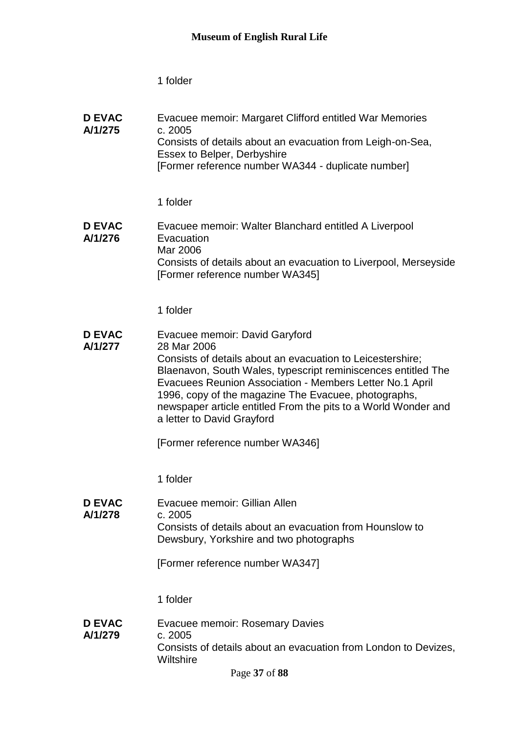1 folder

**D EVAC A/1/275**

Evacuee memoir: Margaret Clifford entitled War Memories
c. 2005
Consists of details about an evacuation from Leigh-on-Sea, Essex to Belper, Derbyshire
[Former reference number WA344 - duplicate number]

1 folder

**D EVAC A/1/276**

Evacuee memoir: Walter Blanchard entitled A Liverpool Evacuation
Mar 2006
Consists of details about an evacuation to Liverpool, Merseyside
[Former reference number WA345]

1 folder

**D EVAC A/1/277**

Evacuee memoir: David Garyford
28 Mar 2006
Consists of details about an evacuation to Leicestershire; Blaenavon, South Wales, typescript reminiscences entitled The Evacuees Reunion Association - Members Letter No.1 April 1996, copy of the magazine The Evacuee, photographs, newspaper article entitled From the pits to a World Wonder and a letter to David Grayford

[Former reference number WA346]

1 folder

**D EVAC A/1/278**

Evacuee memoir: Gillian Allen
c. 2005
Consists of details about an evacuation from Hounslow to Dewsbury, Yorkshire and two photographs

[Former reference number WA347]

1 folder

**D EVAC A/1/279**

Evacuee memoir: Rosemary Davies
c. 2005
Consists of details about an evacuation from London to Devizes, Wiltshire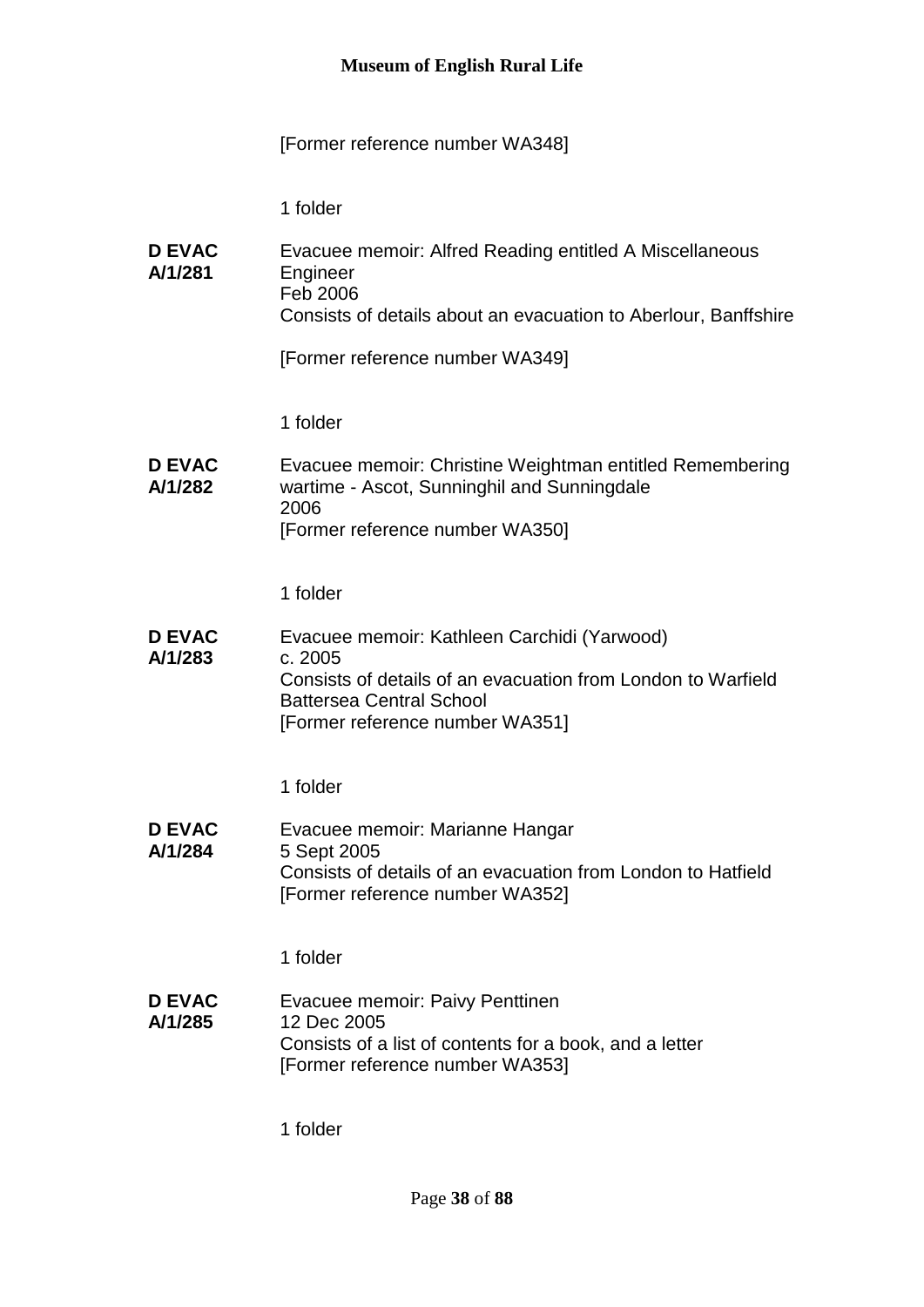[Former reference number WA348]

1 folder

**D EVAC A/1/281** Evacuee memoir: Alfred Reading entitled A Miscellaneous Engineer
Feb 2006
Consists of details about an evacuation to Aberlour, Banffshire

[Former reference number WA349]

1 folder

**D EVAC A/1/282** Evacuee memoir: Christine Weightman entitled Remembering wartime - Ascot, Sunninghil and Sunningdale
2006
[Former reference number WA350]

1 folder

**D EVAC A/1/283** Evacuee memoir: Kathleen Carchidi (Yarwood)
c. 2005
Consists of details of an evacuation from London to Warfield Battersea Central School
[Former reference number WA351]

1 folder

**D EVAC A/1/284** Evacuee memoir: Marianne Hangar
5 Sept 2005
Consists of details of an evacuation from London to Hatfield
[Former reference number WA352]

1 folder

**D EVAC A/1/285** Evacuee memoir: Paivy Penttinen
12 Dec 2005
Consists of a list of contents for a book, and a letter
[Former reference number WA353]

1 folder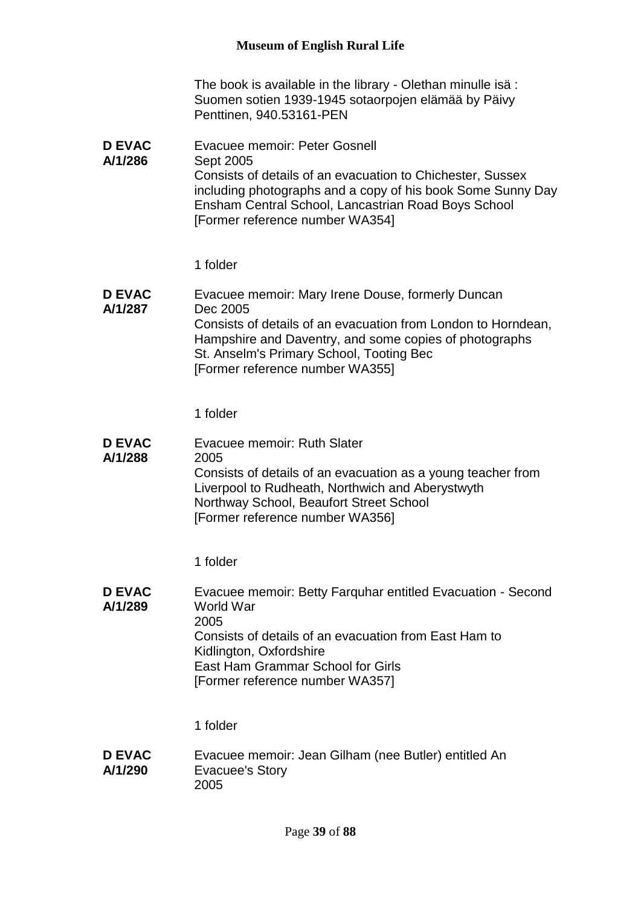The book is available in the library - Olethan minulle isä : Suomen sotien 1939-1945 sotaorpojen elämää by Päivy Penttinen, 940.53161-PEN

**D EVAC A/1/286**

Evacuee memoir: Peter Gosnell
Sept 2005
Consists of details of an evacuation to Chichester, Sussex including photographs and a copy of his book Some Sunny Day
Ensham Central School, Lancastrian Road Boys School
[Former reference number WA354]

1 folder

**D EVAC A/1/287**

Evacuee memoir: Mary Irene Douse, formerly Duncan
Dec 2005
Consists of details of an evacuation from London to Horndean, Hampshire and Daventry, and some copies of photographs
St. Anselm's Primary School, Tooting Bec
[Former reference number WA355]

1 folder

**D EVAC A/1/288**

Evacuee memoir: Ruth Slater
2005
Consists of details of an evacuation as a young teacher from Liverpool to Rudheath, Northwich and Aberystwyth
Northway School, Beaufort Street School
[Former reference number WA356]

1 folder

**D EVAC A/1/289**

Evacuee memoir: Betty Farquhar entitled Evacuation - Second World War
2005
Consists of details of an evacuation from East Ham to Kidlington, Oxfordshire
East Ham Grammar School for Girls
[Former reference number WA357]

1 folder

**D EVAC A/1/290**

Evacuee memoir: Jean Gilham (nee Butler) entitled An Evacuee's Story
2005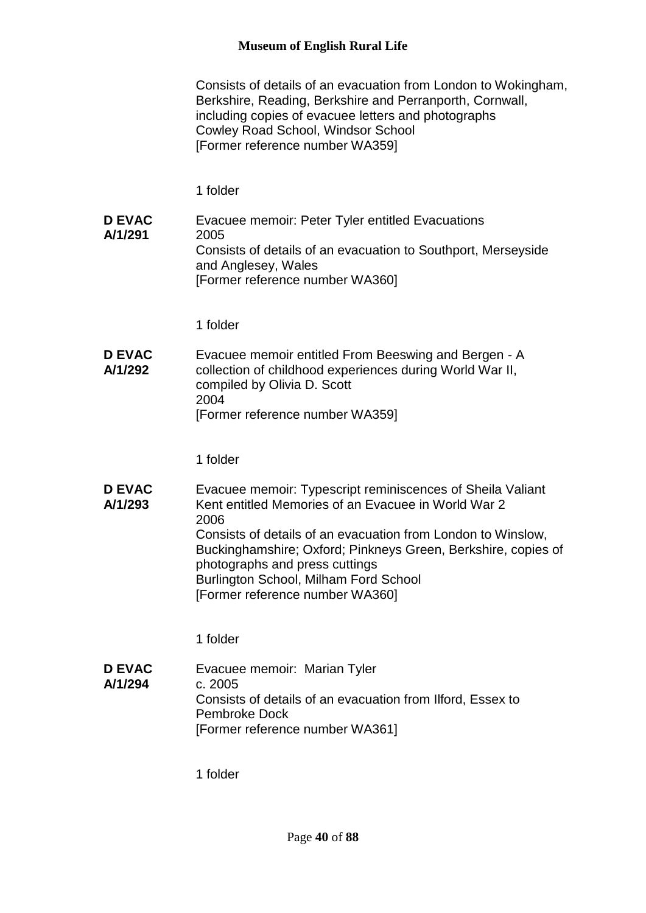Consists of details of an evacuation from London to Wokingham, Berkshire, Reading, Berkshire and Perranporth, Cornwall, including copies of evacuee letters and photographs
Cowley Road School, Windsor School
[Former reference number WA359]

1 folder

**D EVAC A/1/291** Evacuee memoir: Peter Tyler entitled Evacuations
2005
Consists of details of an evacuation to Southport, Merseyside and Anglesey, Wales
[Former reference number WA360]

1 folder

**D EVAC A/1/292** Evacuee memoir entitled From Beeswing and Bergen - A collection of childhood experiences during World War II, compiled by Olivia D. Scott
2004
[Former reference number WA359]

1 folder

**D EVAC A/1/293** Evacuee memoir: Typescript reminiscences of Sheila Valiant Kent entitled Memories of an Evacuee in World War 2
2006
Consists of details of an evacuation from London to Winslow, Buckinghamshire; Oxford; Pinkneys Green, Berkshire, copies of photographs and press cuttings
Burlington School, Milham Ford School
[Former reference number WA360]

1 folder

**D EVAC A/1/294** Evacuee memoir: Marian Tyler
c. 2005
Consists of details of an evacuation from Ilford, Essex to Pembroke Dock
[Former reference number WA361]

1 folder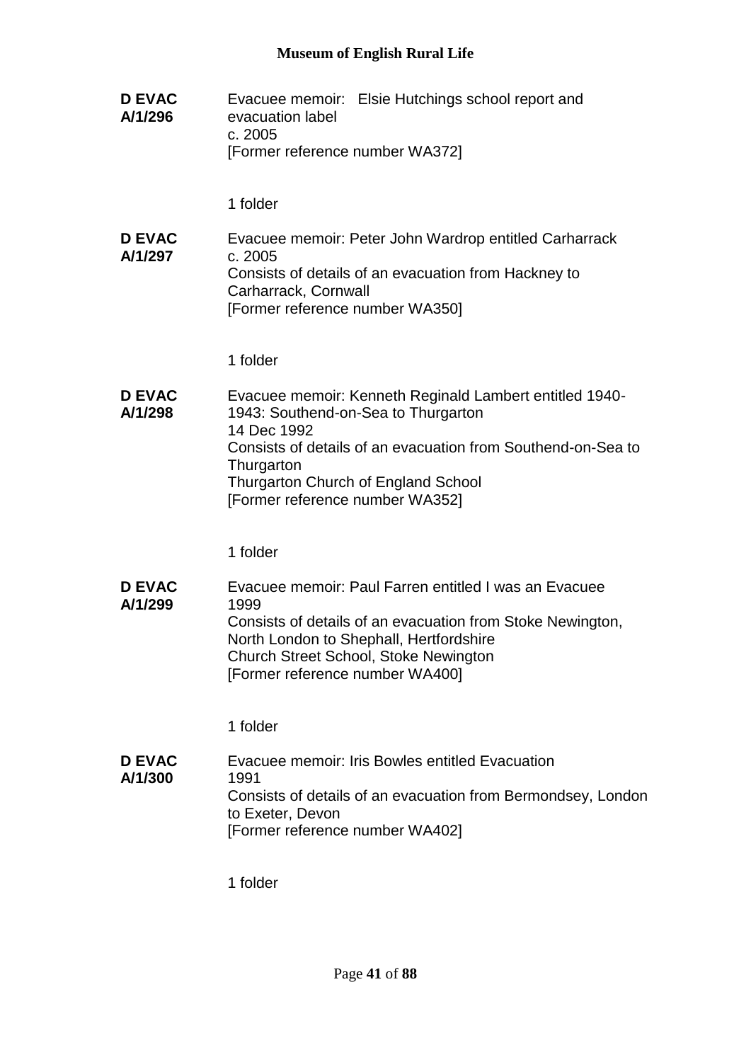**D EVAC A/1/296**

Evacuee memoir: Elsie Hutchings school report and evacuation label
c. 2005
[Former reference number WA372]

1 folder

**D EVAC A/1/297**

Evacuee memoir: Peter John Wardrop entitled Carharrack
c. 2005
Consists of details of an evacuation from Hackney to Carharrack, Cornwall
[Former reference number WA350]

1 folder

**D EVAC A/1/298**

Evacuee memoir: Kenneth Reginald Lambert entitled 1940-1943: Southend-on-Sea to Thurgarton
14 Dec 1992
Consists of details of an evacuation from Southend-on-Sea to Thurgarton
Thurgarton Church of England School
[Former reference number WA352]

1 folder

**D EVAC A/1/299**

Evacuee memoir: Paul Farren entitled I was an Evacuee
1999
Consists of details of an evacuation from Stoke Newington, North London to Shephall, Hertfordshire
Church Street School, Stoke Newington
[Former reference number WA400]

1 folder

**D EVAC A/1/300**

Evacuee memoir: Iris Bowles entitled Evacuation
1991
Consists of details of an evacuation from Bermondsey, London to Exeter, Devon
[Former reference number WA402]

1 folder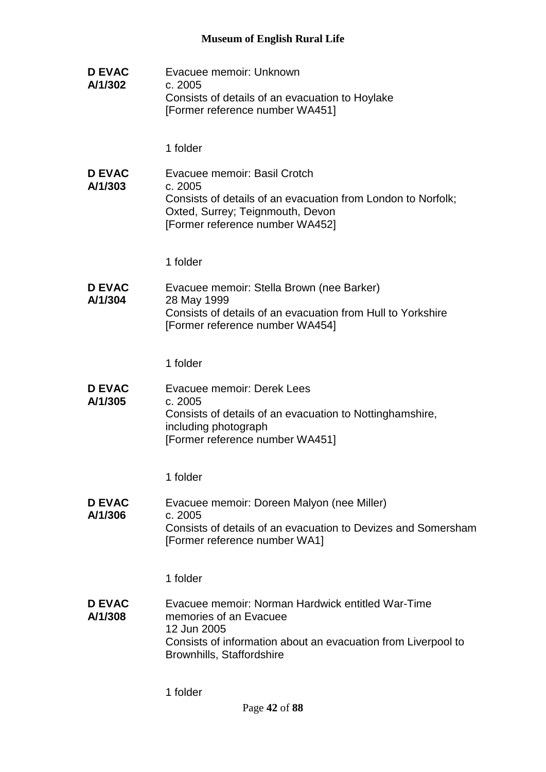**D EVAC A/1/302**

Evacuee memoir: Unknown
c. 2005
Consists of details of an evacuation to Hoylake
[Former reference number WA451]

1 folder

**D EVAC A/1/303**

Evacuee memoir: Basil Crotch
c. 2005
Consists of details of an evacuation from London to Norfolk; Oxted, Surrey; Teignmouth, Devon
[Former reference number WA452]

1 folder

**D EVAC A/1/304**

Evacuee memoir: Stella Brown (nee Barker)
28 May 1999
Consists of details of an evacuation from Hull to Yorkshire
[Former reference number WA454]

1 folder

**D EVAC A/1/305**

Evacuee memoir: Derek Lees
c. 2005
Consists of details of an evacuation to Nottinghamshire, including photograph
[Former reference number WA451]

1 folder

**D EVAC A/1/306**

Evacuee memoir: Doreen Malyon (nee Miller)
c. 2005
Consists of details of an evacuation to Devizes and Somersham
[Former reference number WA1]

1 folder

**D EVAC A/1/308**

Evacuee memoir: Norman Hardwick entitled War-Time memories of an Evacuee
12 Jun 2005
Consists of information about an evacuation from Liverpool to Brownhills, Staffordshire

1 folder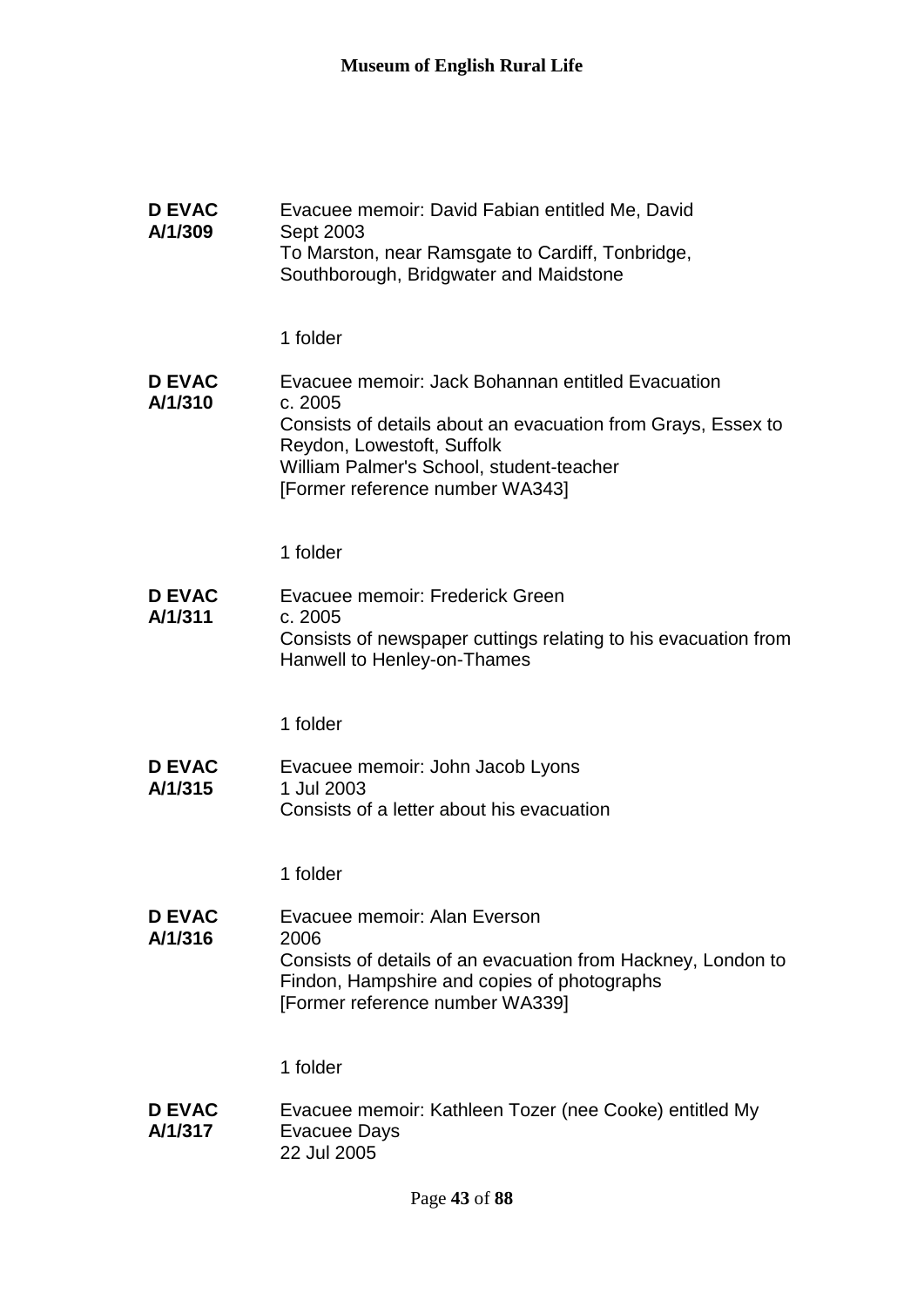**D EVAC A/1/309**

Evacuee memoir: David Fabian entitled Me, David
Sept 2003
To Marston, near Ramsgate to Cardiff, Tonbridge, Southborough, Bridgwater and Maidstone

1 folder

**D EVAC A/1/310**

Evacuee memoir: Jack Bohannan entitled Evacuation
c. 2005
Consists of details about an evacuation from Grays, Essex to Reydon, Lowestoft, Suffolk
William Palmer's School, student-teacher
[Former reference number WA343]

1 folder

**D EVAC A/1/311**

Evacuee memoir: Frederick Green
c. 2005
Consists of newspaper cuttings relating to his evacuation from Hanwell to Henley-on-Thames

1 folder

**D EVAC A/1/315**

Evacuee memoir: John Jacob Lyons
1 Jul 2003
Consists of a letter about his evacuation

1 folder

**D EVAC A/1/316**

Evacuee memoir: Alan Everson
2006
Consists of details of an evacuation from Hackney, London to Findon, Hampshire and copies of photographs
[Former reference number WA339]

1 folder

**D EVAC A/1/317**

Evacuee memoir: Kathleen Tozer (nee Cooke) entitled My Evacuee Days
22 Jul 2005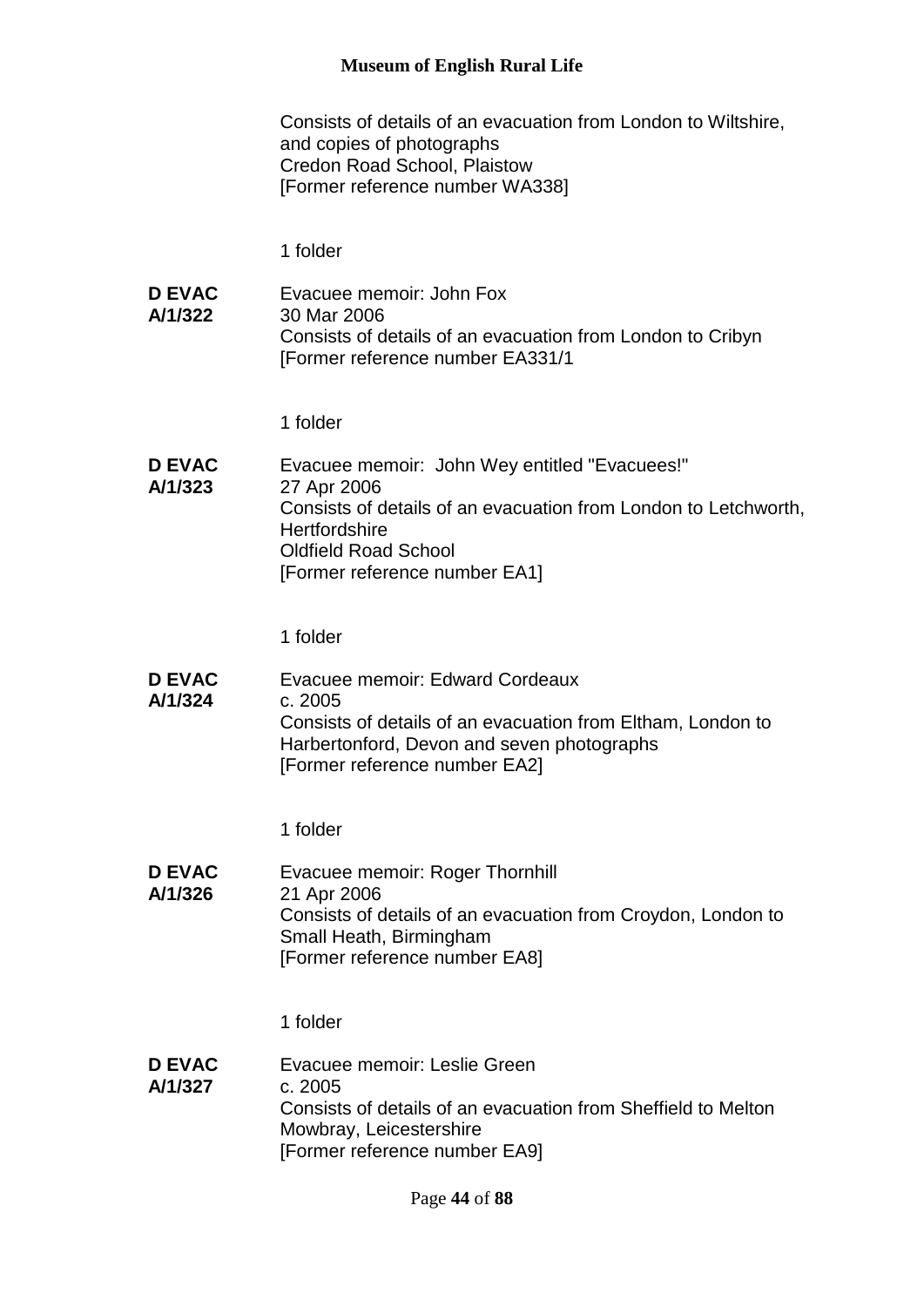Consists of details of an evacuation from London to Wiltshire, and copies of photographs
Credon Road School, Plaistow
[Former reference number WA338]

1 folder

**D EVAC A/1/322** Evacuee memoir: John Fox
30 Mar 2006
Consists of details of an evacuation from London to Cribyn
[Former reference number EA331/1

1 folder

**D EVAC A/1/323** Evacuee memoir: John Wey entitled "Evacuees!"
27 Apr 2006
Consists of details of an evacuation from London to Letchworth, Hertfordshire
Oldfield Road School
[Former reference number EA1]

1 folder

**D EVAC A/1/324** Evacuee memoir: Edward Cordeaux
c. 2005
Consists of details of an evacuation from Eltham, London to Harbertonford, Devon and seven photographs
[Former reference number EA2]

1 folder

**D EVAC A/1/326** Evacuee memoir: Roger Thornhill
21 Apr 2006
Consists of details of an evacuation from Croydon, London to Small Heath, Birmingham
[Former reference number EA8]

1 folder

**D EVAC A/1/327** Evacuee memoir: Leslie Green
c. 2005
Consists of details of an evacuation from Sheffield to Melton Mowbray, Leicestershire
[Former reference number EA9]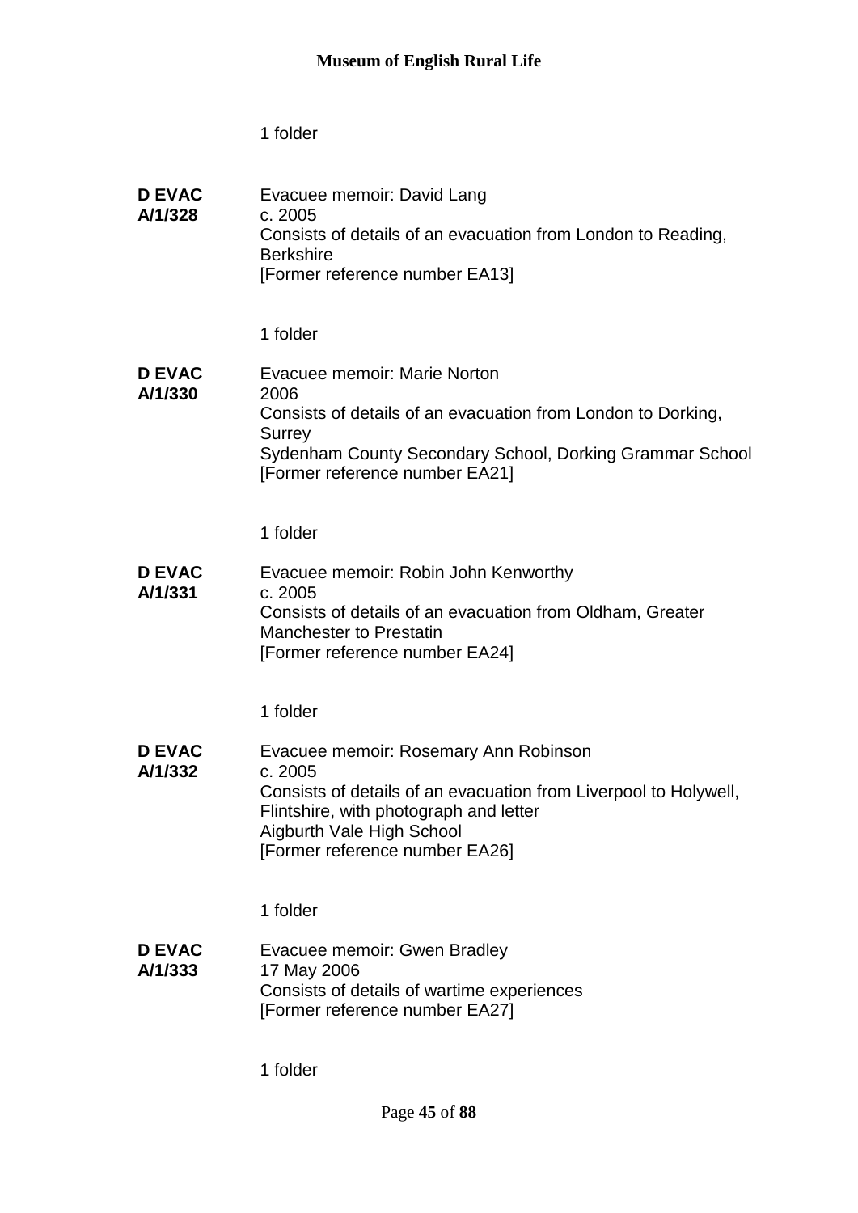1 folder

**D EVAC A/1/328**
Evacuee memoir: David Lang
c. 2005
Consists of details of an evacuation from London to Reading, Berkshire
[Former reference number EA13]

1 folder

**D EVAC A/1/330**
Evacuee memoir: Marie Norton
2006
Consists of details of an evacuation from London to Dorking, Surrey
Sydenham County Secondary School, Dorking Grammar School
[Former reference number EA21]

1 folder

**D EVAC A/1/331**
Evacuee memoir: Robin John Kenworthy
c. 2005
Consists of details of an evacuation from Oldham, Greater Manchester to Prestatin
[Former reference number EA24]

1 folder

**D EVAC A/1/332**
Evacuee memoir: Rosemary Ann Robinson
c. 2005
Consists of details of an evacuation from Liverpool to Holywell, Flintshire, with photograph and letter
Aigburth Vale High School
[Former reference number EA26]

1 folder

**D EVAC A/1/333**
Evacuee memoir: Gwen Bradley
17 May 2006
Consists of details of wartime experiences
[Former reference number EA27]

1 folder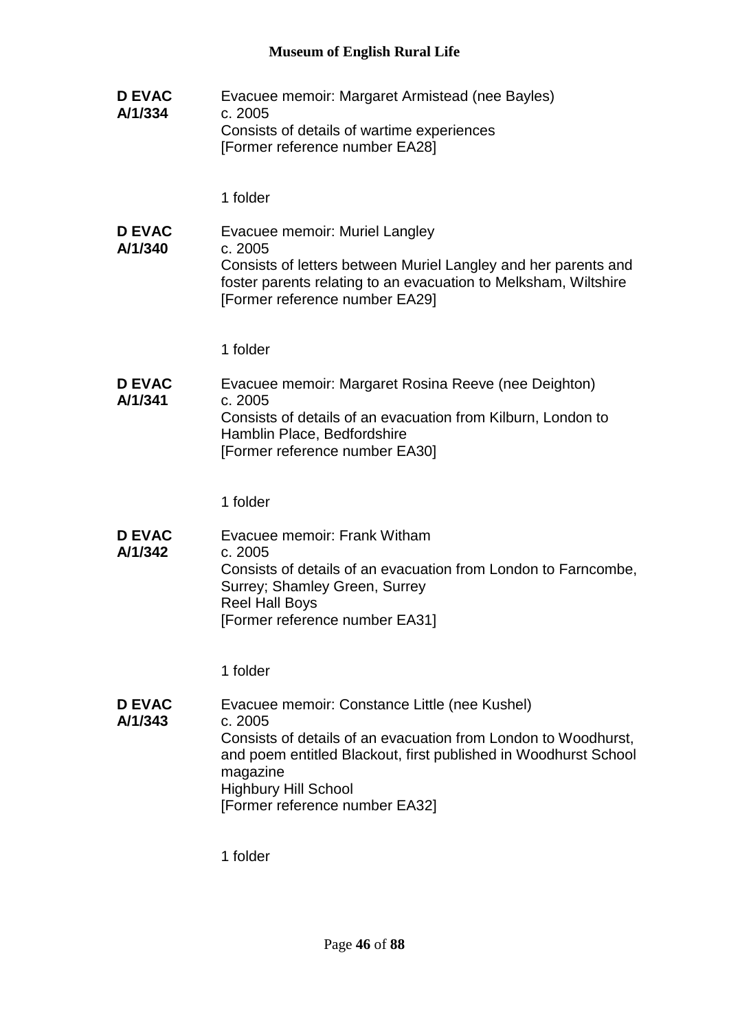**D EVAC A/1/334**

Evacuee memoir: Margaret Armistead (nee Bayles)
c. 2005
Consists of details of wartime experiences
[Former reference number EA28]

1 folder

**D EVAC A/1/340**

Evacuee memoir: Muriel Langley
c. 2005
Consists of letters between Muriel Langley and her parents and foster parents relating to an evacuation to Melksham, Wiltshire
[Former reference number EA29]

1 folder

**D EVAC A/1/341**

Evacuee memoir: Margaret Rosina Reeve (nee Deighton)
c. 2005
Consists of details of an evacuation from Kilburn, London to Hamblin Place, Bedfordshire
[Former reference number EA30]

1 folder

**D EVAC A/1/342**

Evacuee memoir: Frank Witham
c. 2005
Consists of details of an evacuation from London to Farncombe, Surrey; Shamley Green, Surrey
Reel Hall Boys
[Former reference number EA31]

1 folder

**D EVAC A/1/343**

Evacuee memoir: Constance Little (nee Kushel)
c. 2005
Consists of details of an evacuation from London to Woodhurst, and poem entitled Blackout, first published in Woodhurst School magazine
Highbury Hill School
[Former reference number EA32]

1 folder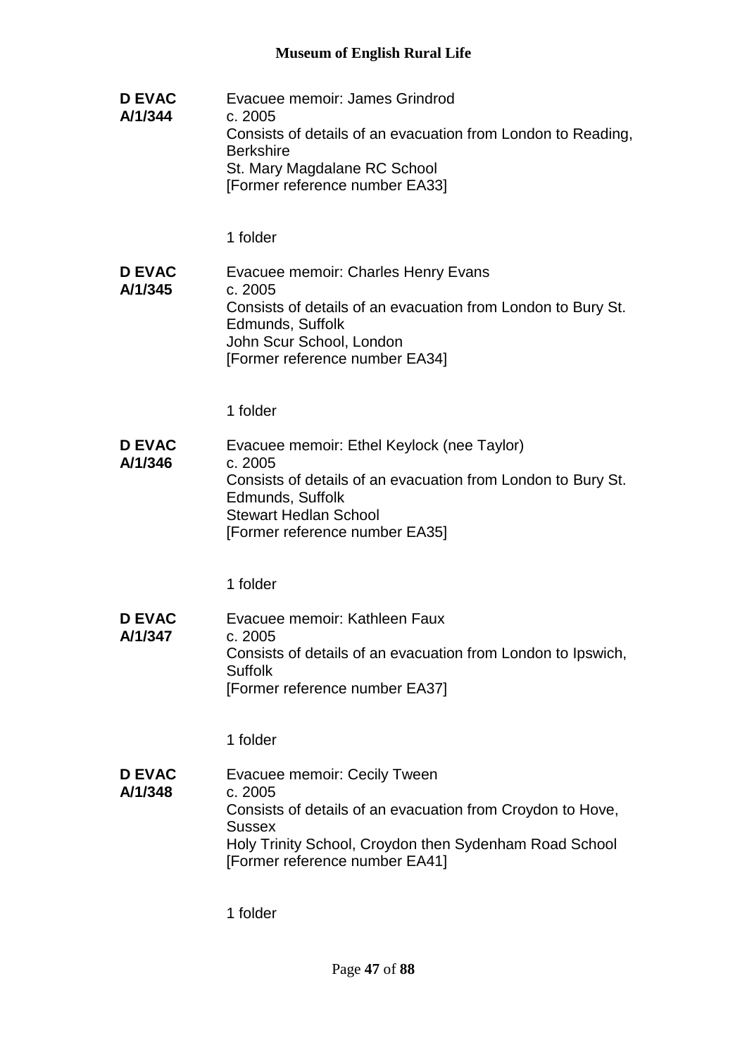**D EVAC A/1/344**

Evacuee memoir: James Grindrod
c. 2005
Consists of details of an evacuation from London to Reading, Berkshire
St. Mary Magdalane RC School
[Former reference number EA33]

1 folder

**D EVAC A/1/345**

Evacuee memoir: Charles Henry Evans
c. 2005
Consists of details of an evacuation from London to Bury St. Edmunds, Suffolk
John Scur School, London
[Former reference number EA34]

1 folder

**D EVAC A/1/346**

Evacuee memoir: Ethel Keylock (nee Taylor)
c. 2005
Consists of details of an evacuation from London to Bury St. Edmunds, Suffolk
Stewart Hedlan School
[Former reference number EA35]

1 folder

**D EVAC A/1/347**

Evacuee memoir: Kathleen Faux
c. 2005
Consists of details of an evacuation from London to Ipswich, Suffolk
[Former reference number EA37]

1 folder

**D EVAC A/1/348**

Evacuee memoir: Cecily Tween
c. 2005
Consists of details of an evacuation from Croydon to Hove, Sussex
Holy Trinity School, Croydon then Sydenham Road School
[Former reference number EA41]

1 folder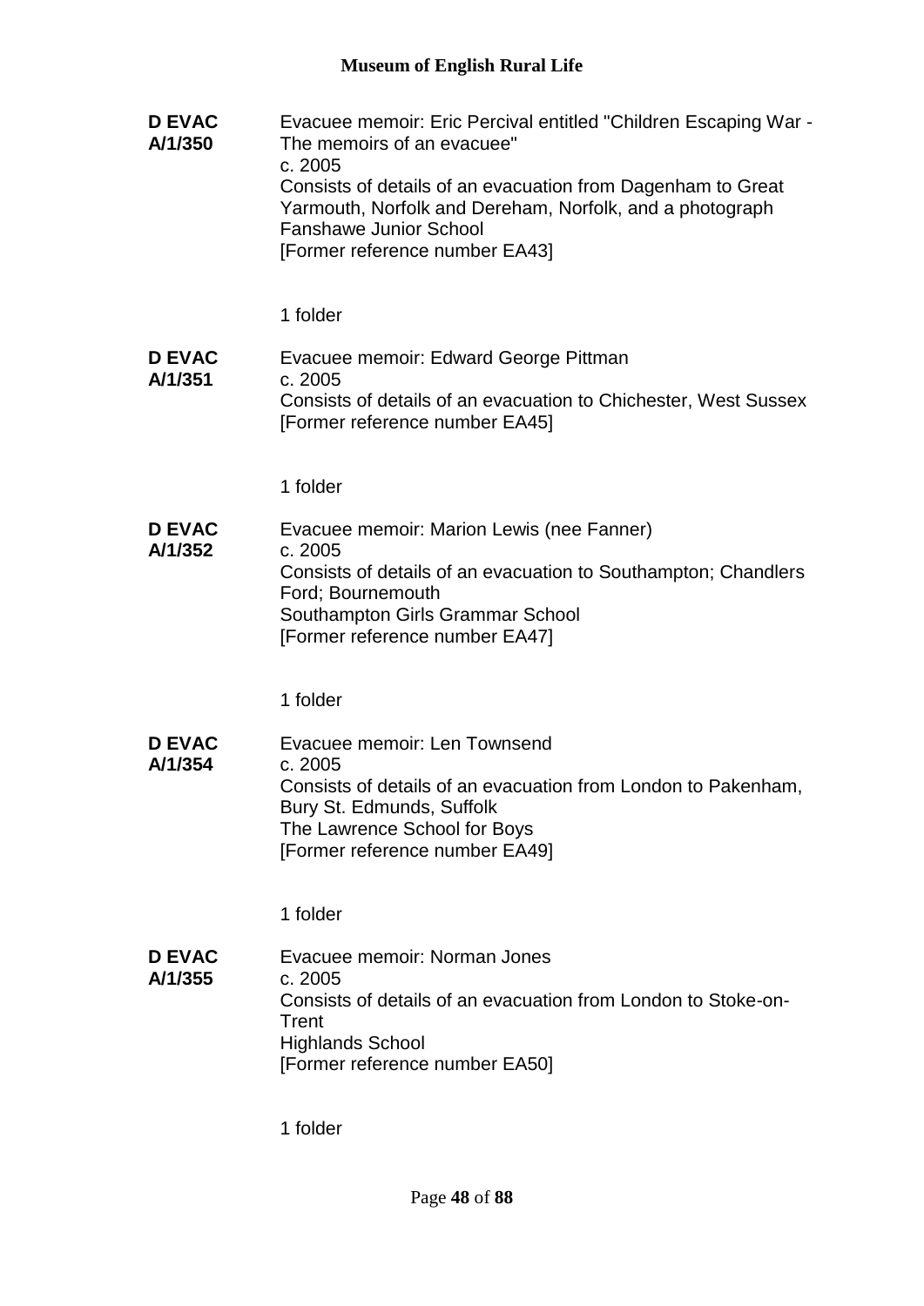**D EVAC A/1/350**

Evacuee memoir: Eric Percival entitled "Children Escaping War - The memoirs of an evacuee"
c. 2005
Consists of details of an evacuation from Dagenham to Great Yarmouth, Norfolk and Dereham, Norfolk, and a photograph
Fanshawe Junior School
[Former reference number EA43]

1 folder

**D EVAC A/1/351**

Evacuee memoir: Edward George Pittman
c. 2005
Consists of details of an evacuation to Chichester, West Sussex
[Former reference number EA45]

1 folder

**D EVAC A/1/352**

Evacuee memoir: Marion Lewis (nee Fanner)
c. 2005
Consists of details of an evacuation to Southampton; Chandlers Ford; Bournemouth
Southampton Girls Grammar School
[Former reference number EA47]

1 folder

**D EVAC A/1/354**

Evacuee memoir: Len Townsend
c. 2005
Consists of details of an evacuation from London to Pakenham, Bury St. Edmunds, Suffolk
The Lawrence School for Boys
[Former reference number EA49]

1 folder

**D EVAC A/1/355**

Evacuee memoir: Norman Jones
c. 2005
Consists of details of an evacuation from London to Stoke-on-Trent
Highlands School
[Former reference number EA50]

1 folder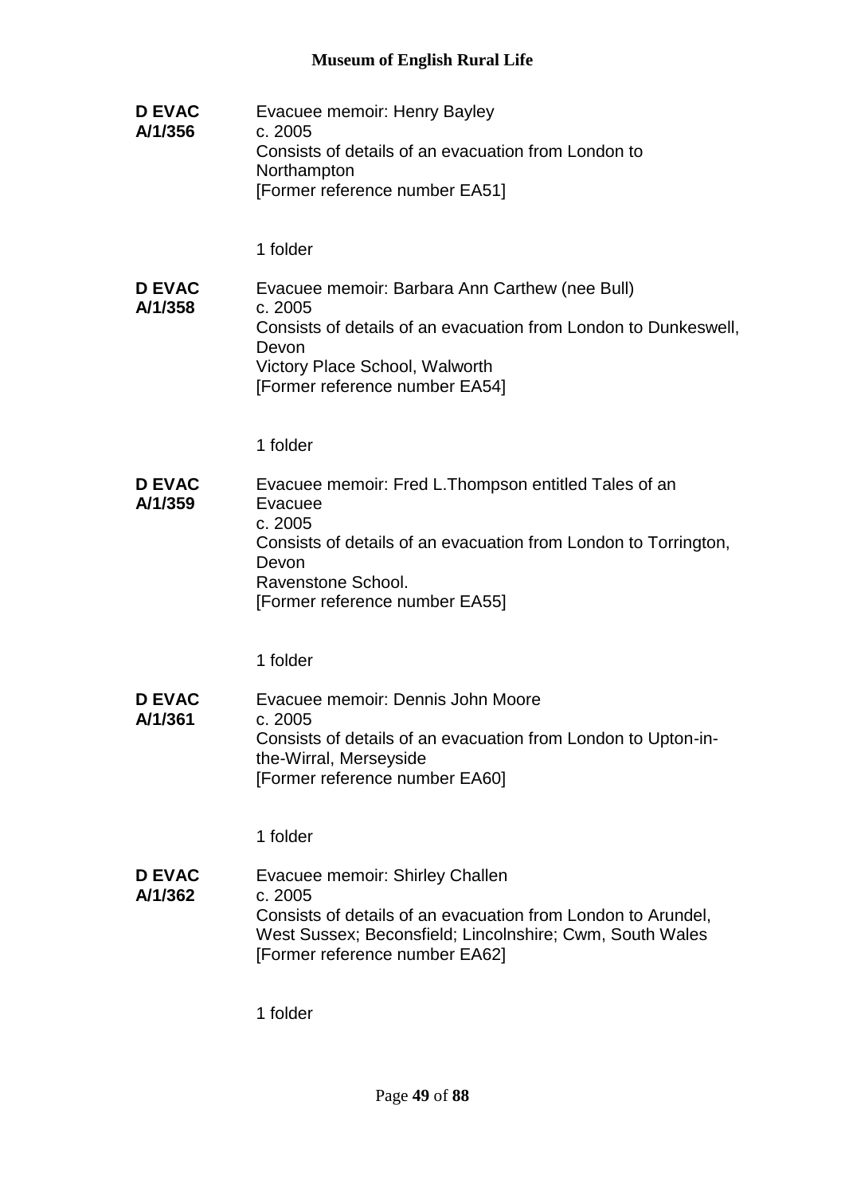**D EVAC A/1/356**

Evacuee memoir: Henry Bayley
c. 2005
Consists of details of an evacuation from London to Northampton
[Former reference number EA51]

1 folder

**D EVAC A/1/358**

Evacuee memoir: Barbara Ann Carthew (nee Bull)
c. 2005
Consists of details of an evacuation from London to Dunkeswell, Devon
Victory Place School, Walworth
[Former reference number EA54]

1 folder

**D EVAC A/1/359**

Evacuee memoir: Fred L.Thompson entitled Tales of an Evacuee
c. 2005
Consists of details of an evacuation from London to Torrington, Devon
Ravenstone School.
[Former reference number EA55]

1 folder

**D EVAC A/1/361**

Evacuee memoir: Dennis John Moore
c. 2005
Consists of details of an evacuation from London to Upton-in-the-Wirral, Merseyside
[Former reference number EA60]

1 folder

**D EVAC A/1/362**

Evacuee memoir: Shirley Challen
c. 2005
Consists of details of an evacuation from London to Arundel, West Sussex; Beconsfield; Lincolnshire; Cwm, South Wales
[Former reference number EA62]

1 folder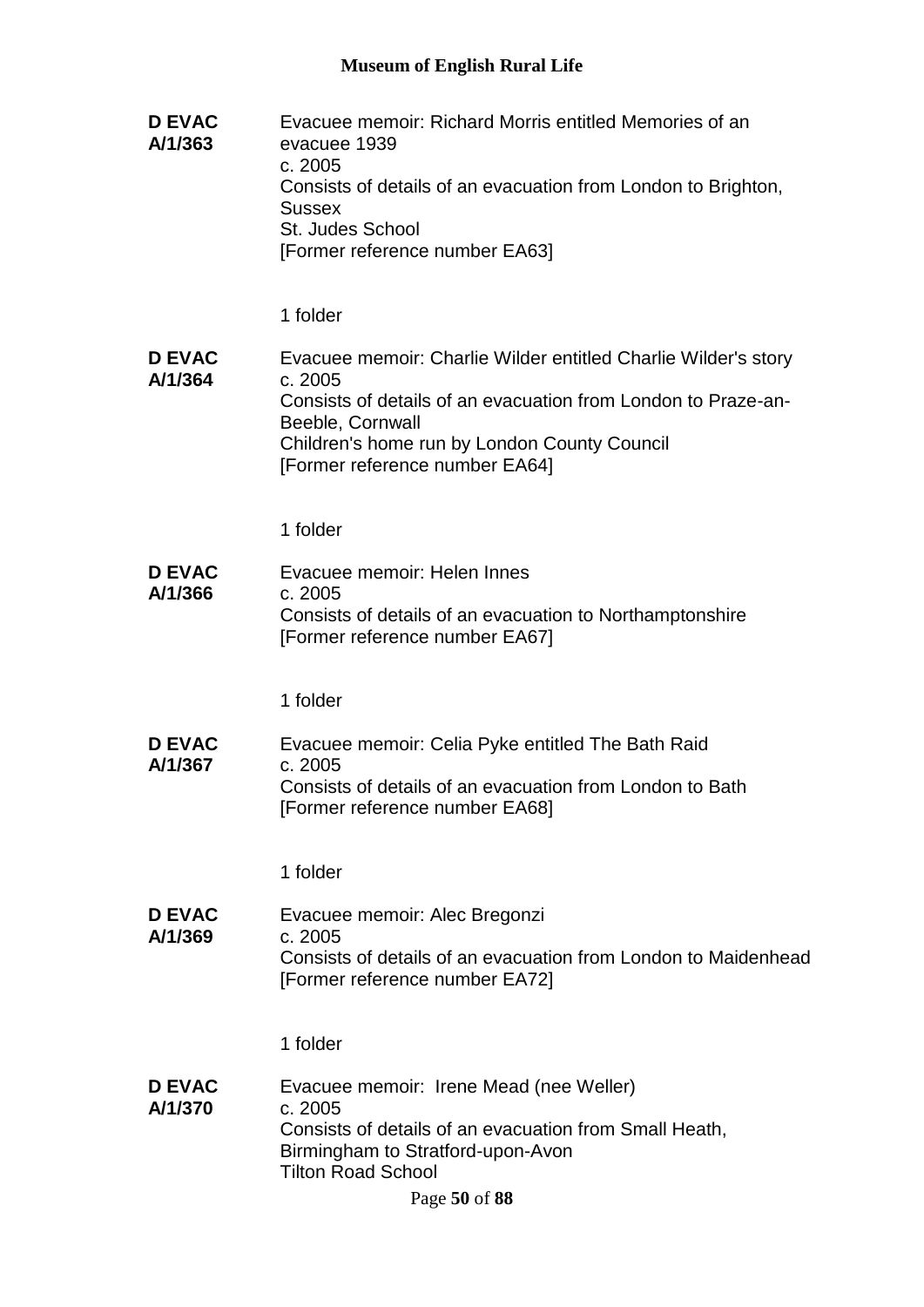**D EVAC A/1/363**

Evacuee memoir: Richard Morris entitled Memories of an evacuee 1939
c. 2005
Consists of details of an evacuation from London to Brighton, Sussex
St. Judes School
[Former reference number EA63]

1 folder

**D EVAC A/1/364**

Evacuee memoir: Charlie Wilder entitled Charlie Wilder's story
c. 2005
Consists of details of an evacuation from London to Praze-an-Beeble, Cornwall
Children's home run by London County Council
[Former reference number EA64]

1 folder

**D EVAC A/1/366**

Evacuee memoir: Helen Innes
c. 2005
Consists of details of an evacuation to Northamptonshire
[Former reference number EA67]

1 folder

**D EVAC A/1/367**

Evacuee memoir: Celia Pyke entitled The Bath Raid
c. 2005
Consists of details of an evacuation from London to Bath
[Former reference number EA68]

1 folder

**D EVAC A/1/369**

Evacuee memoir: Alec Bregonzi
c. 2005
Consists of details of an evacuation from London to Maidenhead
[Former reference number EA72]

1 folder

**D EVAC A/1/370**

Evacuee memoir: Irene Mead (nee Weller)
c. 2005
Consists of details of an evacuation from Small Heath, Birmingham to Stratford-upon-Avon
Tilton Road School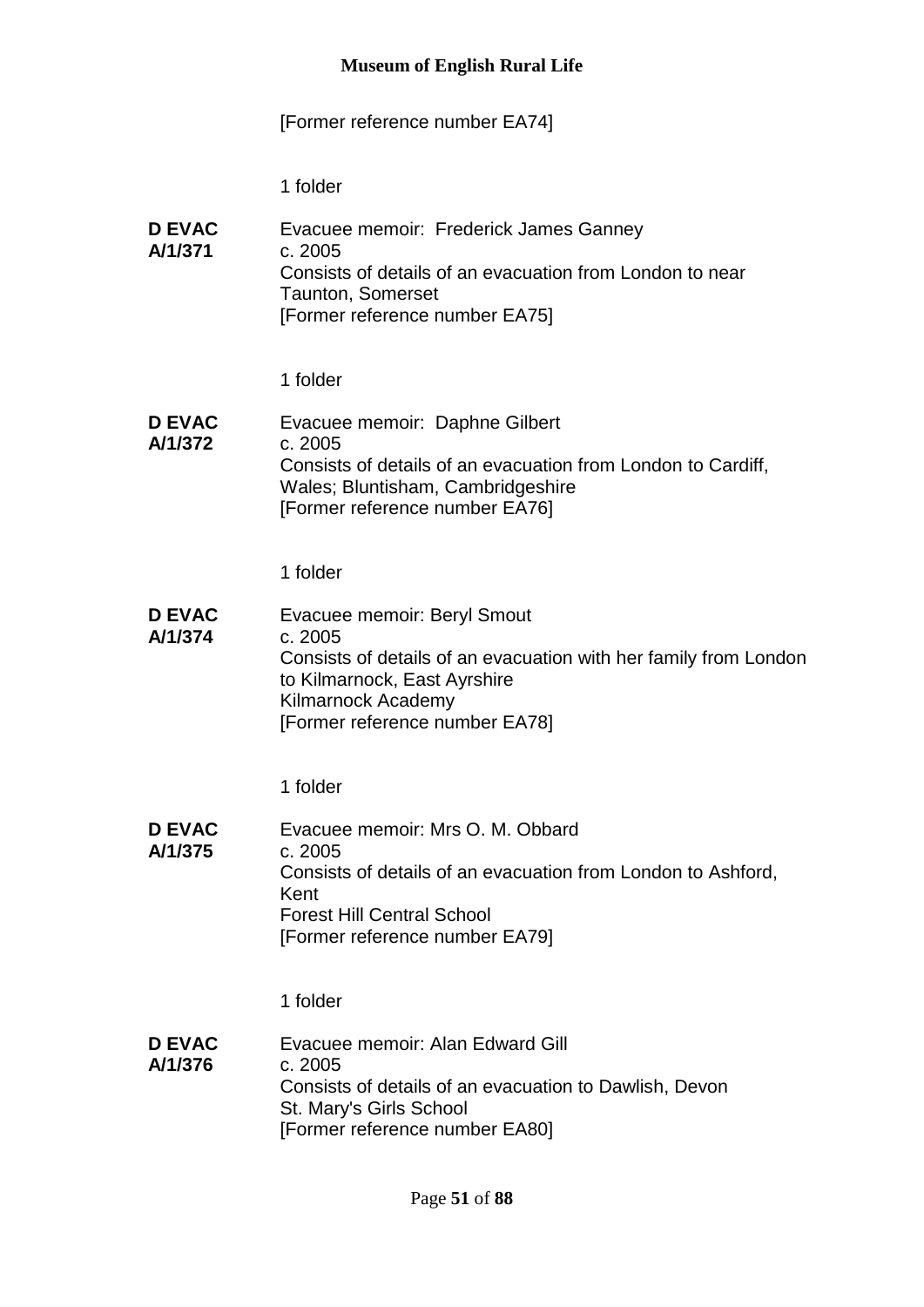[Former reference number EA74]

1 folder

**D EVAC A/1/371**

Evacuee memoir: Frederick James Ganney
c. 2005
Consists of details of an evacuation from London to near Taunton, Somerset
[Former reference number EA75]

1 folder

**D EVAC A/1/372**

Evacuee memoir: Daphne Gilbert
c. 2005
Consists of details of an evacuation from London to Cardiff, Wales; Bluntisham, Cambridgeshire
[Former reference number EA76]

1 folder

**D EVAC A/1/374**

Evacuee memoir: Beryl Smout
c. 2005
Consists of details of an evacuation with her family from London to Kilmarnock, East Ayrshire
Kilmarnock Academy
[Former reference number EA78]

1 folder

**D EVAC A/1/375**

Evacuee memoir: Mrs O. M. Obbard
c. 2005
Consists of details of an evacuation from London to Ashford, Kent
Forest Hill Central School
[Former reference number EA79]

1 folder

**D EVAC A/1/376**

Evacuee memoir: Alan Edward Gill
c. 2005
Consists of details of an evacuation to Dawlish, Devon
St. Mary's Girls School
[Former reference number EA80]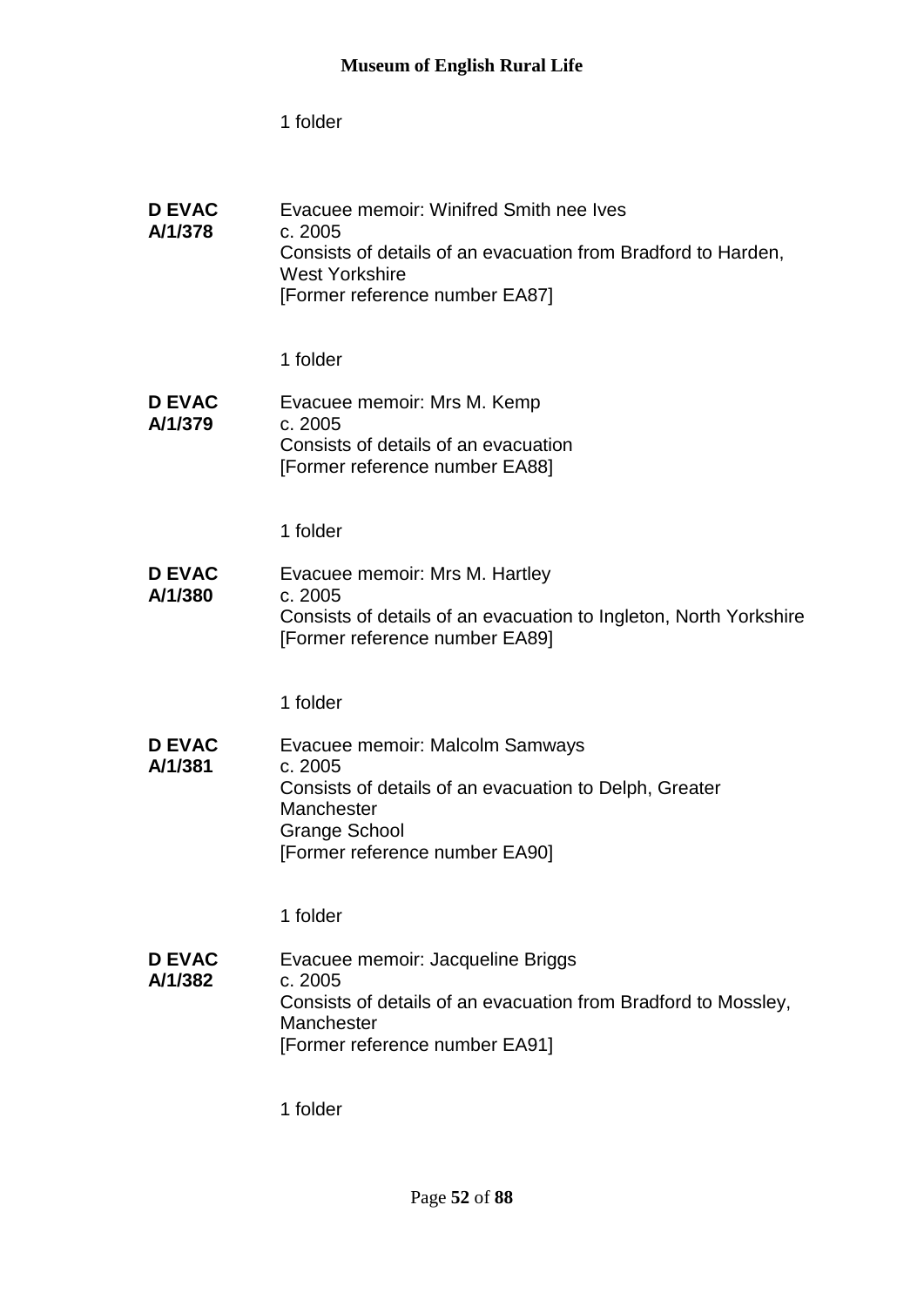1 folder

**D EVAC A/1/378**

Evacuee memoir: Winifred Smith nee Ives
c. 2005
Consists of details of an evacuation from Bradford to Harden, West Yorkshire
[Former reference number EA87]

1 folder

**D EVAC A/1/379**

Evacuee memoir: Mrs M. Kemp
c. 2005
Consists of details of an evacuation
[Former reference number EA88]

1 folder

**D EVAC A/1/380**

Evacuee memoir: Mrs M. Hartley
c. 2005
Consists of details of an evacuation to Ingleton, North Yorkshire
[Former reference number EA89]

1 folder

**D EVAC A/1/381**

Evacuee memoir: Malcolm Samways
c. 2005
Consists of details of an evacuation to Delph, Greater Manchester
Grange School
[Former reference number EA90]

1 folder

**D EVAC A/1/382**

Evacuee memoir: Jacqueline Briggs
c. 2005
Consists of details of an evacuation from Bradford to Mossley, Manchester
[Former reference number EA91]

1 folder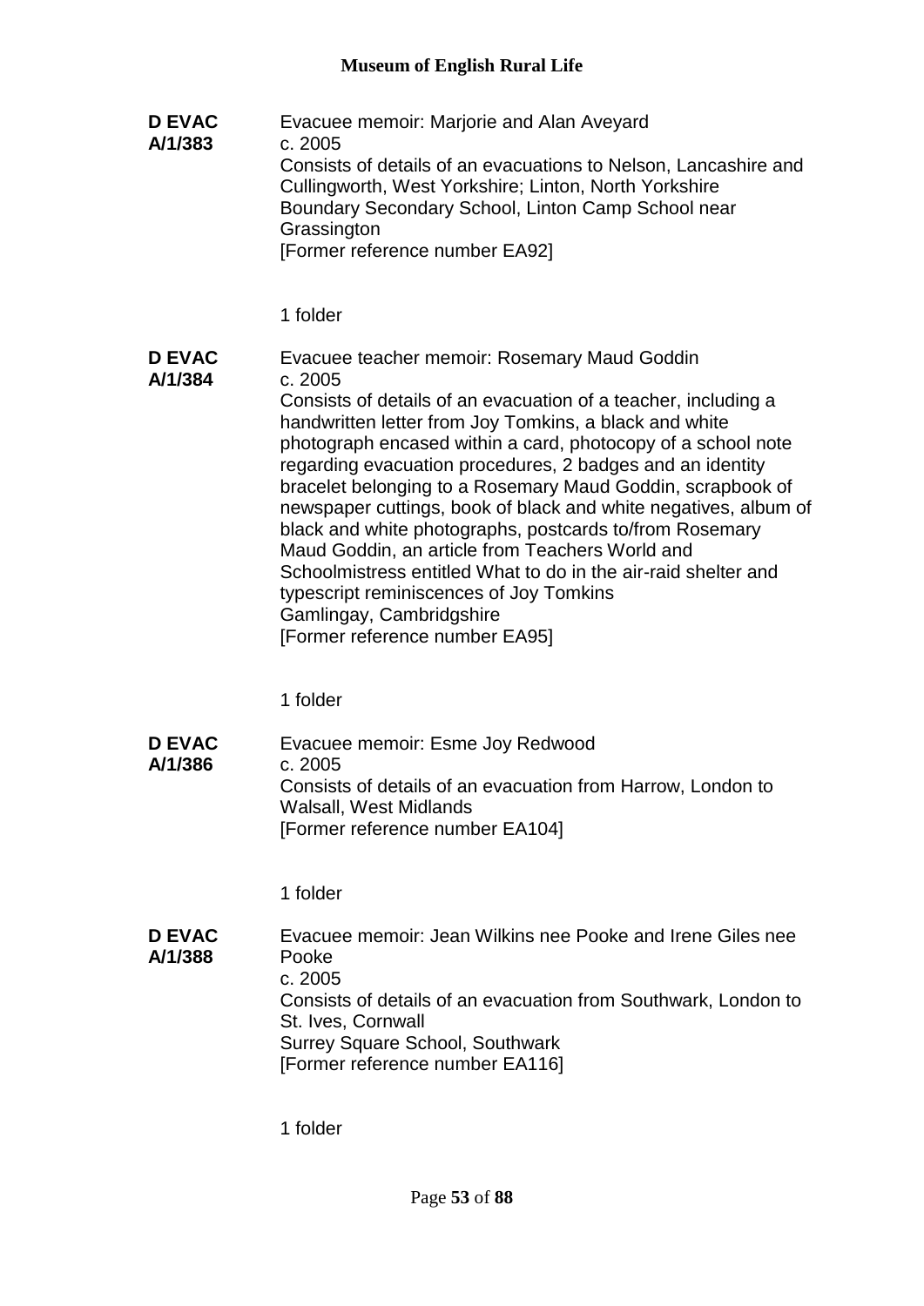**D EVAC A/1/383**

Evacuee memoir: Marjorie and Alan Aveyard
c. 2005
Consists of details of an evacuations to Nelson, Lancashire and Cullingworth, West Yorkshire; Linton, North Yorkshire
Boundary Secondary School, Linton Camp School near Grassington
[Former reference number EA92]

1 folder

**D EVAC A/1/384**

Evacuee teacher memoir: Rosemary Maud Goddin
c. 2005
Consists of details of an evacuation of a teacher, including a handwritten letter from Joy Tomkins, a black and white photograph encased within a card, photocopy of a school note regarding evacuation procedures, 2 badges and an identity bracelet belonging to a Rosemary Maud Goddin, scrapbook of newspaper cuttings, book of black and white negatives, album of black and white photographs, postcards to/from Rosemary Maud Goddin, an article from Teachers World and Schoolmistress entitled What to do in the air-raid shelter and typescript reminiscences of Joy Tomkins
Gamlingay, Cambridgshire
[Former reference number EA95]

1 folder

**D EVAC A/1/386**

Evacuee memoir: Esme Joy Redwood
c. 2005
Consists of details of an evacuation from Harrow, London to Walsall, West Midlands
[Former reference number EA104]

1 folder

**D EVAC A/1/388**

Evacuee memoir: Jean Wilkins nee Pooke and Irene Giles nee Pooke
c. 2005
Consists of details of an evacuation from Southwark, London to St. Ives, Cornwall
Surrey Square School, Southwark
[Former reference number EA116]

1 folder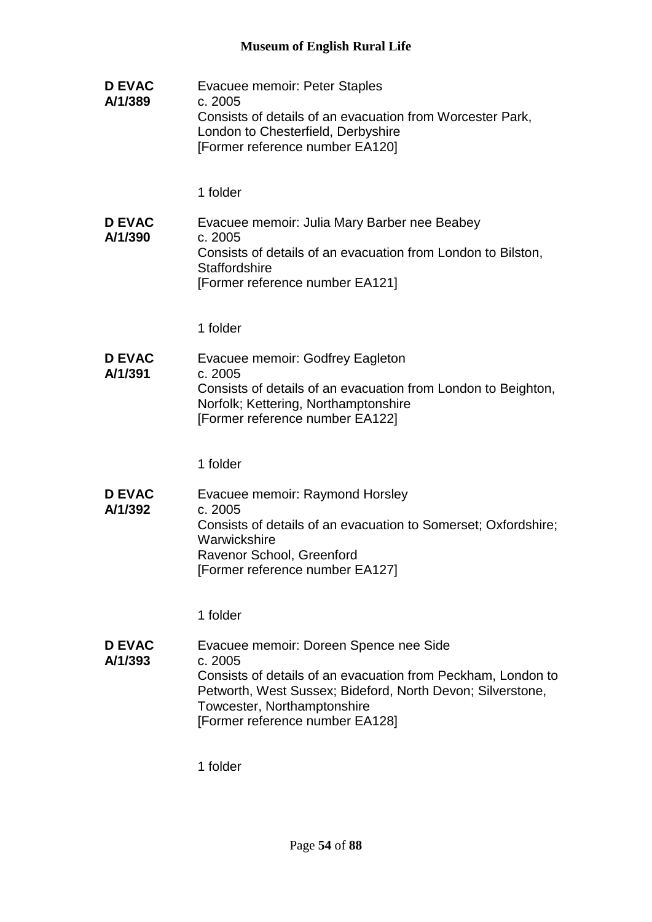**D EVAC A/1/389**

Evacuee memoir: Peter Staples
c. 2005
Consists of details of an evacuation from Worcester Park, London to Chesterfield, Derbyshire
[Former reference number EA120]

1 folder

**D EVAC A/1/390**

Evacuee memoir: Julia Mary Barber nee Beabey
c. 2005
Consists of details of an evacuation from London to Bilston, Staffordshire
[Former reference number EA121]

1 folder

**D EVAC A/1/391**

Evacuee memoir: Godfrey Eagleton
c. 2005
Consists of details of an evacuation from London to Beighton, Norfolk; Kettering, Northamptonshire
[Former reference number EA122]

1 folder

**D EVAC A/1/392**

Evacuee memoir: Raymond Horsley
c. 2005
Consists of details of an evacuation to Somerset; Oxfordshire; Warwickshire
Ravenor School, Greenford
[Former reference number EA127]

1 folder

**D EVAC A/1/393**

Evacuee memoir: Doreen Spence nee Side
c. 2005
Consists of details of an evacuation from Peckham, London to Petworth, West Sussex; Bideford, North Devon; Silverstone, Towcester, Northamptonshire
[Former reference number EA128]

1 folder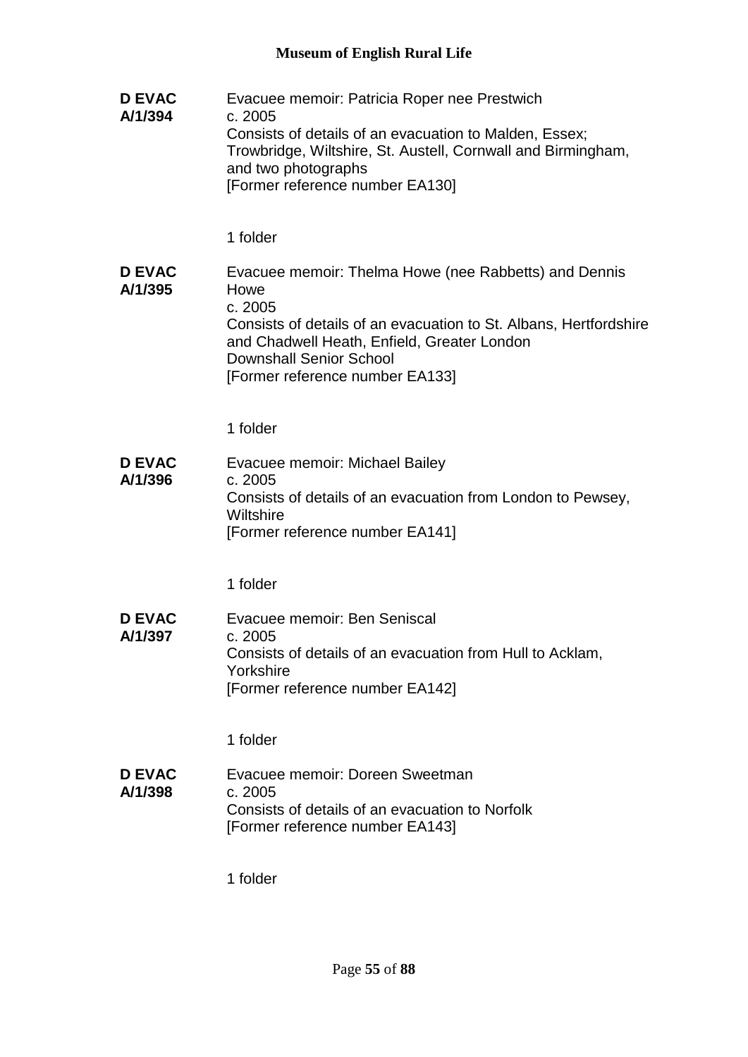**D EVAC A/1/394**

Evacuee memoir: Patricia Roper nee Prestwich
c. 2005
Consists of details of an evacuation to Malden, Essex; Trowbridge, Wiltshire, St. Austell, Cornwall and Birmingham, and two photographs
[Former reference number EA130]

1 folder

**D EVAC A/1/395**

Evacuee memoir: Thelma Howe (nee Rabbetts) and Dennis Howe
c. 2005
Consists of details of an evacuation to St. Albans, Hertfordshire and Chadwell Heath, Enfield, Greater London
Downshall Senior School
[Former reference number EA133]

1 folder

**D EVAC A/1/396**

Evacuee memoir: Michael Bailey
c. 2005
Consists of details of an evacuation from London to Pewsey, Wiltshire
[Former reference number EA141]

1 folder

**D EVAC A/1/397**

Evacuee memoir: Ben Seniscal
c. 2005
Consists of details of an evacuation from Hull to Acklam, Yorkshire
[Former reference number EA142]

1 folder

**D EVAC A/1/398**

Evacuee memoir: Doreen Sweetman
c. 2005
Consists of details of an evacuation to Norfolk
[Former reference number EA143]

1 folder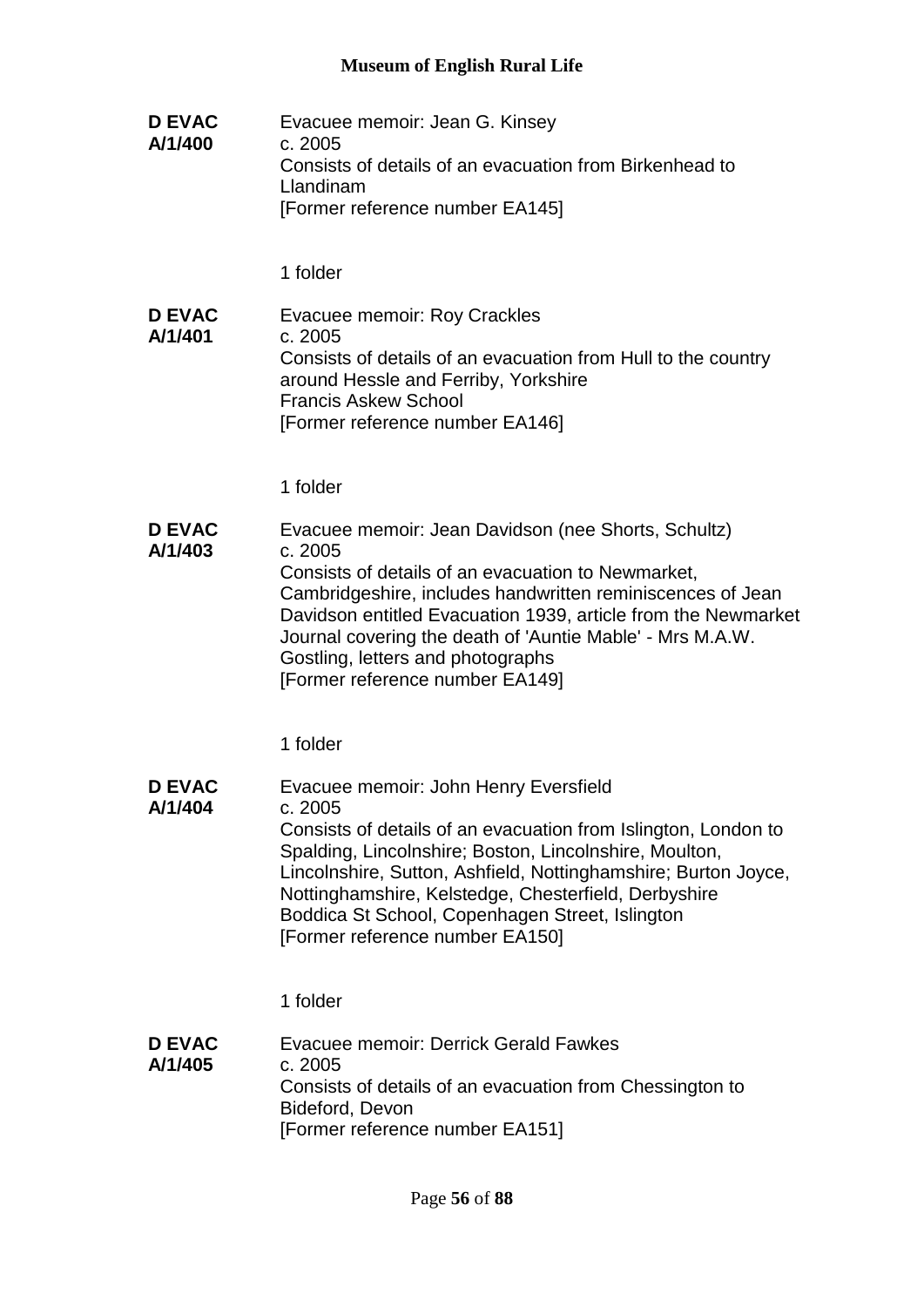**D EVAC A/1/400**

Evacuee memoir: Jean G. Kinsey
c. 2005
Consists of details of an evacuation from Birkenhead to Llandinam
[Former reference number EA145]

1 folder

**D EVAC A/1/401**

Evacuee memoir: Roy Crackles
c. 2005
Consists of details of an evacuation from Hull to the country around Hessle and Ferriby, Yorkshire
Francis Askew School
[Former reference number EA146]

1 folder

**D EVAC A/1/403**

Evacuee memoir: Jean Davidson (nee Shorts, Schultz)
c. 2005
Consists of details of an evacuation to Newmarket, Cambridgeshire, includes handwritten reminiscences of Jean Davidson entitled Evacuation 1939, article from the Newmarket Journal covering the death of 'Auntie Mable' - Mrs M.A.W. Gostling, letters and photographs
[Former reference number EA149]

1 folder

**D EVAC A/1/404**

Evacuee memoir: John Henry Eversfield
c. 2005
Consists of details of an evacuation from Islington, London to Spalding, Lincolnshire; Boston, Lincolnshire, Moulton, Lincolnshire, Sutton, Ashfield, Nottinghamshire; Burton Joyce, Nottinghamshire, Kelstedge, Chesterfield, Derbyshire
Boddica St School, Copenhagen Street, Islington
[Former reference number EA150]

1 folder

**D EVAC A/1/405**

Evacuee memoir: Derrick Gerald Fawkes
c. 2005
Consists of details of an evacuation from Chessington to Bideford, Devon
[Former reference number EA151]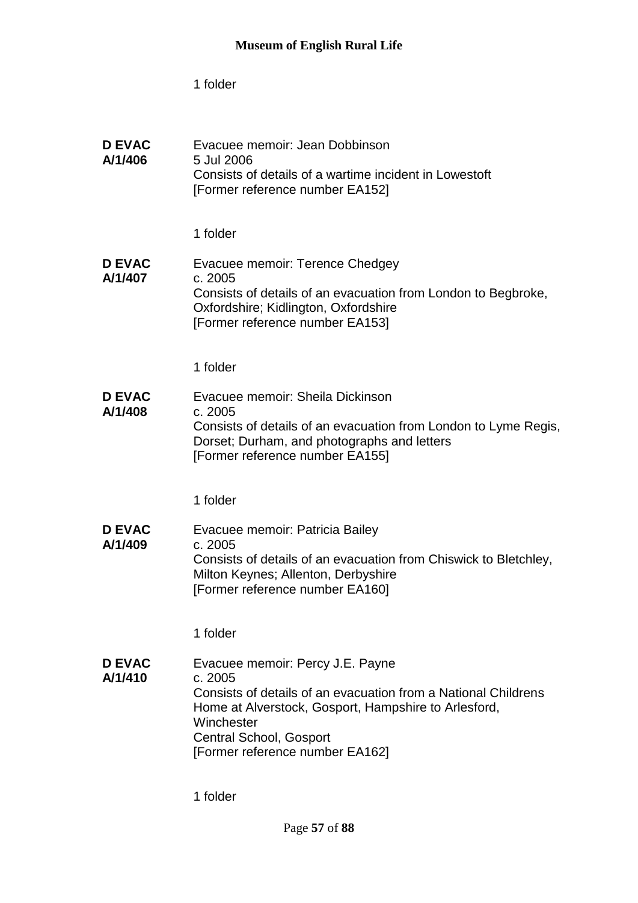1 folder

**D EVAC A/1/406**

Evacuee memoir: Jean Dobbinson
5 Jul 2006
Consists of details of a wartime incident in Lowestoft
[Former reference number EA152]

1 folder

**D EVAC A/1/407**

Evacuee memoir: Terence Chedgey
c. 2005
Consists of details of an evacuation from London to Begbroke, Oxfordshire; Kidlington, Oxfordshire
[Former reference number EA153]

1 folder

**D EVAC A/1/408**

Evacuee memoir: Sheila Dickinson
c. 2005
Consists of details of an evacuation from London to Lyme Regis, Dorset; Durham, and photographs and letters
[Former reference number EA155]

1 folder

**D EVAC A/1/409**

Evacuee memoir: Patricia Bailey
c. 2005
Consists of details of an evacuation from Chiswick to Bletchley, Milton Keynes; Allenton, Derbyshire
[Former reference number EA160]

1 folder

**D EVAC A/1/410**

Evacuee memoir: Percy J.E. Payne
c. 2005
Consists of details of an evacuation from a National Childrens Home at Alverstock, Gosport, Hampshire to Arlesford, Winchester
Central School, Gosport
[Former reference number EA162]

1 folder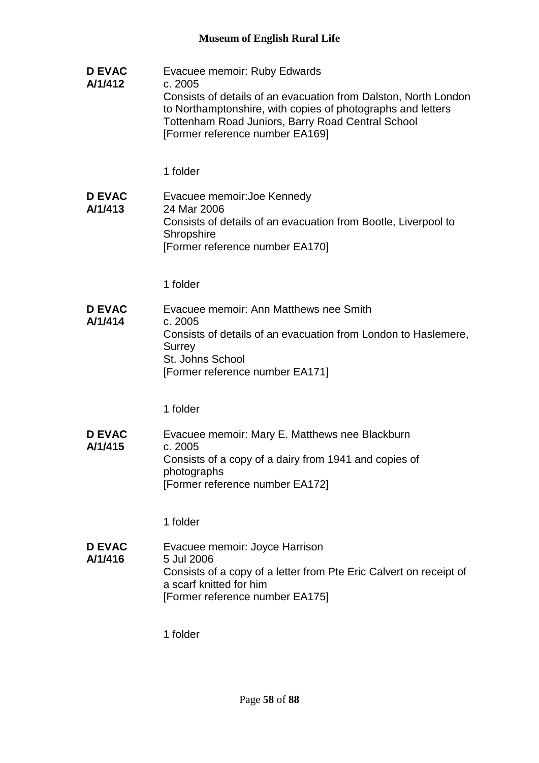**D EVAC A/1/412**

Evacuee memoir: Ruby Edwards
c. 2005
Consists of details of an evacuation from Dalston, North London to Northamptonshire, with copies of photographs and letters
Tottenham Road Juniors, Barry Road Central School
[Former reference number EA169]

1 folder

**D EVAC A/1/413**

Evacuee memoir:Joe Kennedy
24 Mar 2006
Consists of details of an evacuation from Bootle, Liverpool to Shropshire
[Former reference number EA170]

1 folder

**D EVAC A/1/414**

Evacuee memoir: Ann Matthews nee Smith
c. 2005
Consists of details of an evacuation from London to Haslemere, Surrey
St. Johns School
[Former reference number EA171]

1 folder

**D EVAC A/1/415**

Evacuee memoir: Mary E. Matthews nee Blackburn
c. 2005
Consists of a copy of a dairy from 1941 and copies of photographs
[Former reference number EA172]

1 folder

**D EVAC A/1/416**

Evacuee memoir: Joyce Harrison
5 Jul 2006
Consists of a copy of a letter from Pte Eric Calvert on receipt of a scarf knitted for him
[Former reference number EA175]

1 folder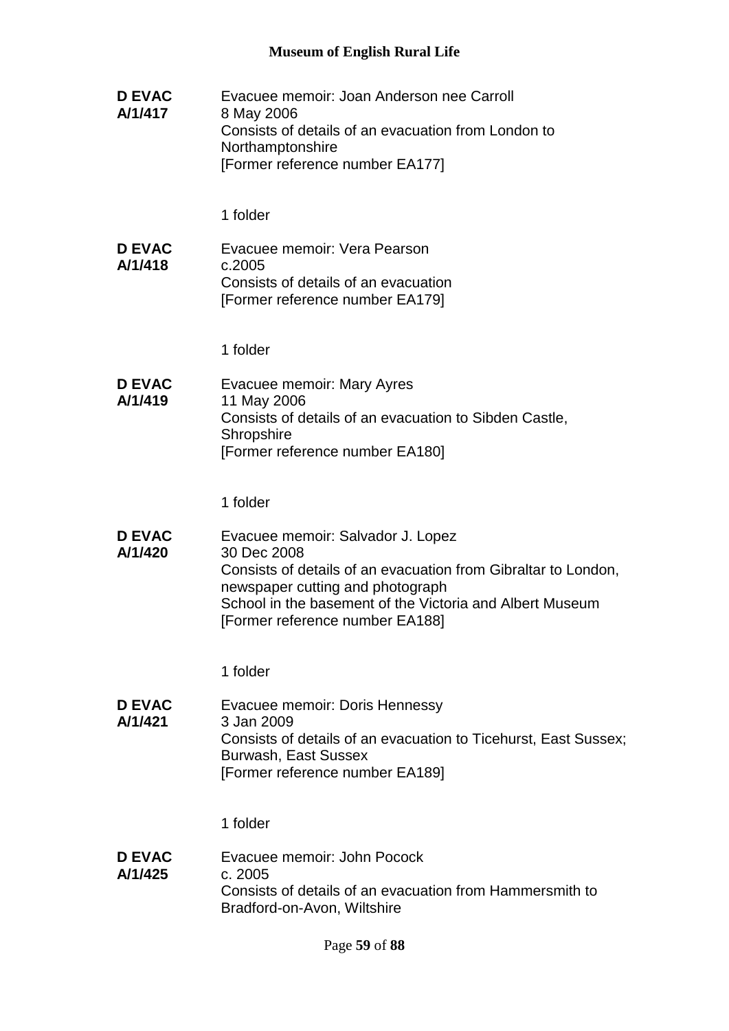**D EVAC A/1/417**

Evacuee memoir: Joan Anderson nee Carroll
8 May 2006
Consists of details of an evacuation from London to Northamptonshire
[Former reference number EA177]

1 folder

**D EVAC A/1/418**

Evacuee memoir: Vera Pearson
c.2005
Consists of details of an evacuation
[Former reference number EA179]

1 folder

**D EVAC A/1/419**

Evacuee memoir: Mary Ayres
11 May 2006
Consists of details of an evacuation to Sibden Castle, Shropshire
[Former reference number EA180]

1 folder

**D EVAC A/1/420**

Evacuee memoir: Salvador J. Lopez
30 Dec 2008
Consists of details of an evacuation from Gibraltar to London, newspaper cutting and photograph
School in the basement of the Victoria and Albert Museum
[Former reference number EA188]

1 folder

**D EVAC A/1/421**

Evacuee memoir: Doris Hennessy
3 Jan 2009
Consists of details of an evacuation to Ticehurst, East Sussex; Burwash, East Sussex
[Former reference number EA189]

1 folder

**D EVAC A/1/425**

Evacuee memoir: John Pocock
c. 2005
Consists of details of an evacuation from Hammersmith to Bradford-on-Avon, Wiltshire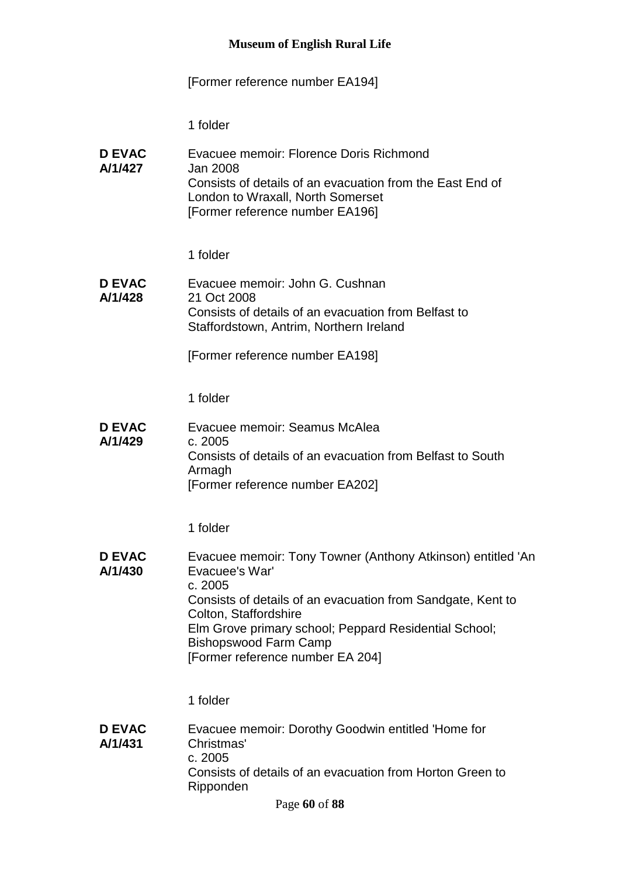[Former reference number EA194]

1 folder

**D EVAC A/1/427**

Evacuee memoir: Florence Doris Richmond
Jan 2008
Consists of details of an evacuation from the East End of London to Wraxall, North Somerset
[Former reference number EA196]

1 folder

**D EVAC A/1/428**

Evacuee memoir: John G. Cushnan
21 Oct 2008
Consists of details of an evacuation from Belfast to Staffordstown, Antrim, Northern Ireland

[Former reference number EA198]

1 folder

**D EVAC A/1/429**

Evacuee memoir: Seamus McAlea
c. 2005
Consists of details of an evacuation from Belfast to South Armagh
[Former reference number EA202]

1 folder

**D EVAC A/1/430**

Evacuee memoir: Tony Towner (Anthony Atkinson) entitled 'An Evacuee's War'
c. 2005
Consists of details of an evacuation from Sandgate, Kent to Colton, Staffordshire
Elm Grove primary school; Peppard Residential School; Bishopswood Farm Camp
[Former reference number EA 204]

1 folder

**D EVAC A/1/431**

Evacuee memoir: Dorothy Goodwin entitled 'Home for Christmas'
c. 2005
Consists of details of an evacuation from Horton Green to Ripponden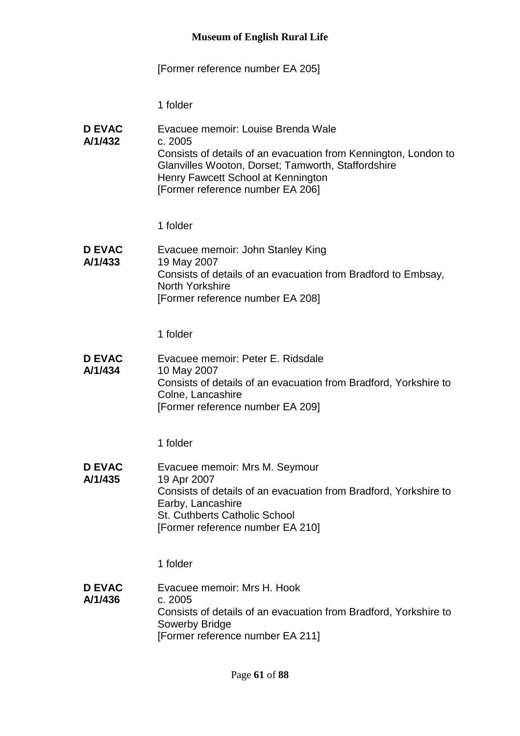[Former reference number EA 205]

1 folder

**D EVAC A/1/432**
Evacuee memoir: Louise Brenda Wale
c. 2005
Consists of details of an evacuation from Kennington, London to Glanvilles Wooton, Dorset; Tamworth, Staffordshire
Henry Fawcett School at Kennington
[Former reference number EA 206]

1 folder

**D EVAC A/1/433**
Evacuee memoir: John Stanley King
19 May 2007
Consists of details of an evacuation from Bradford to Embsay, North Yorkshire
[Former reference number EA 208]

1 folder

**D EVAC A/1/434**
Evacuee memoir: Peter E. Ridsdale
10 May 2007
Consists of details of an evacuation from Bradford, Yorkshire to Colne, Lancashire
[Former reference number EA 209]

1 folder

**D EVAC A/1/435**
Evacuee memoir: Mrs M. Seymour
19 Apr 2007
Consists of details of an evacuation from Bradford, Yorkshire to Earby, Lancashire
St. Cuthberts Catholic School
[Former reference number EA 210]

1 folder

**D EVAC A/1/436**
Evacuee memoir: Mrs H. Hook
c. 2005
Consists of details of an evacuation from Bradford, Yorkshire to Sowerby Bridge
[Former reference number EA 211]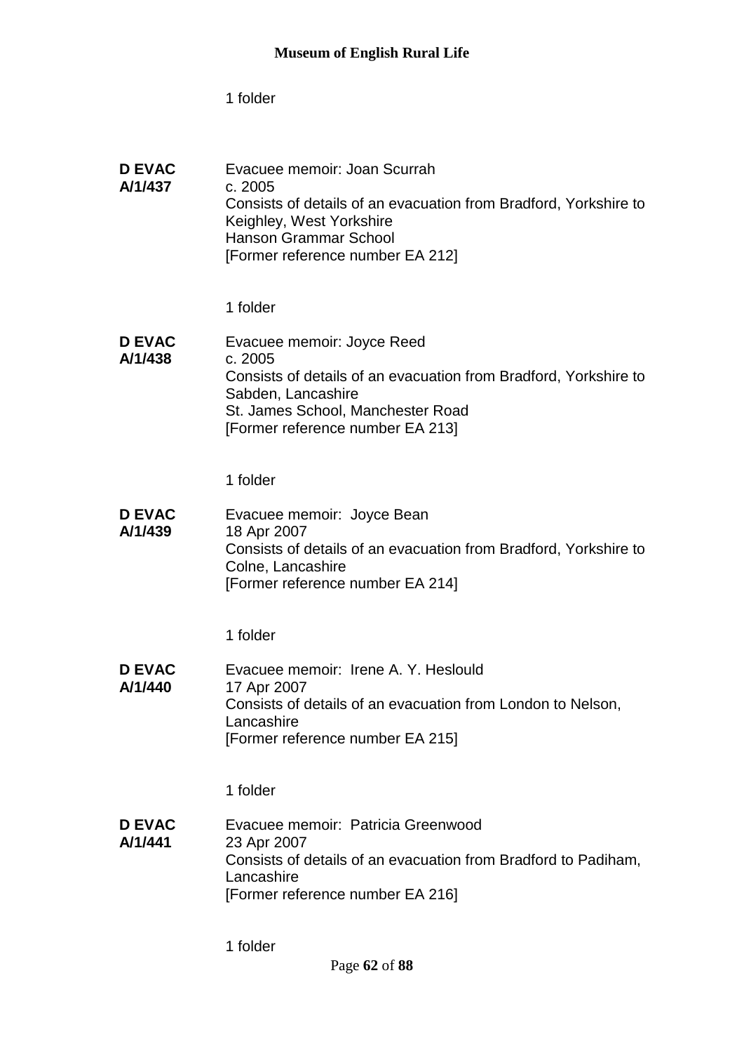1 folder

**D EVAC A/1/437**

Evacuee memoir: Joan Scurrah
c. 2005
Consists of details of an evacuation from Bradford, Yorkshire to Keighley, West Yorkshire
Hanson Grammar School
[Former reference number EA 212]

1 folder

**D EVAC A/1/438**

Evacuee memoir: Joyce Reed
c. 2005
Consists of details of an evacuation from Bradford, Yorkshire to Sabden, Lancashire
St. James School, Manchester Road
[Former reference number EA 213]

1 folder

**D EVAC A/1/439**

Evacuee memoir: Joyce Bean
18 Apr 2007
Consists of details of an evacuation from Bradford, Yorkshire to Colne, Lancashire
[Former reference number EA 214]

1 folder

**D EVAC A/1/440**

Evacuee memoir: Irene A. Y. Heslould
17 Apr 2007
Consists of details of an evacuation from London to Nelson, Lancashire
[Former reference number EA 215]

1 folder

**D EVAC A/1/441**

Evacuee memoir: Patricia Greenwood
23 Apr 2007
Consists of details of an evacuation from Bradford to Padiham, Lancashire
[Former reference number EA 216]

1 folder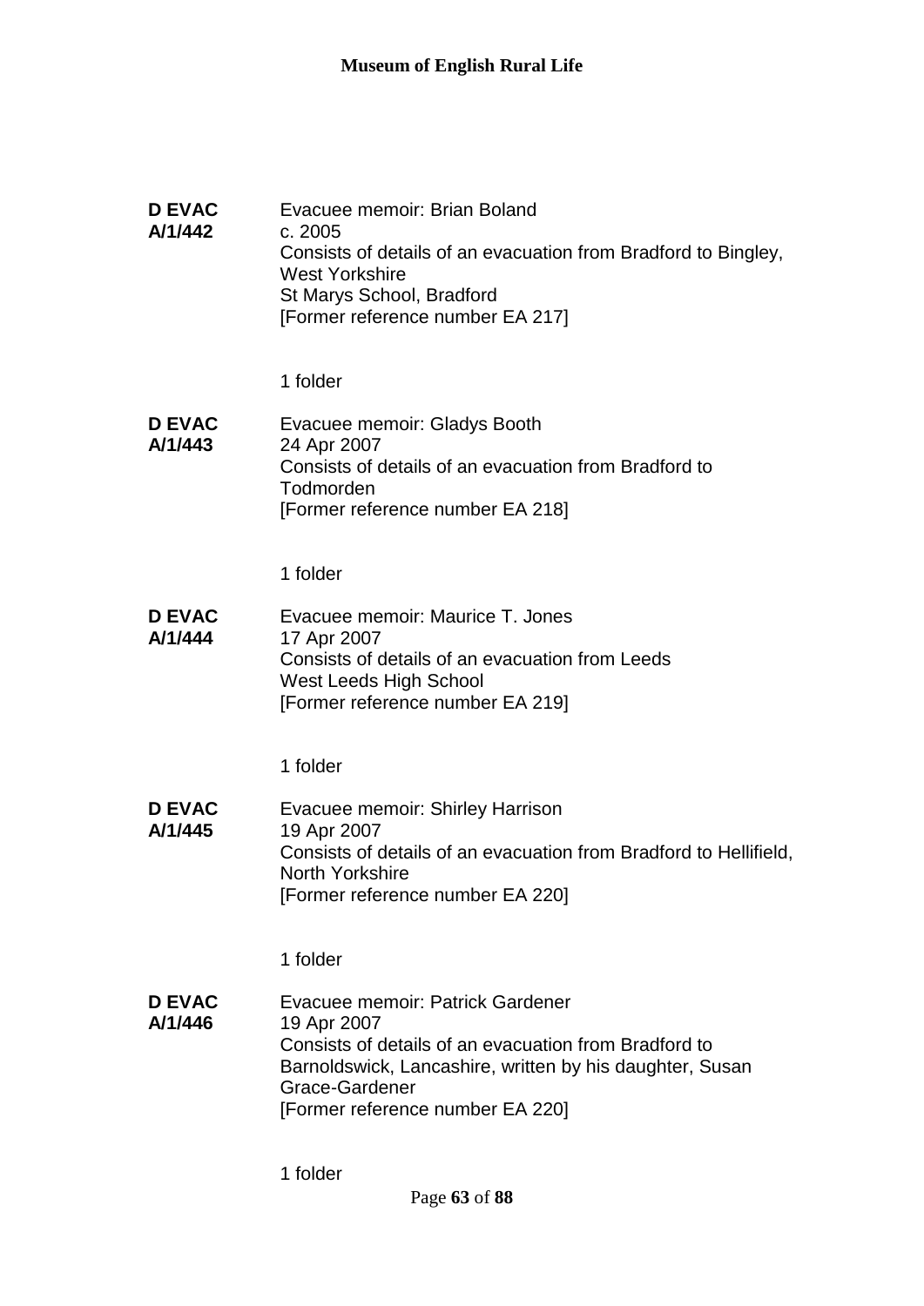**D EVAC A/1/442**

Evacuee memoir: Brian Boland
c. 2005
Consists of details of an evacuation from Bradford to Bingley, West Yorkshire
St Marys School, Bradford
[Former reference number EA 217]

1 folder

**D EVAC A/1/443**

Evacuee memoir: Gladys Booth
24 Apr 2007
Consists of details of an evacuation from Bradford to Todmorden
[Former reference number EA 218]

1 folder

**D EVAC A/1/444**

Evacuee memoir: Maurice T. Jones
17 Apr 2007
Consists of details of an evacuation from Leeds
West Leeds High School
[Former reference number EA 219]

1 folder

**D EVAC A/1/445**

Evacuee memoir: Shirley Harrison
19 Apr 2007
Consists of details of an evacuation from Bradford to Hellifield, North Yorkshire
[Former reference number EA 220]

1 folder

**D EVAC A/1/446**

Evacuee memoir: Patrick Gardener
19 Apr 2007
Consists of details of an evacuation from Bradford to Barnoldswick, Lancashire, written by his daughter, Susan Grace-Gardener
[Former reference number EA 220]

1 folder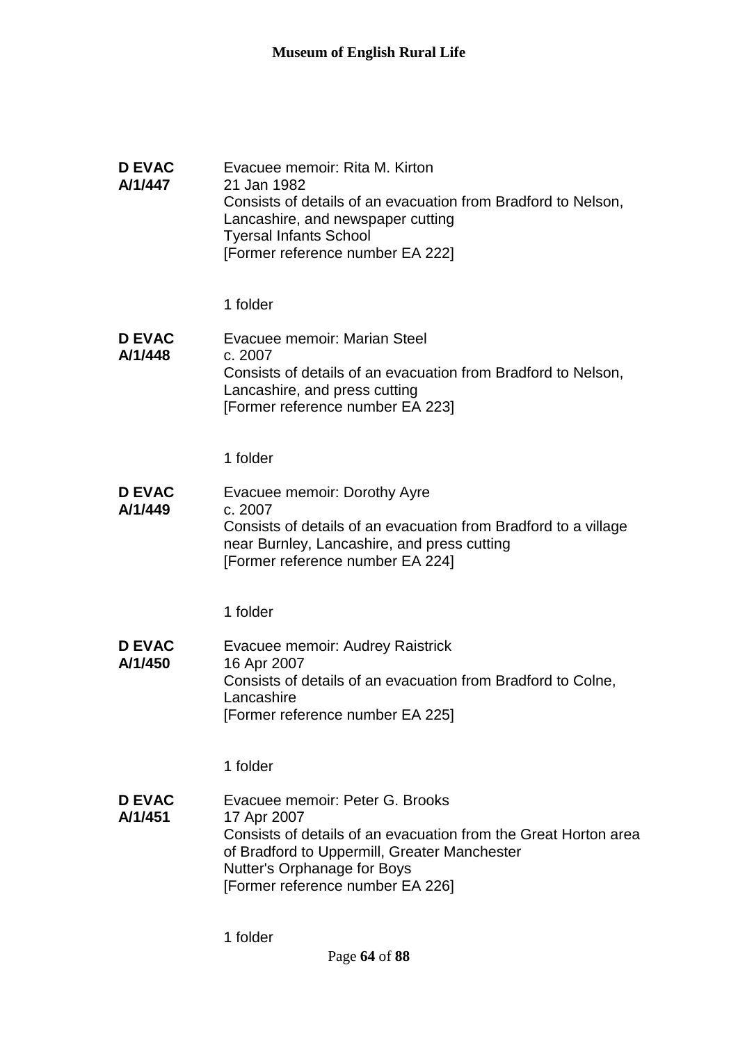**D EVAC A/1/447**

Evacuee memoir: Rita M. Kirton
21 Jan 1982
Consists of details of an evacuation from Bradford to Nelson, Lancashire, and newspaper cutting
Tyersal Infants School
[Former reference number EA 222]

1 folder

**D EVAC A/1/448**

Evacuee memoir: Marian Steel
c. 2007
Consists of details of an evacuation from Bradford to Nelson, Lancashire, and press cutting
[Former reference number EA 223]

1 folder

**D EVAC A/1/449**

Evacuee memoir: Dorothy Ayre
c. 2007
Consists of details of an evacuation from Bradford to a village near Burnley, Lancashire, and press cutting
[Former reference number EA 224]

1 folder

**D EVAC A/1/450**

Evacuee memoir: Audrey Raistrick
16 Apr 2007
Consists of details of an evacuation from Bradford to Colne, Lancashire
[Former reference number EA 225]

1 folder

**D EVAC A/1/451**

Evacuee memoir: Peter G. Brooks
17 Apr 2007
Consists of details of an evacuation from the Great Horton area of Bradford to Uppermill, Greater Manchester
Nutter's Orphanage for Boys
[Former reference number EA 226]

1 folder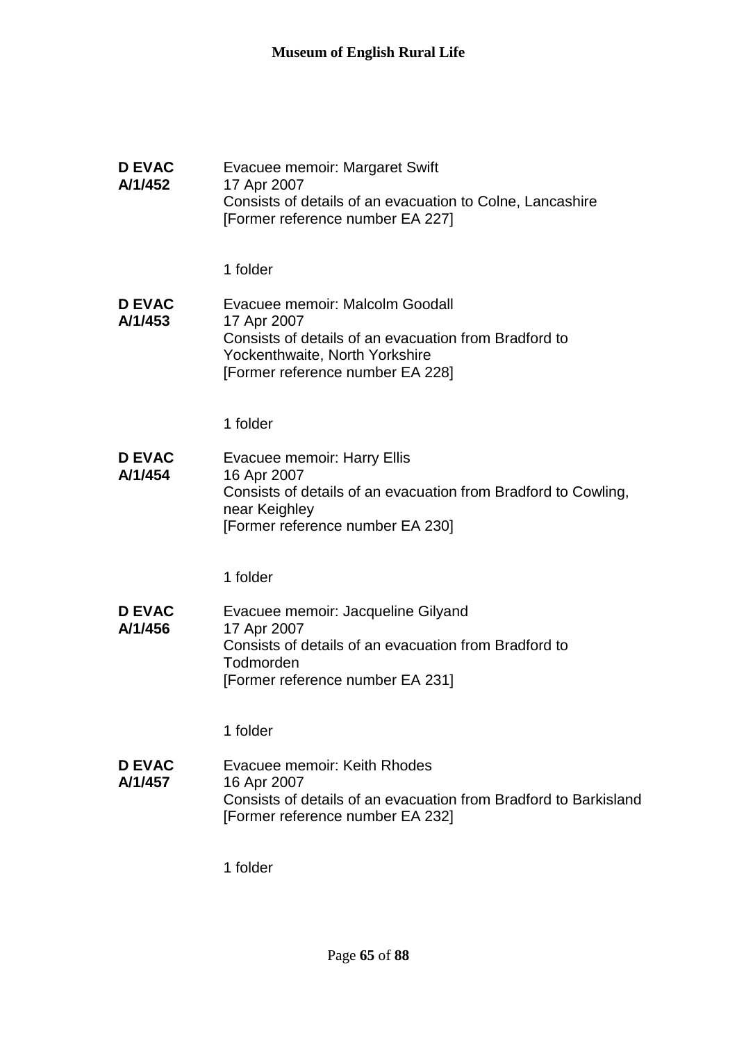**D EVAC A/1/452**
Evacuee memoir: Margaret Swift
17 Apr 2007
Consists of details of an evacuation to Colne, Lancashire
[Former reference number EA 227]

1 folder

**D EVAC A/1/453**
Evacuee memoir: Malcolm Goodall
17 Apr 2007
Consists of details of an evacuation from Bradford to Yockenthwaite, North Yorkshire
[Former reference number EA 228]

1 folder

**D EVAC A/1/454**
Evacuee memoir: Harry Ellis
16 Apr 2007
Consists of details of an evacuation from Bradford to Cowling, near Keighley
[Former reference number EA 230]

1 folder

**D EVAC A/1/456**
Evacuee memoir: Jacqueline Gilyand
17 Apr 2007
Consists of details of an evacuation from Bradford to Todmorden
[Former reference number EA 231]

1 folder

**D EVAC A/1/457**
Evacuee memoir: Keith Rhodes
16 Apr 2007
Consists of details of an evacuation from Bradford to Barkisland
[Former reference number EA 232]

1 folder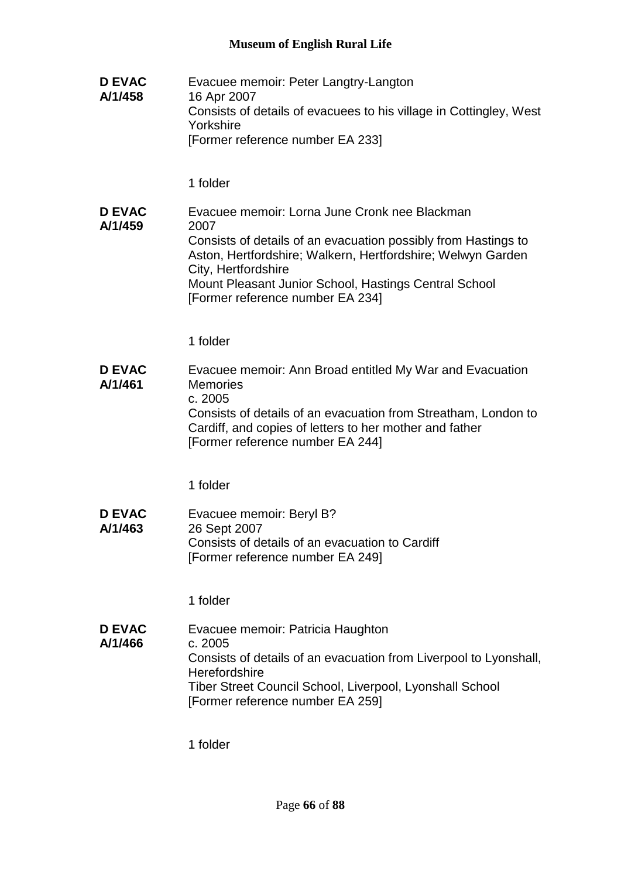**D EVAC A/1/458**

Evacuee memoir: Peter Langtry-Langton
16 Apr 2007
Consists of details of evacuees to his village in Cottingley, West Yorkshire
[Former reference number EA 233]

1 folder

**D EVAC A/1/459**

Evacuee memoir: Lorna June Cronk nee Blackman
2007
Consists of details of an evacuation possibly from Hastings to Aston, Hertfordshire; Walkern, Hertfordshire; Welwyn Garden City, Hertfordshire
Mount Pleasant Junior School, Hastings Central School
[Former reference number EA 234]

1 folder

**D EVAC A/1/461**

Evacuee memoir: Ann Broad entitled My War and Evacuation Memories
c. 2005
Consists of details of an evacuation from Streatham, London to Cardiff, and copies of letters to her mother and father
[Former reference number EA 244]

1 folder

**D EVAC A/1/463**

Evacuee memoir: Beryl B?
26 Sept 2007
Consists of details of an evacuation to Cardiff
[Former reference number EA 249]

1 folder

**D EVAC A/1/466**

Evacuee memoir: Patricia Haughton
c. 2005
Consists of details of an evacuation from Liverpool to Lyonshall, Herefordshire
Tiber Street Council School, Liverpool, Lyonshall School
[Former reference number EA 259]

1 folder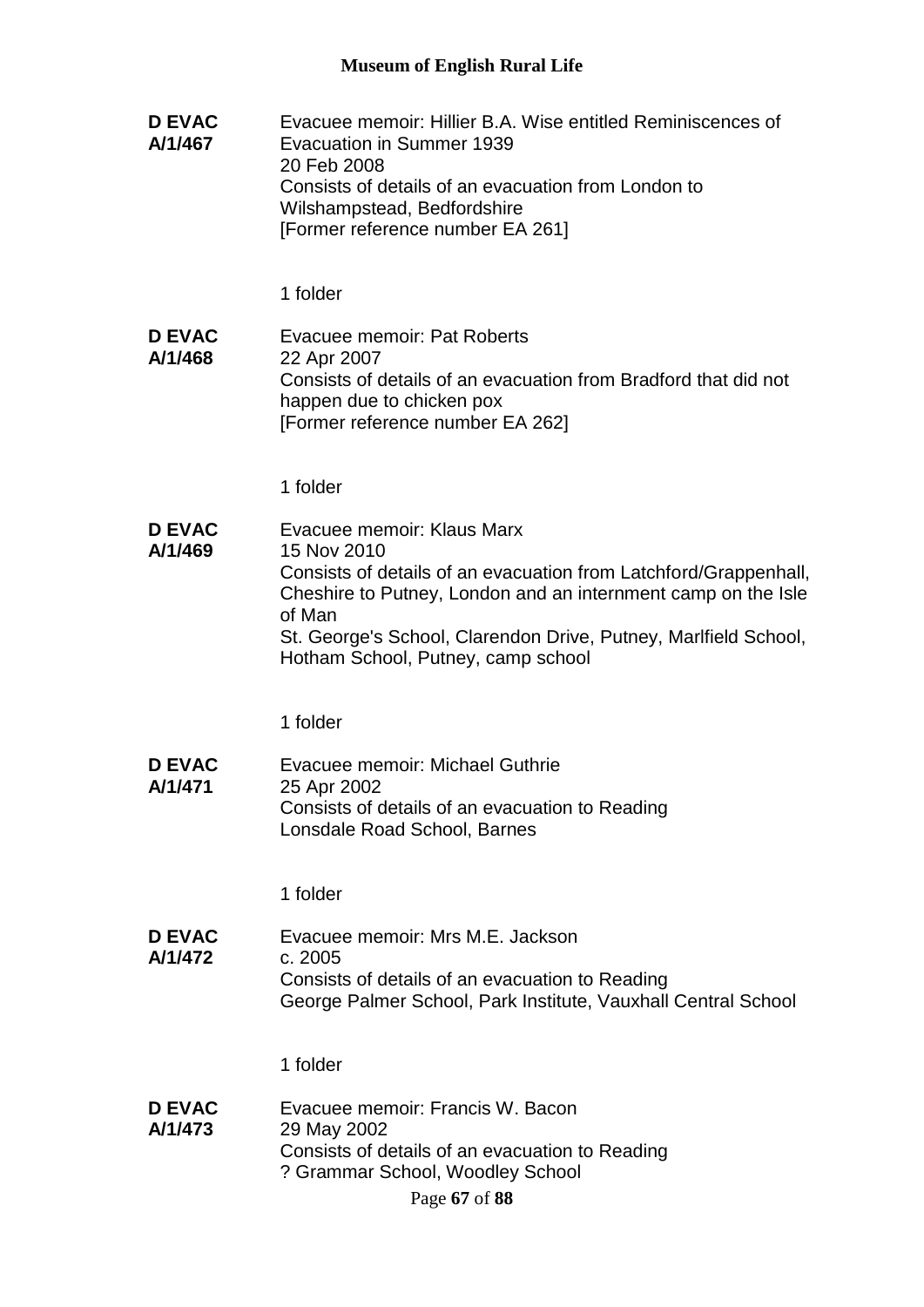**D EVAC A/1/467** Evacuee memoir: Hillier B.A. Wise entitled Reminiscences of Evacuation in Summer 1939
20 Feb 2008
Consists of details of an evacuation from London to Wilshampstead, Bedfordshire
[Former reference number EA 261]

1 folder

**D EVAC A/1/468** Evacuee memoir: Pat Roberts
22 Apr 2007
Consists of details of an evacuation from Bradford that did not happen due to chicken pox
[Former reference number EA 262]

1 folder

**D EVAC A/1/469** Evacuee memoir: Klaus Marx
15 Nov 2010
Consists of details of an evacuation from Latchford/Grappenhall, Cheshire to Putney, London and an internment camp on the Isle of Man
St. George's School, Clarendon Drive, Putney, Marlfield School, Hotham School, Putney, camp school

1 folder

**D EVAC A/1/471** Evacuee memoir: Michael Guthrie
25 Apr 2002
Consists of details of an evacuation to Reading
Lonsdale Road School, Barnes

1 folder

**D EVAC A/1/472** Evacuee memoir: Mrs M.E. Jackson
c. 2005
Consists of details of an evacuation to Reading
George Palmer School, Park Institute, Vauxhall Central School

1 folder

**D EVAC A/1/473** Evacuee memoir: Francis W. Bacon
29 May 2002
Consists of details of an evacuation to Reading
? Grammar School, Woodley School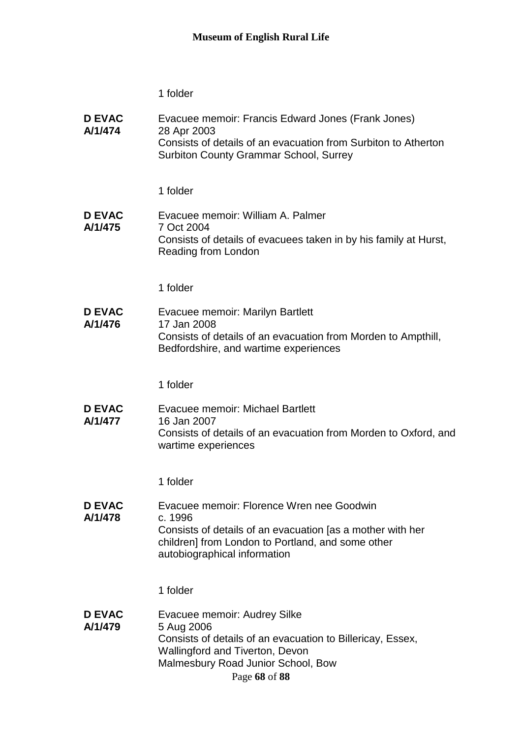1 folder

**D EVAC A/1/474**
Evacuee memoir: Francis Edward Jones (Frank Jones)
28 Apr 2003
Consists of details of an evacuation from Surbiton to Atherton
Surbiton County Grammar School, Surrey

1 folder

**D EVAC A/1/475**
Evacuee memoir: William A. Palmer
7 Oct 2004
Consists of details of evacuees taken in by his family at Hurst, Reading from London

1 folder

**D EVAC A/1/476**
Evacuee memoir: Marilyn Bartlett
17 Jan 2008
Consists of details of an evacuation from Morden to Ampthill, Bedfordshire, and wartime experiences

1 folder

**D EVAC A/1/477**
Evacuee memoir: Michael Bartlett
16 Jan 2007
Consists of details of an evacuation from Morden to Oxford, and wartime experiences

1 folder

**D EVAC A/1/478**
Evacuee memoir: Florence Wren nee Goodwin
c. 1996
Consists of details of an evacuation [as a mother with her children] from London to Portland, and some other autobiographical information

1 folder

**D EVAC A/1/479**
Evacuee memoir: Audrey Silke
5 Aug 2006
Consists of details of an evacuation to Billericay, Essex, Wallingford and Tiverton, Devon
Malmesbury Road Junior School, Bow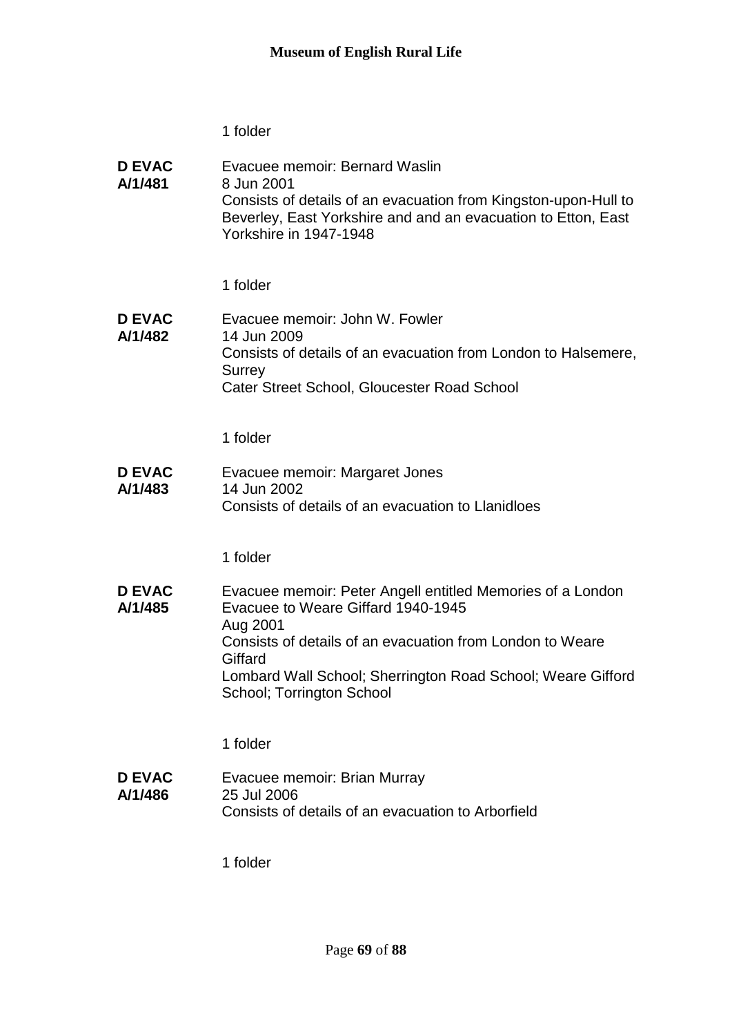1 folder

**D EVAC A/1/481** Evacuee memoir: Bernard Waslin
8 Jun 2001
Consists of details of an evacuation from Kingston-upon-Hull to Beverley, East Yorkshire and and an evacuation to Etton, East Yorkshire in 1947-1948

1 folder

**D EVAC A/1/482** Evacuee memoir: John W. Fowler
14 Jun 2009
Consists of details of an evacuation from London to Halsemere, Surrey
Cater Street School, Gloucester Road School

1 folder

**D EVAC A/1/483** Evacuee memoir: Margaret Jones
14 Jun 2002
Consists of details of an evacuation to Llanidloes

1 folder

**D EVAC A/1/485** Evacuee memoir: Peter Angell entitled Memories of a London Evacuee to Weare Giffard 1940-1945
Aug 2001
Consists of details of an evacuation from London to Weare Giffard
Lombard Wall School; Sherrington Road School; Weare Gifford School; Torrington School

1 folder

**D EVAC A/1/486** Evacuee memoir: Brian Murray
25 Jul 2006
Consists of details of an evacuation to Arborfield

1 folder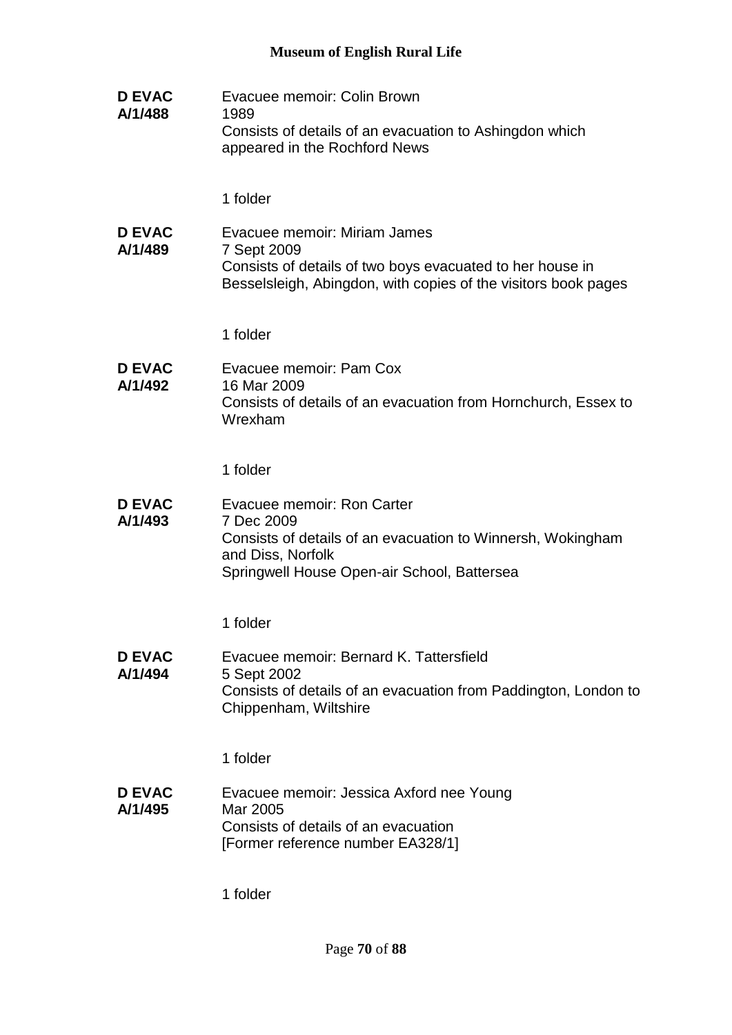**D EVAC A/1/488**

Evacuee memoir: Colin Brown
1989
Consists of details of an evacuation to Ashingdon which appeared in the Rochford News

1 folder

**D EVAC A/1/489**

Evacuee memoir: Miriam James
7 Sept 2009
Consists of details of two boys evacuated to her house in Besselsleigh, Abingdon, with copies of the visitors book pages

1 folder

**D EVAC A/1/492**

Evacuee memoir: Pam Cox
16 Mar 2009
Consists of details of an evacuation from Hornchurch, Essex to Wrexham

1 folder

**D EVAC A/1/493**

Evacuee memoir: Ron Carter
7 Dec 2009
Consists of details of an evacuation to Winnersh, Wokingham and Diss, Norfolk
Springwell House Open-air School, Battersea

1 folder

**D EVAC A/1/494**

Evacuee memoir: Bernard K. Tattersfield
5 Sept 2002
Consists of details of an evacuation from Paddington, London to Chippenham, Wiltshire

1 folder

**D EVAC A/1/495**

Evacuee memoir: Jessica Axford nee Young
Mar 2005
Consists of details of an evacuation
[Former reference number EA328/1]

1 folder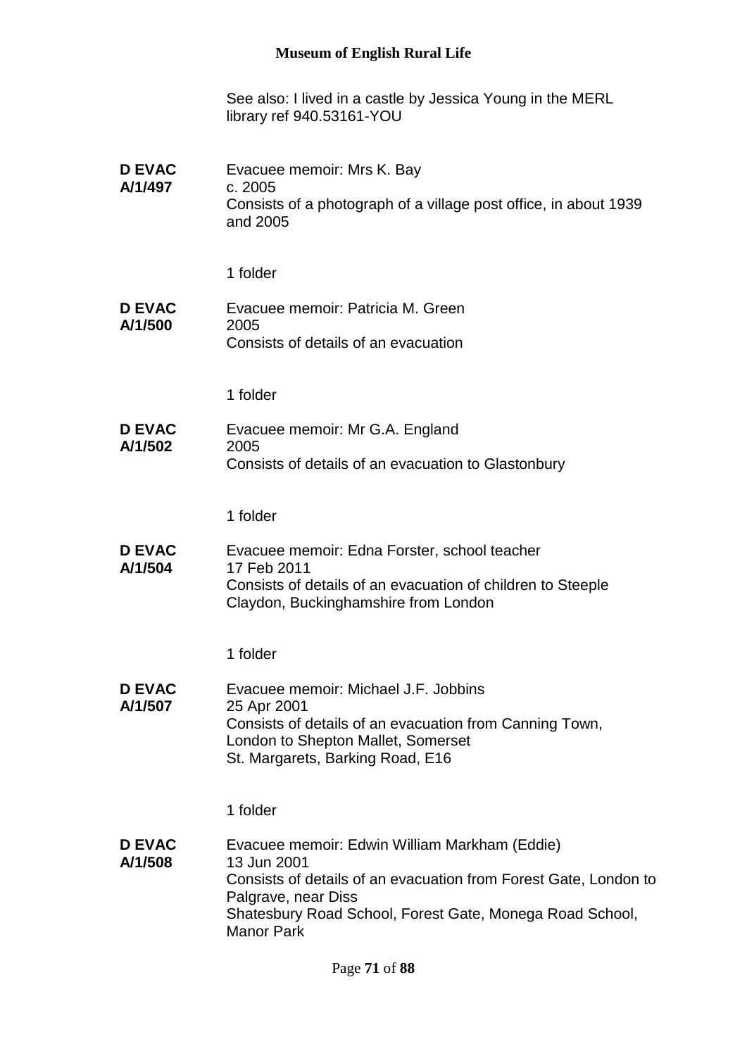See also: I lived in a castle by Jessica Young in the MERL library ref 940.53161-YOU

**D EVAC A/1/497**
Evacuee memoir: Mrs K. Bay
c. 2005
Consists of a photograph of a village post office, in about 1939 and 2005

1 folder

**D EVAC A/1/500**
Evacuee memoir: Patricia M. Green
2005
Consists of details of an evacuation

1 folder

**D EVAC A/1/502**
Evacuee memoir: Mr G.A. England
2005
Consists of details of an evacuation to Glastonbury

1 folder

**D EVAC A/1/504**
Evacuee memoir: Edna Forster, school teacher
17 Feb 2011
Consists of details of an evacuation of children to Steeple Claydon, Buckinghamshire from London

1 folder

**D EVAC A/1/507**
Evacuee memoir: Michael J.F. Jobbins
25 Apr 2001
Consists of details of an evacuation from Canning Town, London to Shepton Mallet, Somerset
St. Margarets, Barking Road, E16

1 folder

**D EVAC A/1/508**
Evacuee memoir: Edwin William Markham (Eddie)
13 Jun 2001
Consists of details of an evacuation from Forest Gate, London to Palgrave, near Diss
Shatesbury Road School, Forest Gate, Monega Road School, Manor Park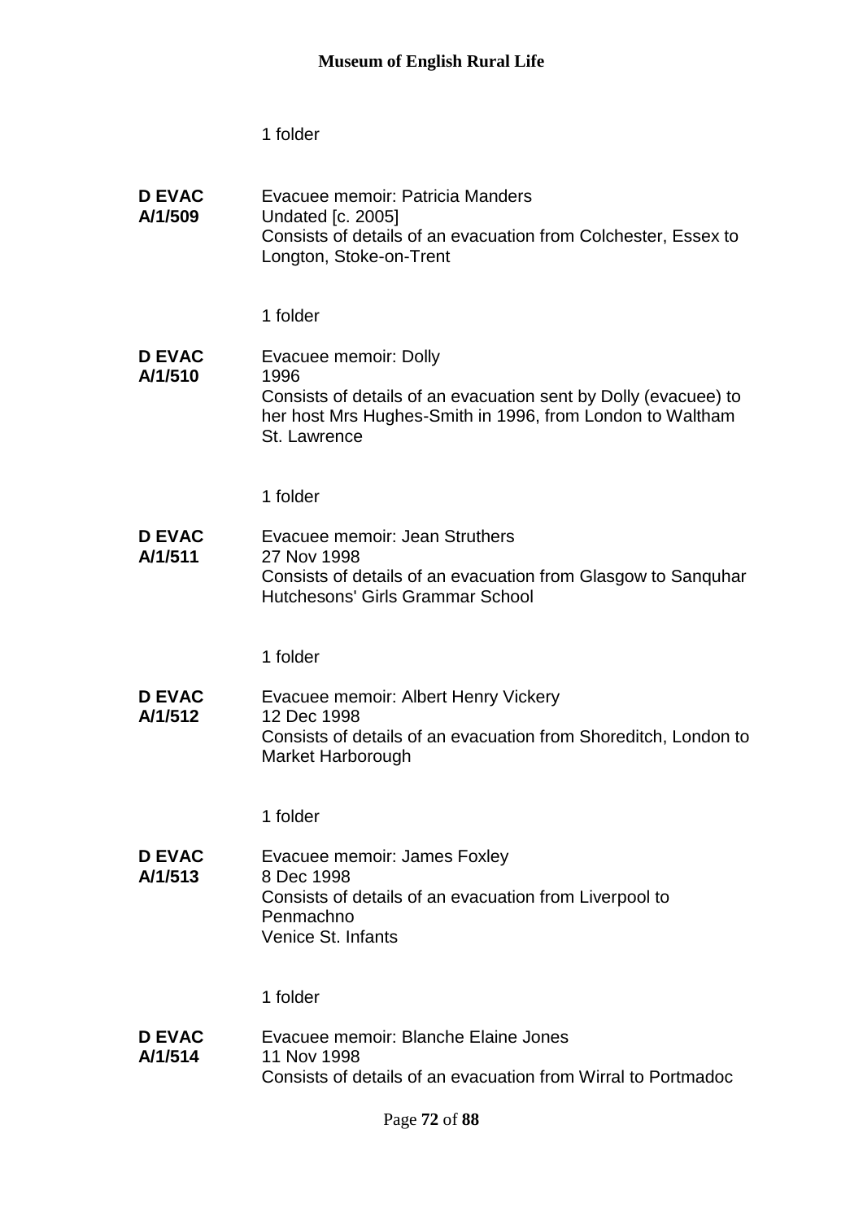1 folder

**D EVAC A/1/509** Evacuee memoir: Patricia Manders
Undated [c. 2005]
Consists of details of an evacuation from Colchester, Essex to Longton, Stoke-on-Trent

1 folder

**D EVAC A/1/510** Evacuee memoir: Dolly
1996
Consists of details of an evacuation sent by Dolly (evacuee) to her host Mrs Hughes-Smith in 1996, from London to Waltham St. Lawrence

1 folder

**D EVAC A/1/511** Evacuee memoir: Jean Struthers
27 Nov 1998
Consists of details of an evacuation from Glasgow to Sanquhar
Hutchesons' Girls Grammar School

1 folder

**D EVAC A/1/512** Evacuee memoir: Albert Henry Vickery
12 Dec 1998
Consists of details of an evacuation from Shoreditch, London to Market Harborough

1 folder

**D EVAC A/1/513** Evacuee memoir: James Foxley
8 Dec 1998
Consists of details of an evacuation from Liverpool to Penmachno
Venice St. Infants

1 folder

**D EVAC A/1/514** Evacuee memoir: Blanche Elaine Jones
11 Nov 1998
Consists of details of an evacuation from Wirral to Portmadoc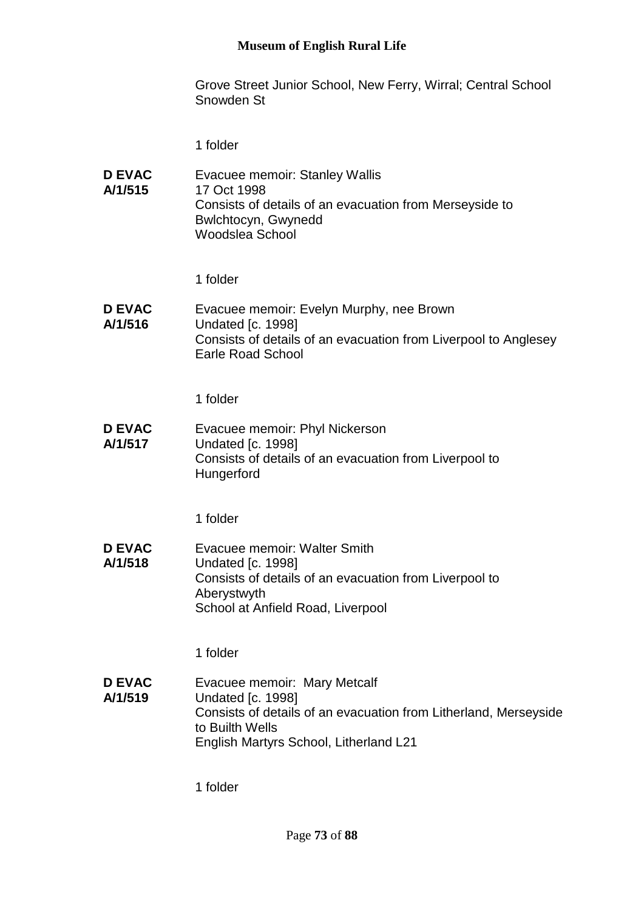Grove Street Junior School, New Ferry, Wirral; Central School Snowden St

1 folder

**D EVAC A/1/515** Evacuee memoir: Stanley Wallis
17 Oct 1998
Consists of details of an evacuation from Merseyside to Bwlchtocyn, Gwynedd
Woodslea School

1 folder

**D EVAC A/1/516** Evacuee memoir: Evelyn Murphy, nee Brown
Undated [c. 1998]
Consists of details of an evacuation from Liverpool to Anglesey
Earle Road School

1 folder

**D EVAC A/1/517** Evacuee memoir: Phyl Nickerson
Undated [c. 1998]
Consists of details of an evacuation from Liverpool to Hungerford

1 folder

**D EVAC A/1/518** Evacuee memoir: Walter Smith
Undated [c. 1998]
Consists of details of an evacuation from Liverpool to Aberystwyth
School at Anfield Road, Liverpool

1 folder

**D EVAC A/1/519** Evacuee memoir: Mary Metcalf
Undated [c. 1998]
Consists of details of an evacuation from Litherland, Merseyside to Builth Wells
English Martyrs School, Litherland L21

1 folder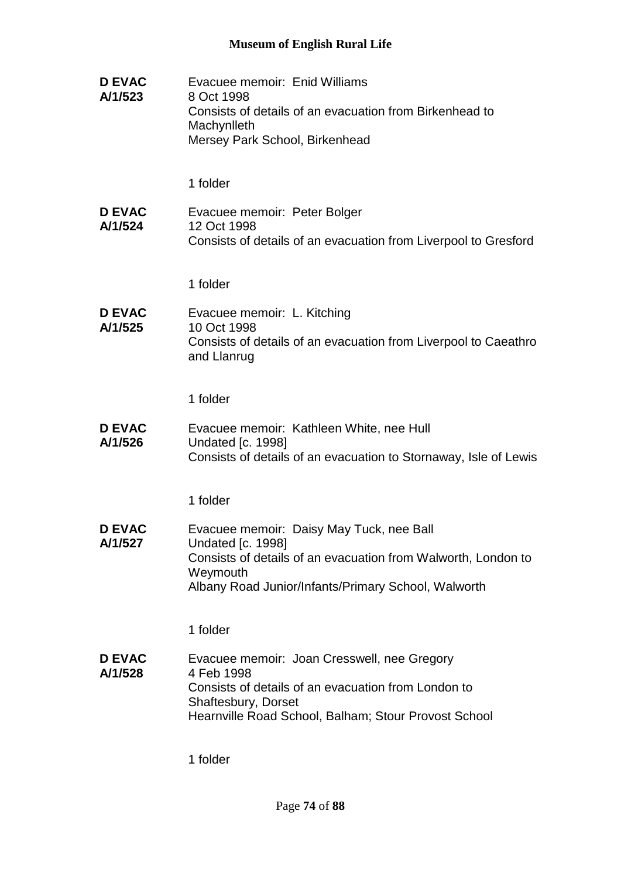**D EVAC A/1/523**
Evacuee memoir: Enid Williams
8 Oct 1998
Consists of details of an evacuation from Birkenhead to Machynlleth
Mersey Park School, Birkenhead

1 folder

**D EVAC A/1/524**
Evacuee memoir: Peter Bolger
12 Oct 1998
Consists of details of an evacuation from Liverpool to Gresford

1 folder

**D EVAC A/1/525**
Evacuee memoir: L. Kitching
10 Oct 1998
Consists of details of an evacuation from Liverpool to Caeathro and Llanrug

1 folder

**D EVAC A/1/526**
Evacuee memoir: Kathleen White, nee Hull
Undated [c. 1998]
Consists of details of an evacuation to Stornaway, Isle of Lewis

1 folder

**D EVAC A/1/527**
Evacuee memoir: Daisy May Tuck, nee Ball
Undated [c. 1998]
Consists of details of an evacuation from Walworth, London to Weymouth
Albany Road Junior/Infants/Primary School, Walworth

1 folder

**D EVAC A/1/528**
Evacuee memoir: Joan Cresswell, nee Gregory
4 Feb 1998
Consists of details of an evacuation from London to Shaftesbury, Dorset
Hearnville Road School, Balham; Stour Provost School

1 folder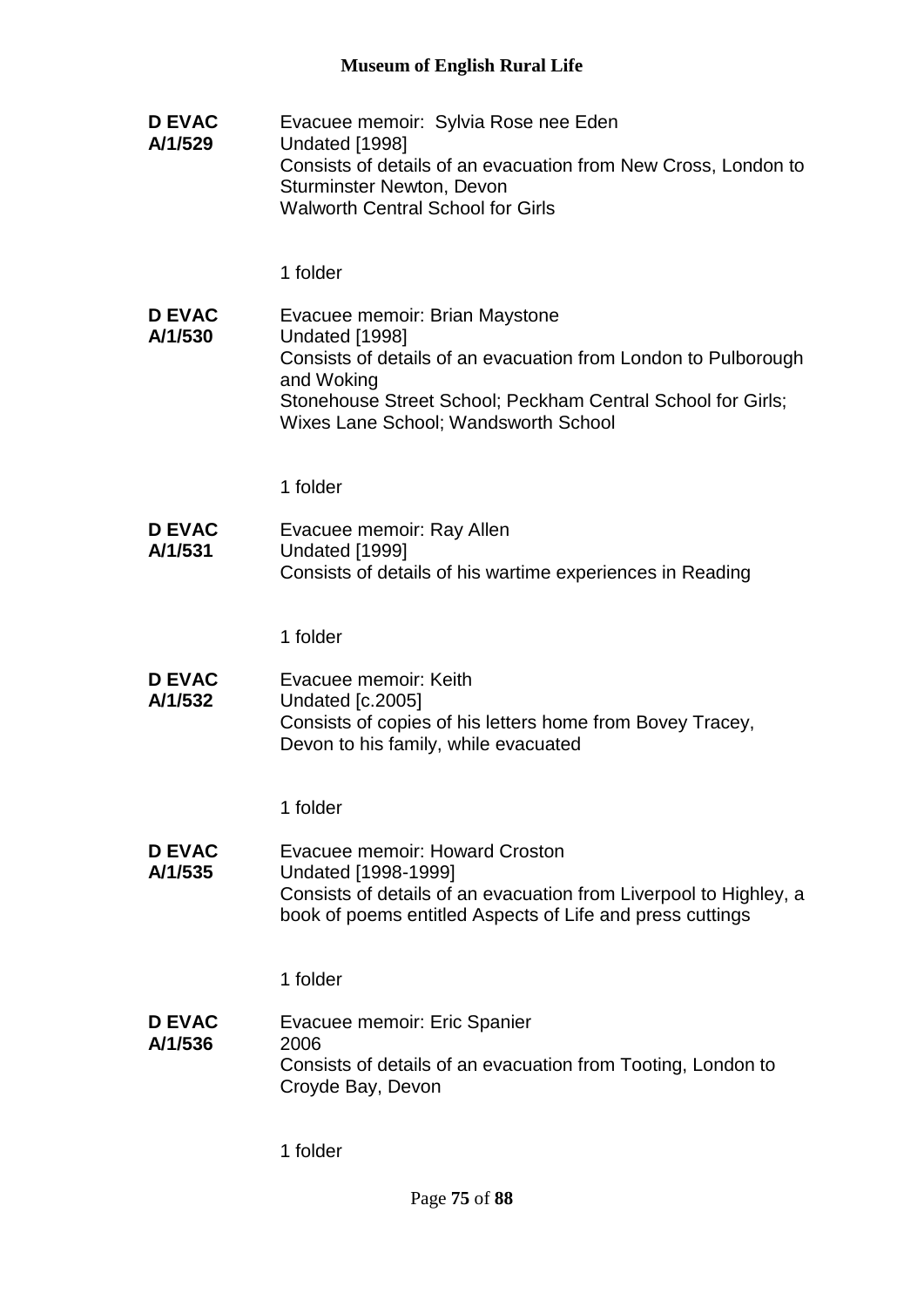**D EVAC A/1/529**

Evacuee memoir: Sylvia Rose nee Eden
Undated [1998]
Consists of details of an evacuation from New Cross, London to Sturminster Newton, Devon
Walworth Central School for Girls

1 folder

**D EVAC A/1/530**

Evacuee memoir: Brian Maystone
Undated [1998]
Consists of details of an evacuation from London to Pulborough and Woking
Stonehouse Street School; Peckham Central School for Girls; Wixes Lane School; Wandsworth School

1 folder

**D EVAC A/1/531**

Evacuee memoir: Ray Allen
Undated [1999]
Consists of details of his wartime experiences in Reading

1 folder

**D EVAC A/1/532**

Evacuee memoir: Keith
Undated [c.2005]
Consists of copies of his letters home from Bovey Tracey, Devon to his family, while evacuated

1 folder

**D EVAC A/1/535**

Evacuee memoir: Howard Croston
Undated [1998-1999]
Consists of details of an evacuation from Liverpool to Highley, a book of poems entitled Aspects of Life and press cuttings

1 folder

**D EVAC A/1/536**

Evacuee memoir: Eric Spanier
2006
Consists of details of an evacuation from Tooting, London to Croyde Bay, Devon

1 folder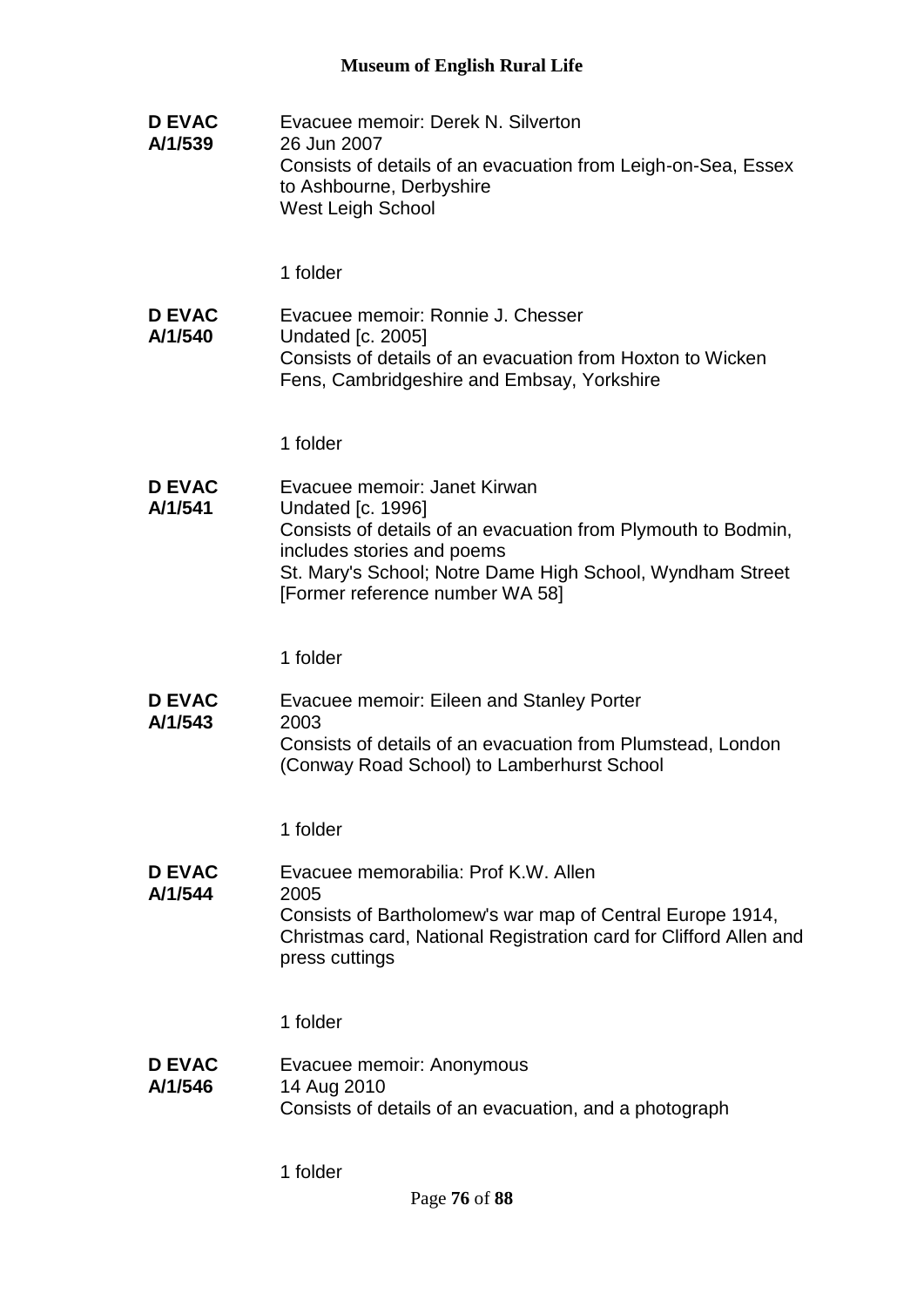**D EVAC A/1/539** Evacuee memoir: Derek N. Silverton
26 Jun 2007
Consists of details of an evacuation from Leigh-on-Sea, Essex to Ashbourne, Derbyshire
West Leigh School

1 folder

**D EVAC A/1/540** Evacuee memoir: Ronnie J. Chesser
Undated [c. 2005]
Consists of details of an evacuation from Hoxton to Wicken Fens, Cambridgeshire and Embsay, Yorkshire

1 folder

**D EVAC A/1/541** Evacuee memoir: Janet Kirwan
Undated [c. 1996]
Consists of details of an evacuation from Plymouth to Bodmin, includes stories and poems
St. Mary's School; Notre Dame High School, Wyndham Street
[Former reference number WA 58]

1 folder

**D EVAC A/1/543** Evacuee memoir: Eileen and Stanley Porter
2003
Consists of details of an evacuation from Plumstead, London (Conway Road School) to Lamberhurst School

1 folder

**D EVAC A/1/544** Evacuee memorabilia: Prof K.W. Allen
2005
Consists of Bartholomew's war map of Central Europe 1914, Christmas card, National Registration card for Clifford Allen and press cuttings

1 folder

**D EVAC A/1/546** Evacuee memoir: Anonymous
14 Aug 2010
Consists of details of an evacuation, and a photograph

1 folder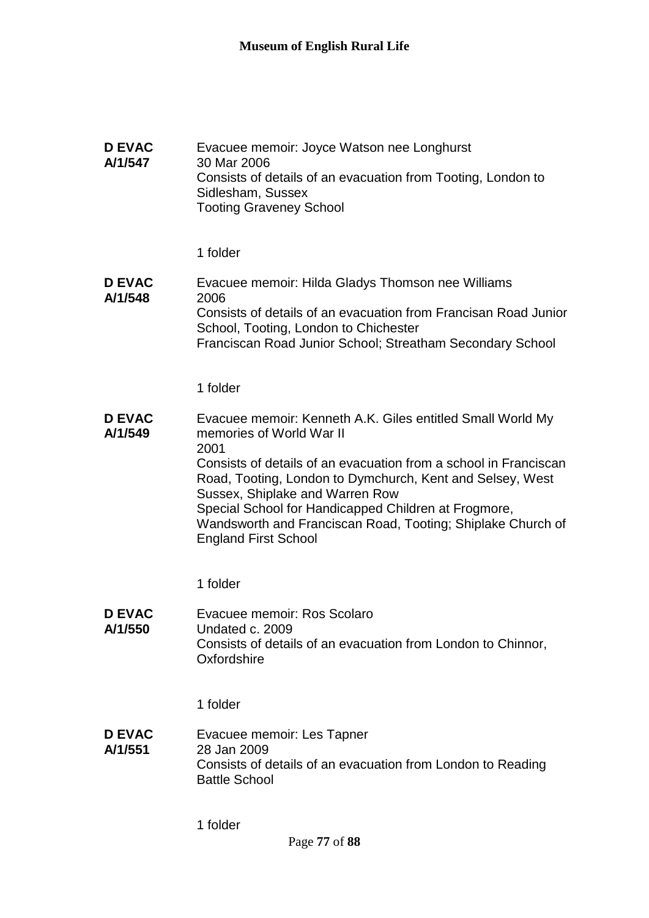**D EVAC A/1/547**

Evacuee memoir: Joyce Watson nee Longhurst
30 Mar 2006
Consists of details of an evacuation from Tooting, London to Sidlesham, Sussex
Tooting Graveney School

1 folder

**D EVAC A/1/548**

Evacuee memoir: Hilda Gladys Thomson nee Williams
2006
Consists of details of an evacuation from Francisan Road Junior School, Tooting, London to Chichester
Franciscan Road Junior School; Streatham Secondary School

1 folder

**D EVAC A/1/549**

Evacuee memoir: Kenneth A.K. Giles entitled Small World My memories of World War II
2001
Consists of details of an evacuation from a school in Franciscan Road, Tooting, London to Dymchurch, Kent and Selsey, West Sussex, Shiplake and Warren Row
Special School for Handicapped Children at Frogmore, Wandsworth and Franciscan Road, Tooting; Shiplake Church of England First School

1 folder

**D EVAC A/1/550**

Evacuee memoir: Ros Scolaro
Undated c. 2009
Consists of details of an evacuation from London to Chinnor, Oxfordshire

1 folder

**D EVAC A/1/551**

Evacuee memoir: Les Tapner
28 Jan 2009
Consists of details of an evacuation from London to Reading Battle School

1 folder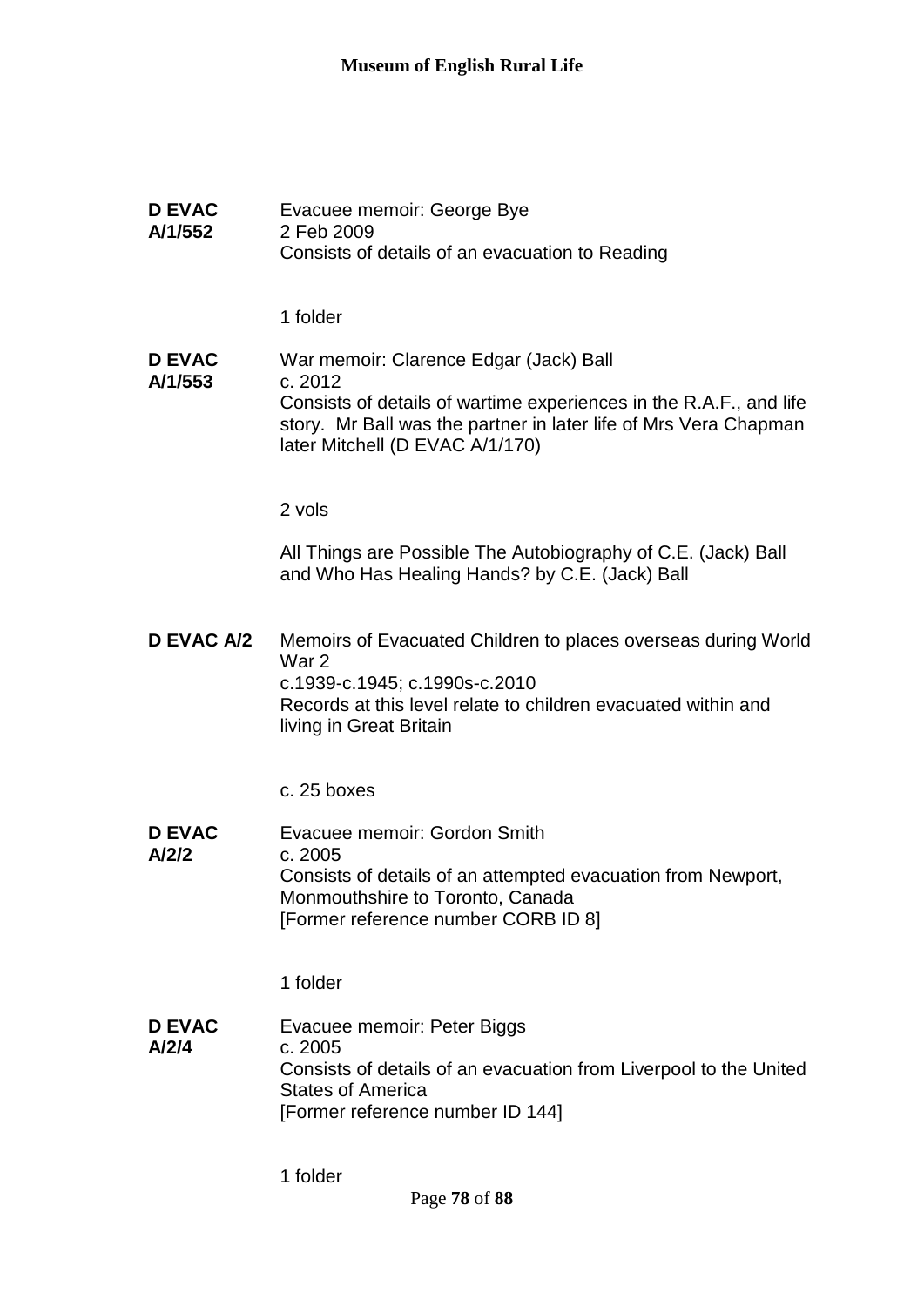**D EVAC A/1/552**

Evacuee memoir: George Bye
2 Feb 2009
Consists of details of an evacuation to Reading

1 folder

**D EVAC A/1/553**

War memoir: Clarence Edgar (Jack) Ball
c. 2012
Consists of details of wartime experiences in the R.A.F., and life story. Mr Ball was the partner in later life of Mrs Vera Chapman later Mitchell (D EVAC A/1/170)

2 vols

All Things are Possible The Autobiography of C.E. (Jack) Ball and Who Has Healing Hands? by C.E. (Jack) Ball

**D EVAC A/2**

Memoirs of Evacuated Children to places overseas during World War 2
c.1939-c.1945; c.1990s-c.2010
Records at this level relate to children evacuated within and living in Great Britain

c. 25 boxes

**D EVAC A/2/2**

Evacuee memoir: Gordon Smith
c. 2005
Consists of details of an attempted evacuation from Newport, Monmouthshire to Toronto, Canada
[Former reference number CORB ID 8]

1 folder

**D EVAC A/2/4**

Evacuee memoir: Peter Biggs
c. 2005
Consists of details of an evacuation from Liverpool to the United States of America
[Former reference number ID 144]

1 folder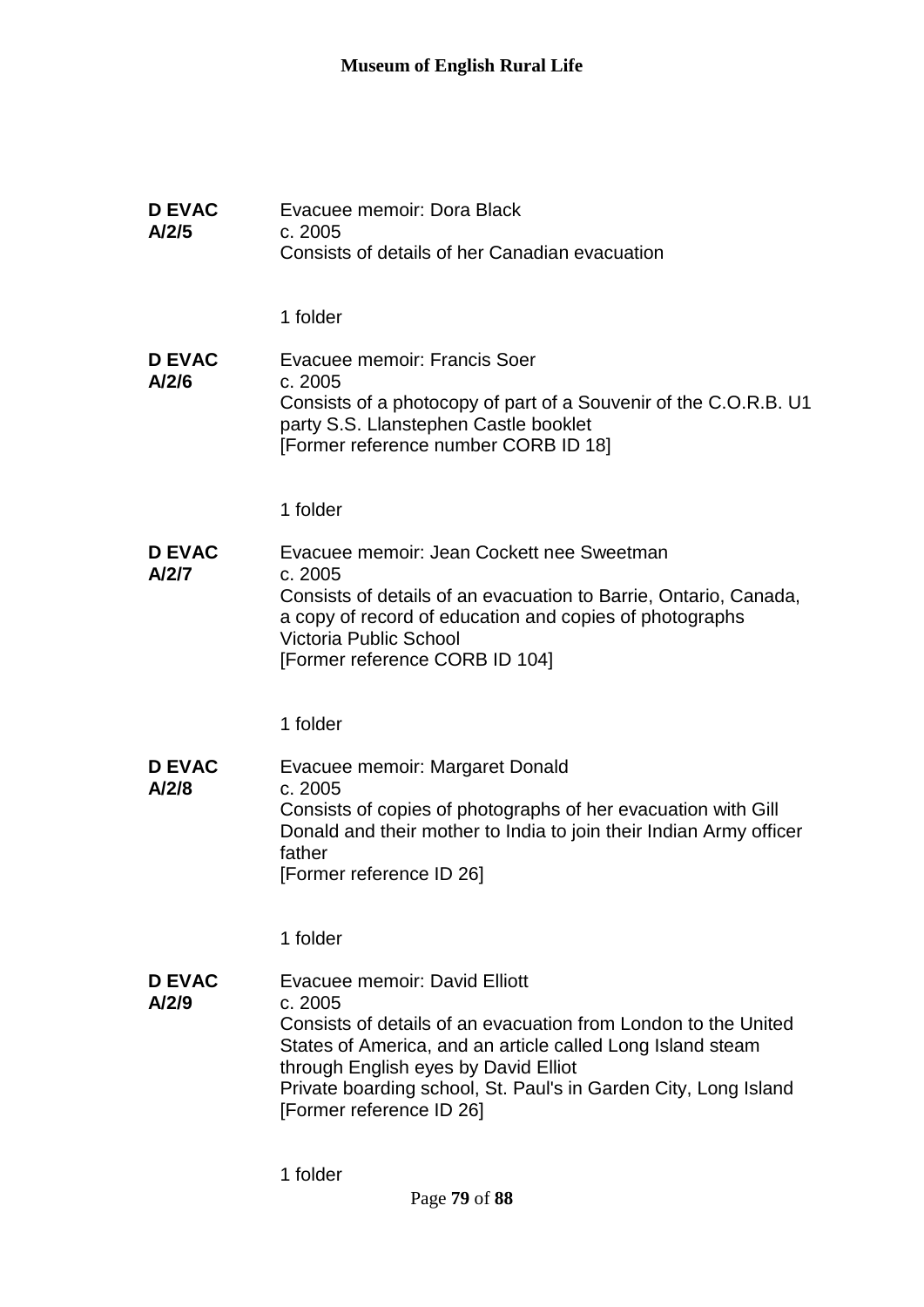**D EVAC A/2/5**

Evacuee memoir: Dora Black
c. 2005
Consists of details of her Canadian evacuation

1 folder

**D EVAC A/2/6**

Evacuee memoir: Francis Soer
c. 2005
Consists of a photocopy of part of a Souvenir of the C.O.R.B. U1 party S.S. Llanstephen Castle booklet
[Former reference number CORB ID 18]

1 folder

**D EVAC A/2/7**

Evacuee memoir: Jean Cockett nee Sweetman
c. 2005
Consists of details of an evacuation to Barrie, Ontario, Canada, a copy of record of education and copies of photographs
Victoria Public School
[Former reference CORB ID 104]

1 folder

**D EVAC A/2/8**

Evacuee memoir: Margaret Donald
c. 2005
Consists of copies of photographs of her evacuation with Gill Donald and their mother to India to join their Indian Army officer father
[Former reference ID 26]

1 folder

**D EVAC A/2/9**

Evacuee memoir: David Elliott
c. 2005
Consists of details of an evacuation from London to the United States of America, and an article called Long Island steam through English eyes by David Elliot
Private boarding school, St. Paul's in Garden City, Long Island
[Former reference ID 26]

1 folder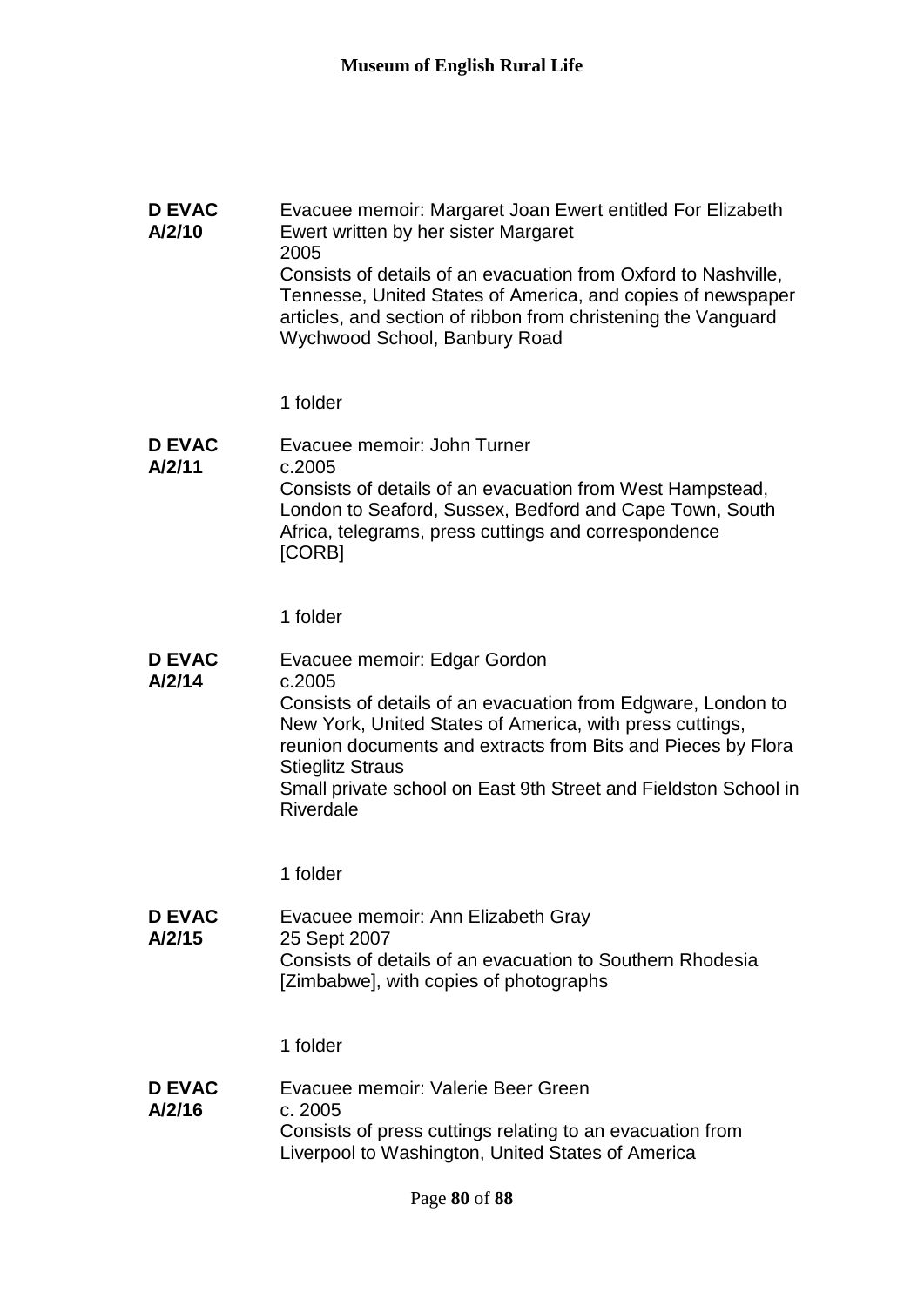**D EVAC A/2/10**

Evacuee memoir: Margaret Joan Ewert entitled For Elizabeth Ewert written by her sister Margaret

2005

Consists of details of an evacuation from Oxford to Nashville, Tennesse, United States of America, and copies of newspaper articles, and section of ribbon from christening the Vanguard Wychwood School, Banbury Road

1 folder

**D EVAC A/2/11**

Evacuee memoir: John Turner

c.2005

Consists of details of an evacuation from West Hampstead, London to Seaford, Sussex, Bedford and Cape Town, South Africa, telegrams, press cuttings and correspondence [CORB]

1 folder

**D EVAC A/2/14**

Evacuee memoir: Edgar Gordon

c.2005

Consists of details of an evacuation from Edgware, London to New York, United States of America, with press cuttings, reunion documents and extracts from Bits and Pieces by Flora Stieglitz Straus

Small private school on East 9th Street and Fieldston School in Riverdale

1 folder

**D EVAC A/2/15**

Evacuee memoir: Ann Elizabeth Gray

25 Sept 2007

Consists of details of an evacuation to Southern Rhodesia [Zimbabwe], with copies of photographs

1 folder

**D EVAC A/2/16**

Evacuee memoir: Valerie Beer Green

c. 2005

Consists of press cuttings relating to an evacuation from Liverpool to Washington, United States of America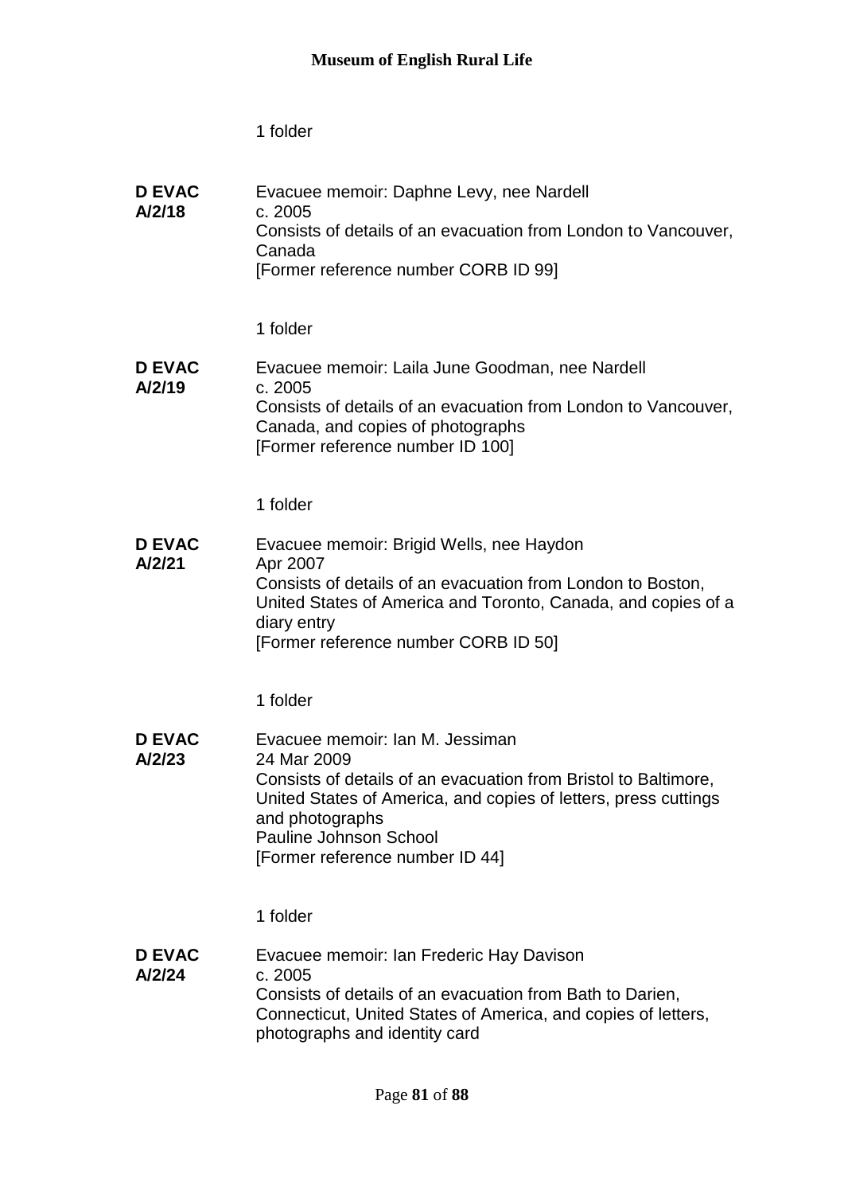1 folder

**D EVAC A/2/18**

Evacuee memoir: Daphne Levy, nee Nardell
c. 2005
Consists of details of an evacuation from London to Vancouver, Canada
[Former reference number CORB ID 99]

1 folder

**D EVAC A/2/19**

Evacuee memoir: Laila June Goodman, nee Nardell
c. 2005
Consists of details of an evacuation from London to Vancouver, Canada, and copies of photographs
[Former reference number ID 100]

1 folder

**D EVAC A/2/21**

Evacuee memoir: Brigid Wells, nee Haydon
Apr 2007
Consists of details of an evacuation from London to Boston, United States of America and Toronto, Canada, and copies of a diary entry
[Former reference number CORB ID 50]

1 folder

**D EVAC A/2/23**

Evacuee memoir: Ian M. Jessiman
24 Mar 2009
Consists of details of an evacuation from Bristol to Baltimore, United States of America, and copies of letters, press cuttings and photographs
Pauline Johnson School
[Former reference number ID 44]

1 folder

**D EVAC A/2/24**

Evacuee memoir: Ian Frederic Hay Davison
c. 2005
Consists of details of an evacuation from Bath to Darien, Connecticut, United States of America, and copies of letters, photographs and identity card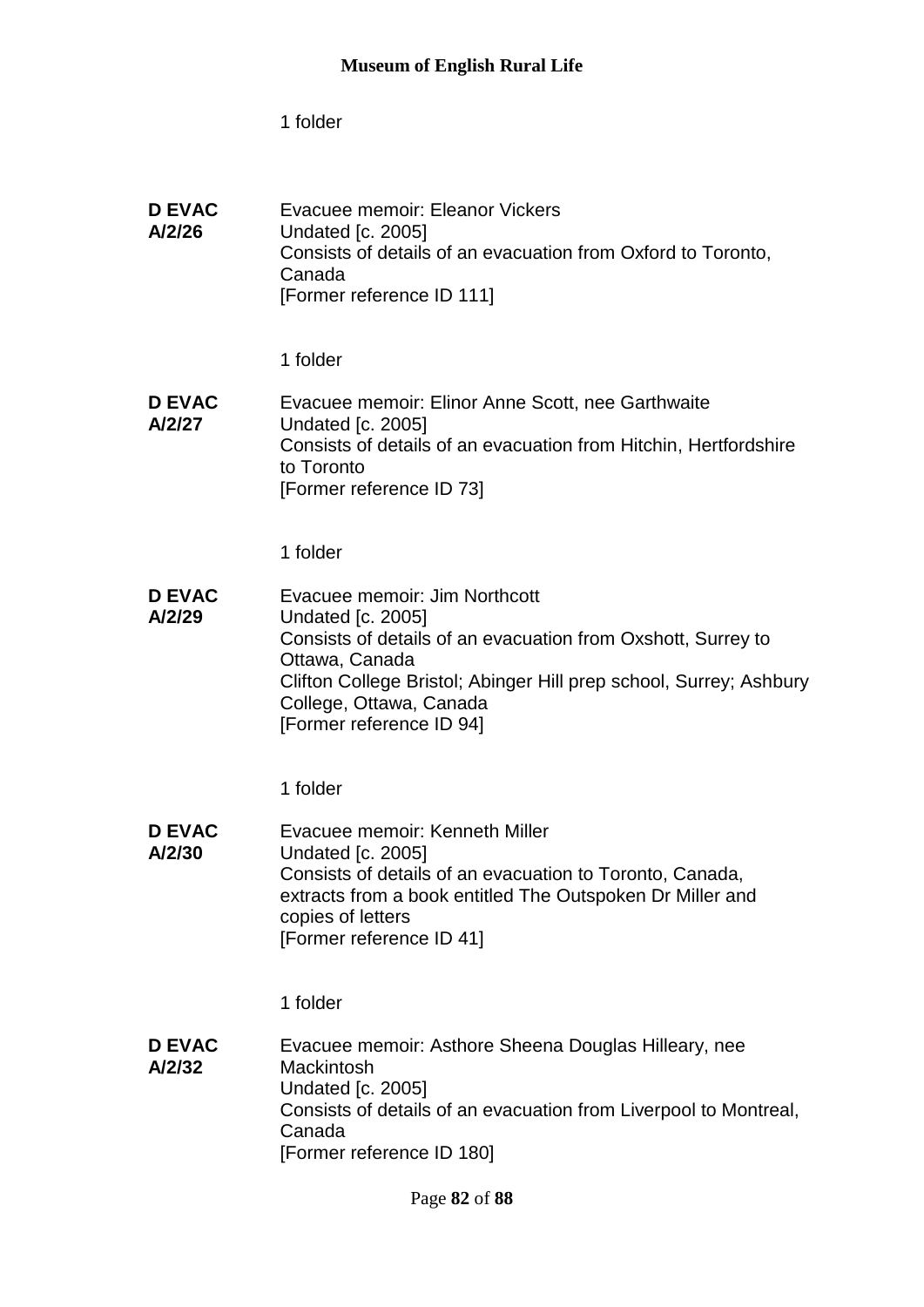1 folder

**D EVAC A/2/26**

Evacuee memoir: Eleanor Vickers
Undated [c. 2005]
Consists of details of an evacuation from Oxford to Toronto, Canada
[Former reference ID 111]

1 folder

**D EVAC A/2/27**

Evacuee memoir: Elinor Anne Scott, nee Garthwaite
Undated [c. 2005]
Consists of details of an evacuation from Hitchin, Hertfordshire to Toronto
[Former reference ID 73]

1 folder

**D EVAC A/2/29**

Evacuee memoir: Jim Northcott
Undated [c. 2005]
Consists of details of an evacuation from Oxshott, Surrey to Ottawa, Canada
Clifton College Bristol; Abinger Hill prep school, Surrey; Ashbury College, Ottawa, Canada
[Former reference ID 94]

1 folder

**D EVAC A/2/30**

Evacuee memoir: Kenneth Miller
Undated [c. 2005]
Consists of details of an evacuation to Toronto, Canada, extracts from a book entitled The Outspoken Dr Miller and copies of letters
[Former reference ID 41]

1 folder

**D EVAC A/2/32**

Evacuee memoir: Asthore Sheena Douglas Hilleary, nee Mackintosh
Undated [c. 2005]
Consists of details of an evacuation from Liverpool to Montreal, Canada
[Former reference ID 180]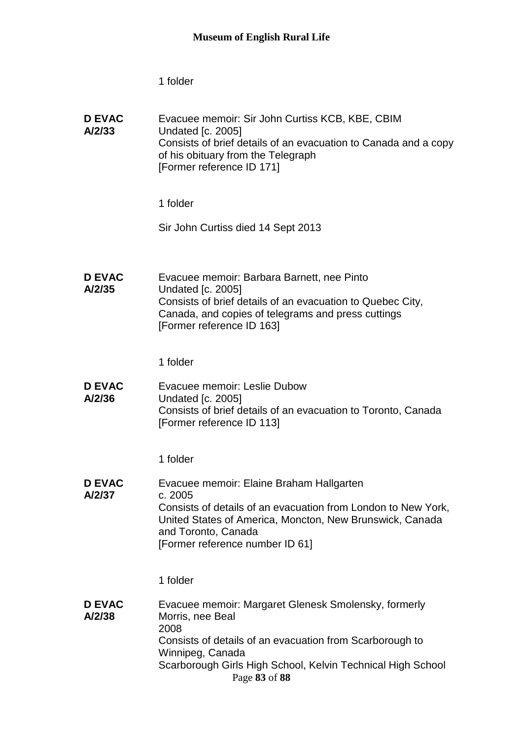1 folder

**D EVAC A/2/33** Evacuee memoir: Sir John Curtiss KCB, KBE, CBIM
Undated [c. 2005]
Consists of brief details of an evacuation to Canada and a copy of his obituary from the Telegraph
[Former reference ID 171]

1 folder

Sir John Curtiss died 14 Sept 2013

**D EVAC A/2/35** Evacuee memoir: Barbara Barnett, nee Pinto
Undated [c. 2005]
Consists of brief details of an evacuation to Quebec City, Canada, and copies of telegrams and press cuttings
[Former reference ID 163]

1 folder

**D EVAC A/2/36** Evacuee memoir: Leslie Dubow
Undated [c. 2005]
Consists of brief details of an evacuation to Toronto, Canada
[Former reference ID 113]

1 folder

**D EVAC A/2/37** Evacuee memoir: Elaine Braham Hallgarten
c. 2005
Consists of details of an evacuation from London to New York, United States of America, Moncton, New Brunswick, Canada and Toronto, Canada
[Former reference number ID 61]

1 folder

**D EVAC A/2/38** Evacuee memoir: Margaret Glenesk Smolensky, formerly Morris, nee Beal
2008
Consists of details of an evacuation from Scarborough to Winnipeg, Canada
Scarborough Girls High School, Kelvin Technical High School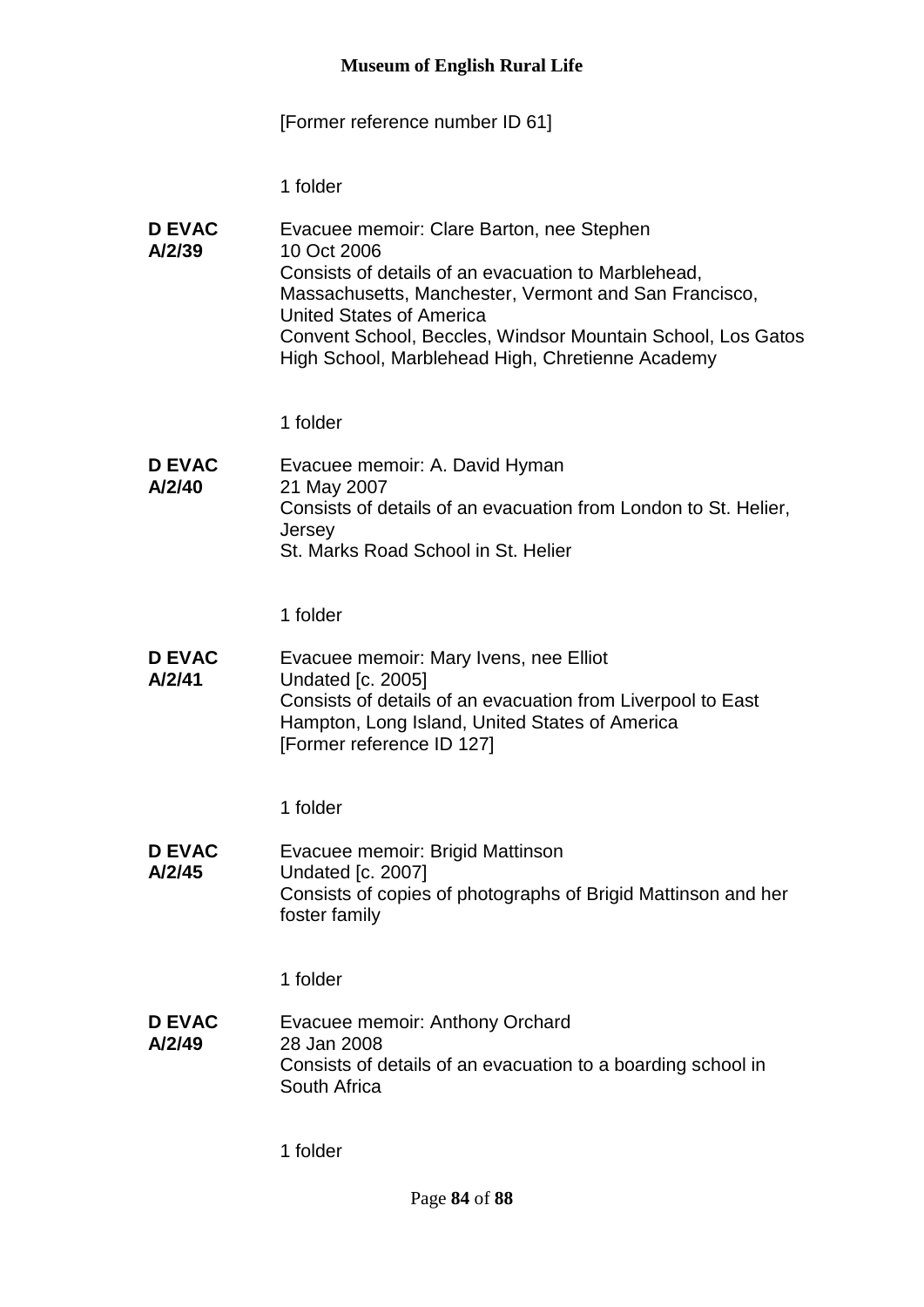[Former reference number ID 61]

1 folder

**D EVAC A/2/39**

Evacuee memoir: Clare Barton, nee Stephen
10 Oct 2006
Consists of details of an evacuation to Marblehead, Massachusetts, Manchester, Vermont and San Francisco, United States of America
Convent School, Beccles, Windsor Mountain School, Los Gatos High School, Marblehead High, Chretienne Academy

1 folder

**D EVAC A/2/40**

Evacuee memoir: A. David Hyman
21 May 2007
Consists of details of an evacuation from London to St. Helier, Jersey
St. Marks Road School in St. Helier

1 folder

**D EVAC A/2/41**

Evacuee memoir: Mary Ivens, nee Elliot
Undated [c. 2005]
Consists of details of an evacuation from Liverpool to East Hampton, Long Island, United States of America
[Former reference ID 127]

1 folder

**D EVAC A/2/45**

Evacuee memoir: Brigid Mattinson
Undated [c. 2007]
Consists of copies of photographs of Brigid Mattinson and her foster family

1 folder

**D EVAC A/2/49**

Evacuee memoir: Anthony Orchard
28 Jan 2008
Consists of details of an evacuation to a boarding school in South Africa

1 folder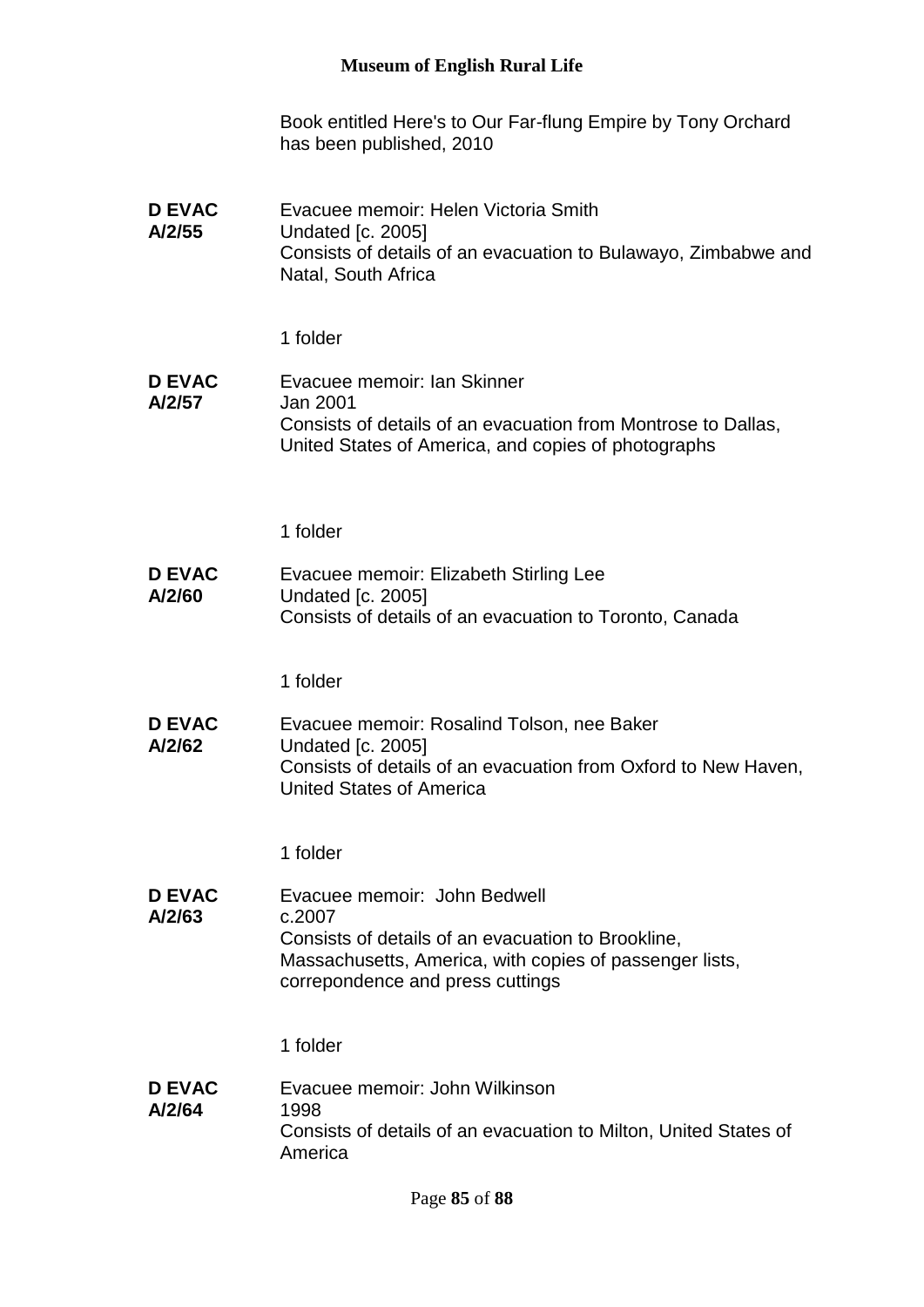Book entitled Here's to Our Far-flung Empire by Tony Orchard has been published, 2010

**D EVAC A/2/55**

Evacuee memoir: Helen Victoria Smith
Undated [c. 2005]
Consists of details of an evacuation to Bulawayo, Zimbabwe and Natal, South Africa

1 folder

**D EVAC A/2/57**

Evacuee memoir: Ian Skinner
Jan 2001
Consists of details of an evacuation from Montrose to Dallas, United States of America, and copies of photographs

1 folder

**D EVAC A/2/60**

Evacuee memoir: Elizabeth Stirling Lee
Undated [c. 2005]
Consists of details of an evacuation to Toronto, Canada

1 folder

**D EVAC A/2/62**

Evacuee memoir: Rosalind Tolson, nee Baker
Undated [c. 2005]
Consists of details of an evacuation from Oxford to New Haven, United States of America

1 folder

**D EVAC A/2/63**

Evacuee memoir: John Bedwell
c.2007
Consists of details of an evacuation to Brookline, Massachusetts, America, with copies of passenger lists, correpondence and press cuttings

1 folder

**D EVAC A/2/64**

Evacuee memoir: John Wilkinson
1998
Consists of details of an evacuation to Milton, United States of America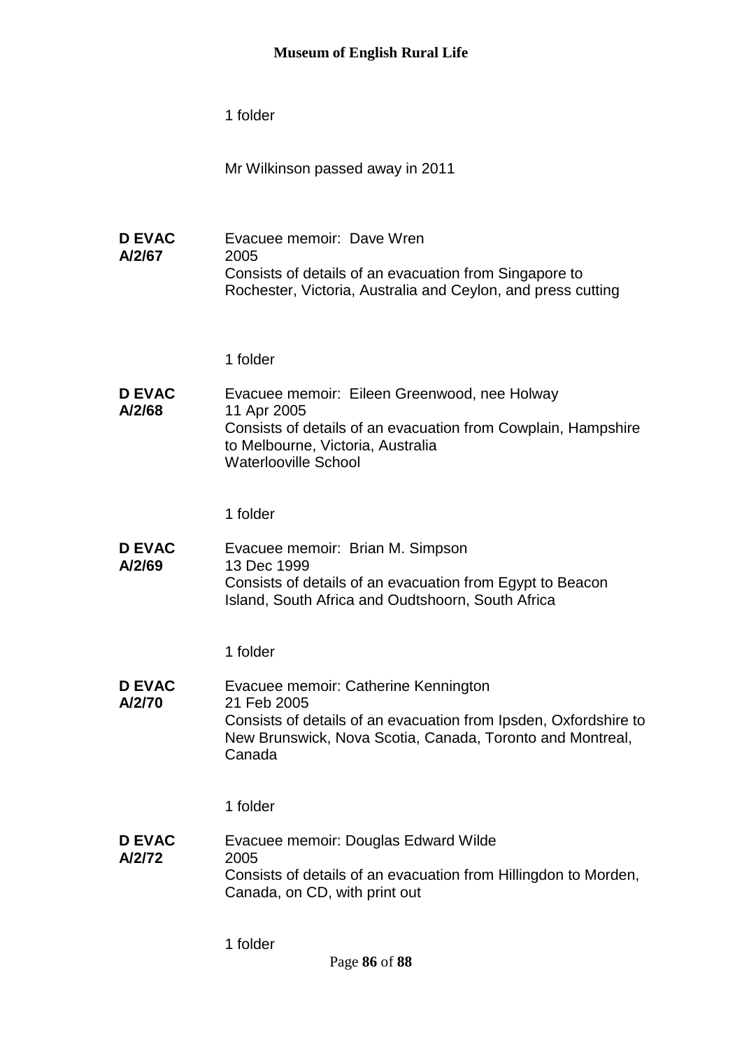1 folder

Mr Wilkinson passed away in 2011

**D EVAC A/2/67**

Evacuee memoir: Dave Wren
2005
Consists of details of an evacuation from Singapore to Rochester, Victoria, Australia and Ceylon, and press cutting

1 folder

**D EVAC A/2/68**

Evacuee memoir: Eileen Greenwood, nee Holway
11 Apr 2005
Consists of details of an evacuation from Cowplain, Hampshire to Melbourne, Victoria, Australia
Waterlooville School

1 folder

**D EVAC A/2/69**

Evacuee memoir: Brian M. Simpson
13 Dec 1999
Consists of details of an evacuation from Egypt to Beacon Island, South Africa and Oudtshoorn, South Africa

1 folder

**D EVAC A/2/70**

Evacuee memoir: Catherine Kennington
21 Feb 2005
Consists of details of an evacuation from Ipsden, Oxfordshire to New Brunswick, Nova Scotia, Canada, Toronto and Montreal, Canada

1 folder

**D EVAC A/2/72**

Evacuee memoir: Douglas Edward Wilde
2005
Consists of details of an evacuation from Hillingdon to Morden, Canada, on CD, with print out

1 folder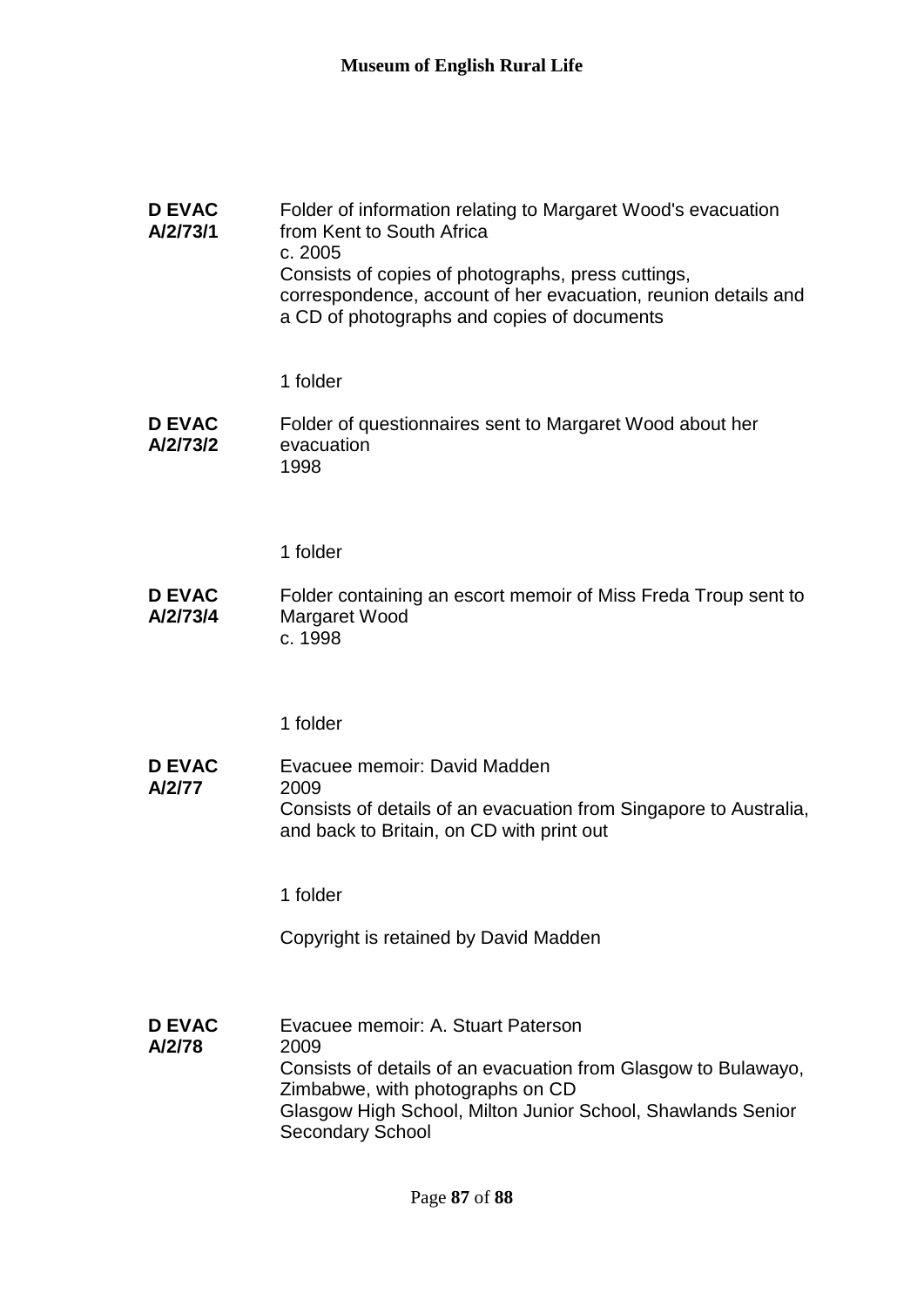**D EVAC A/2/73/1**

Folder of information relating to Margaret Wood's evacuation from Kent to South Africa
c. 2005
Consists of copies of photographs, press cuttings, correspondence, account of her evacuation, reunion details and a CD of photographs and copies of documents

1 folder

**D EVAC A/2/73/2**

Folder of questionnaires sent to Margaret Wood about her evacuation
1998

1 folder

**D EVAC A/2/73/4**

Folder containing an escort memoir of Miss Freda Troup sent to Margaret Wood
c. 1998

1 folder

**D EVAC A/2/77**

Evacuee memoir: David Madden
2009
Consists of details of an evacuation from Singapore to Australia, and back to Britain, on CD with print out

1 folder

Copyright is retained by David Madden

**D EVAC A/2/78**

Evacuee memoir: A. Stuart Paterson
2009
Consists of details of an evacuation from Glasgow to Bulawayo, Zimbabwe, with photographs on CD
Glasgow High School, Milton Junior School, Shawlands Senior Secondary School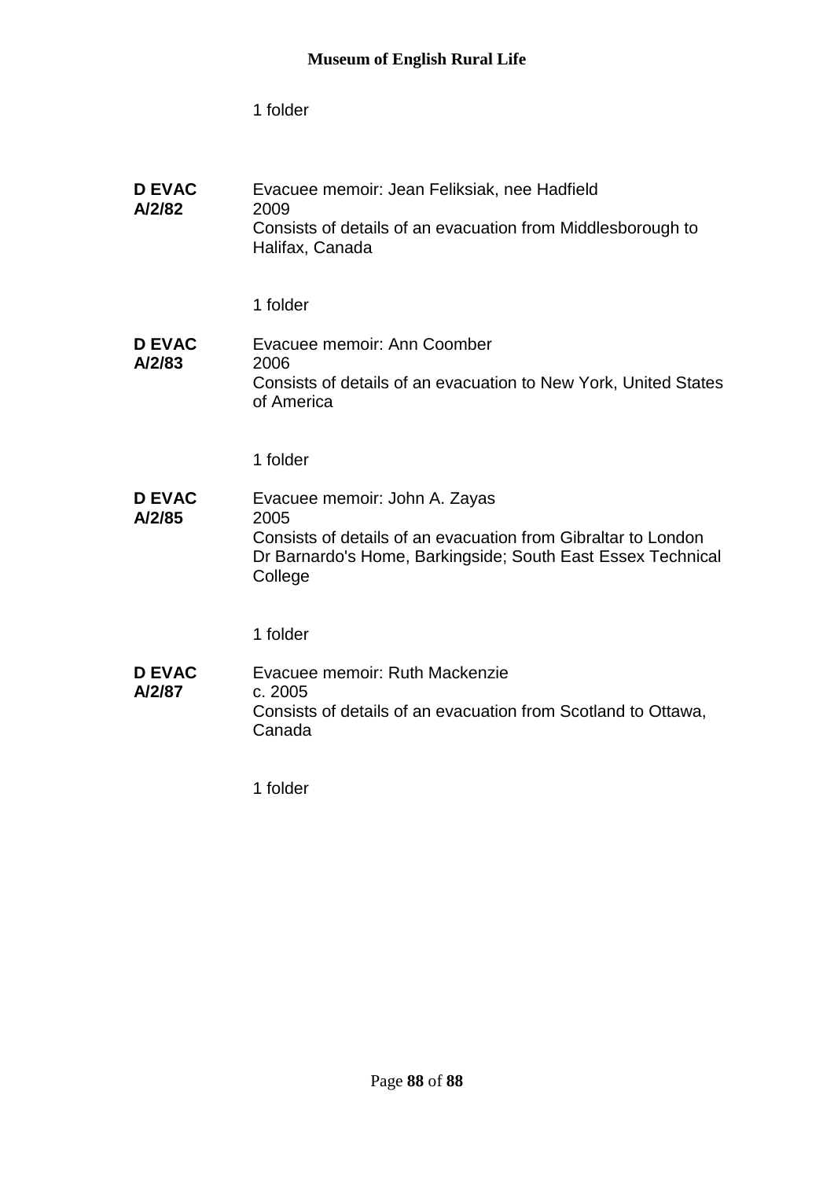1 folder

**D EVAC A/2/82** Evacuee memoir: Jean Feliksiak, nee Hadfield
2009
Consists of details of an evacuation from Middlesborough to Halifax, Canada

1 folder

**D EVAC A/2/83** Evacuee memoir: Ann Coomber
2006
Consists of details of an evacuation to New York, United States of America

1 folder

**D EVAC A/2/85** Evacuee memoir: John A. Zayas
2005
Consists of details of an evacuation from Gibraltar to London Dr Barnardo's Home, Barkingside; South East Essex Technical College

1 folder

**D EVAC A/2/87** Evacuee memoir: Ruth Mackenzie
c. 2005
Consists of details of an evacuation from Scotland to Ottawa, Canada

1 folder